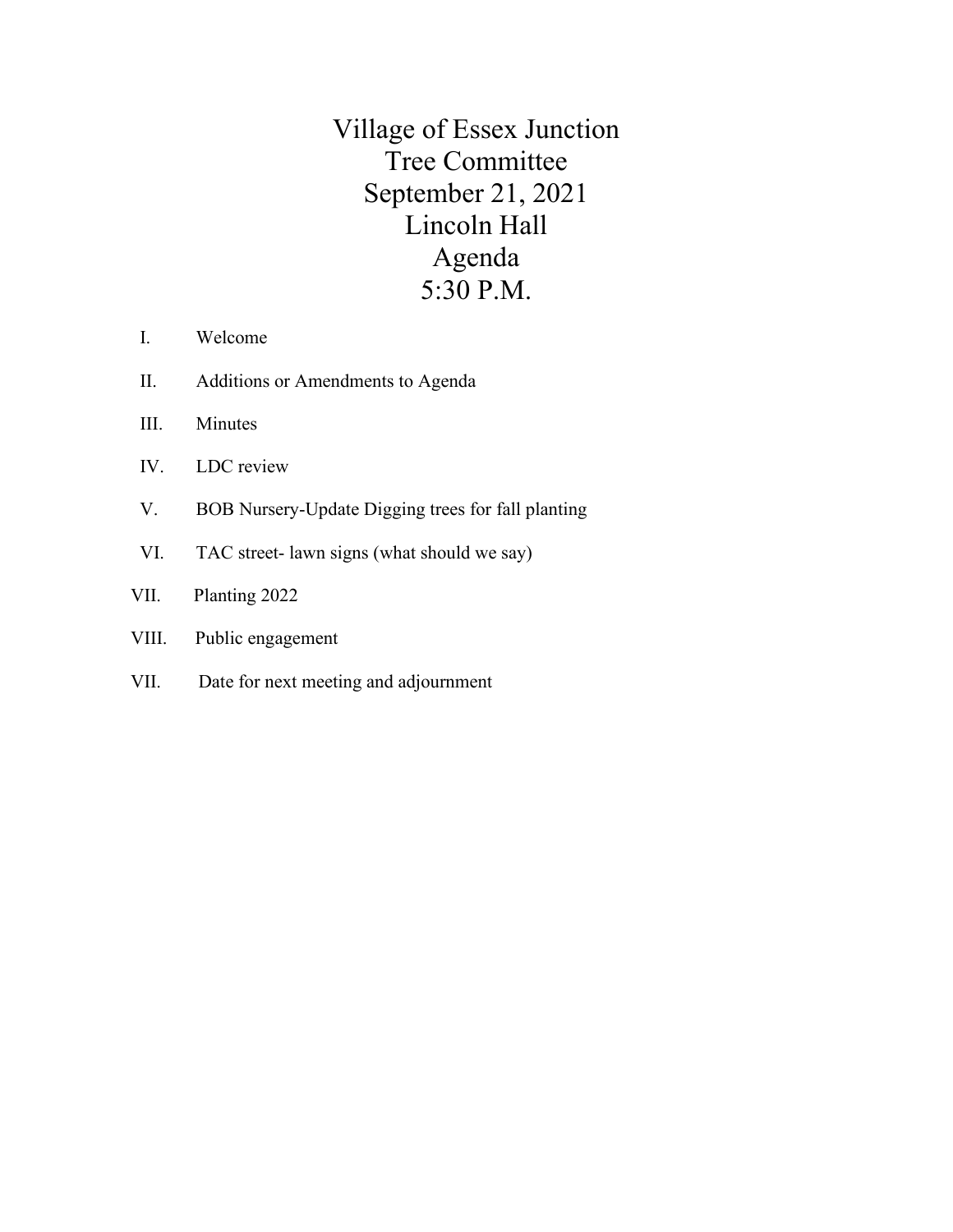# Village of Essex Junction
# Tree Committee
# September 21, 2021
# Lincoln Hall
# Agenda
# 5:30 P.M.

I. Welcome

II. Additions or Amendments to Agenda

III. Minutes

IV. LDC review

V. BOB Nursery-Update Digging trees for fall planting

VI. TAC street- lawn signs (what should we say)

VII. Planting 2022

VIII. Public engagement

VII. Date for next meeting and adjournment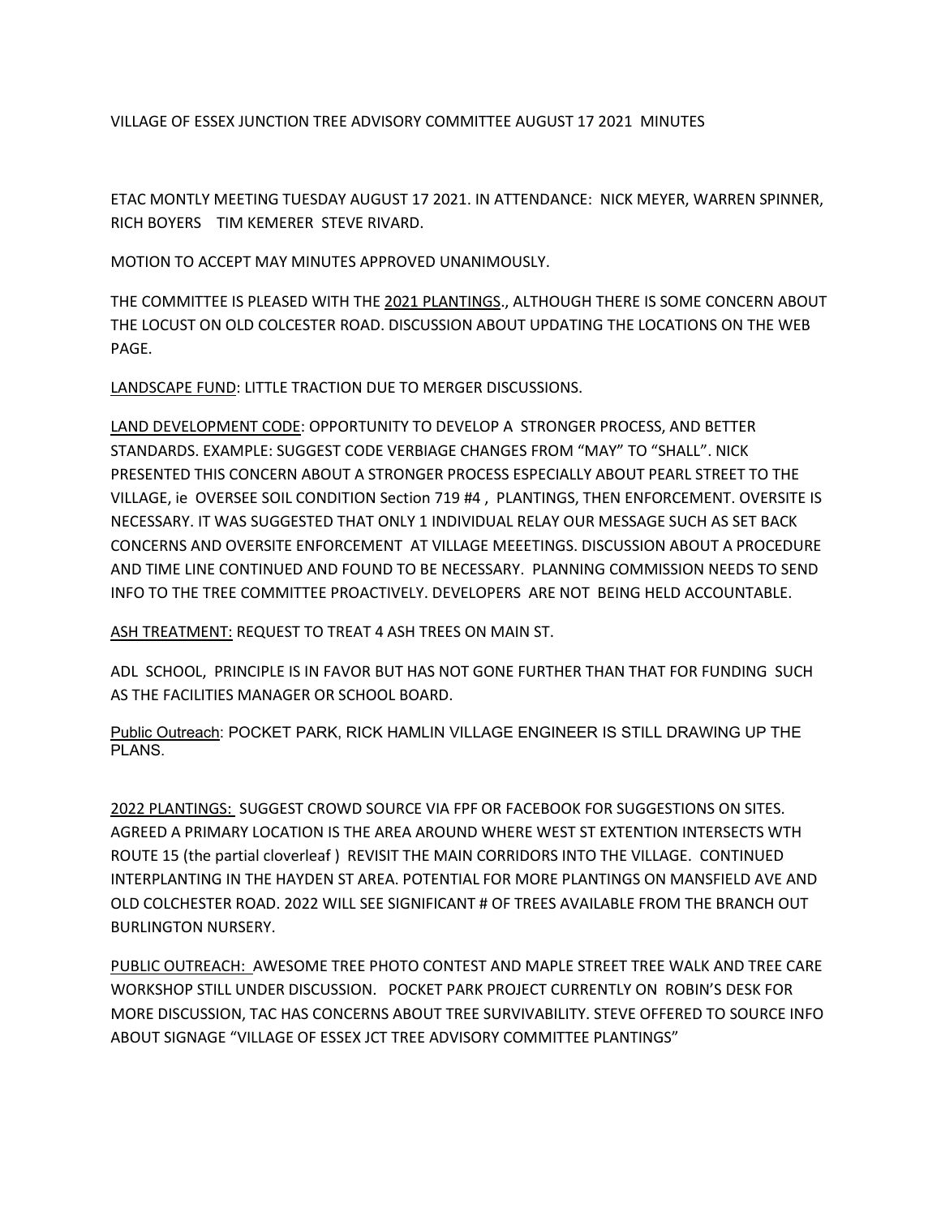VILLAGE OF ESSEX JUNCTION TREE ADVISORY COMMITTEE AUGUST 17 2021 MINUTES

ETAC MONTLY MEETING TUESDAY AUGUST 17 2021. IN ATTENDANCE: NICK MEYER, WARREN SPINNER, RICH BOYERS TIM KEMERER STEVE RIVARD.

MOTION TO ACCEPT MAY MINUTES APPROVED UNANIMOUSLY.

THE COMMITTEE IS PLEASED WITH THE 2021 PLANTINGS., ALTHOUGH THERE IS SOME CONCERN ABOUT THE LOCUST ON OLD COLCESTER ROAD. DISCUSSION ABOUT UPDATING THE LOCATIONS ON THE WEB PAGE.

LANDSCAPE FUND: LITTLE TRACTION DUE TO MERGER DISCUSSIONS.

LAND DEVELOPMENT CODE: OPPORTUNITY TO DEVELOP A STRONGER PROCESS, AND BETTER STANDARDS. EXAMPLE: SUGGEST CODE VERBIAGE CHANGES FROM "MAY" TO "SHALL". NICK PRESENTED THIS CONCERN ABOUT A STRONGER PROCESS ESPECIALLY ABOUT PEARL STREET TO THE VILLAGE, ie OVERSEE SOIL CONDITION Section 719 #4 , PLANTINGS, THEN ENFORCEMENT. OVERSITE IS NECESSARY. IT WAS SUGGESTED THAT ONLY 1 INDIVIDUAL RELAY OUR MESSAGE SUCH AS SET BACK CONCERNS AND OVERSITE ENFORCEMENT AT VILLAGE MEEETINGS. DISCUSSION ABOUT A PROCEDURE AND TIME LINE CONTINUED AND FOUND TO BE NECESSARY. PLANNING COMMISSION NEEDS TO SEND INFO TO THE TREE COMMITTEE PROACTIVELY. DEVELOPERS ARE NOT BEING HELD ACCOUNTABLE.

ASH TREATMENT: REQUEST TO TREAT 4 ASH TREES ON MAIN ST.

ADL SCHOOL, PRINCIPLE IS IN FAVOR BUT HAS NOT GONE FURTHER THAN THAT FOR FUNDING SUCH AS THE FACILITIES MANAGER OR SCHOOL BOARD.

Public Outreach: POCKET PARK, RICK HAMLIN VILLAGE ENGINEER IS STILL DRAWING UP THE PLANS.

2022 PLANTINGS: SUGGEST CROWD SOURCE VIA FPF OR FACEBOOK FOR SUGGESTIONS ON SITES. AGREED A PRIMARY LOCATION IS THE AREA AROUND WHERE WEST ST EXTENTION INTERSECTS WTH ROUTE 15 (the partial cloverleaf ) REVISIT THE MAIN CORRIDORS INTO THE VILLAGE. CONTINUED INTERPLANTING IN THE HAYDEN ST AREA. POTENTIAL FOR MORE PLANTINGS ON MANSFIELD AVE AND OLD COLCHESTER ROAD. 2022 WILL SEE SIGNIFICANT # OF TREES AVAILABLE FROM THE BRANCH OUT BURLINGTON NURSERY.

PUBLIC OUTREACH: AWESOME TREE PHOTO CONTEST AND MAPLE STREET TREE WALK AND TREE CARE WORKSHOP STILL UNDER DISCUSSION. POCKET PARK PROJECT CURRENTLY ON ROBIN'S DESK FOR MORE DISCUSSION, TAC HAS CONCERNS ABOUT TREE SURVIVABILITY. STEVE OFFERED TO SOURCE INFO ABOUT SIGNAGE "VILLAGE OF ESSEX JCT TREE ADVISORY COMMITTEE PLANTINGS"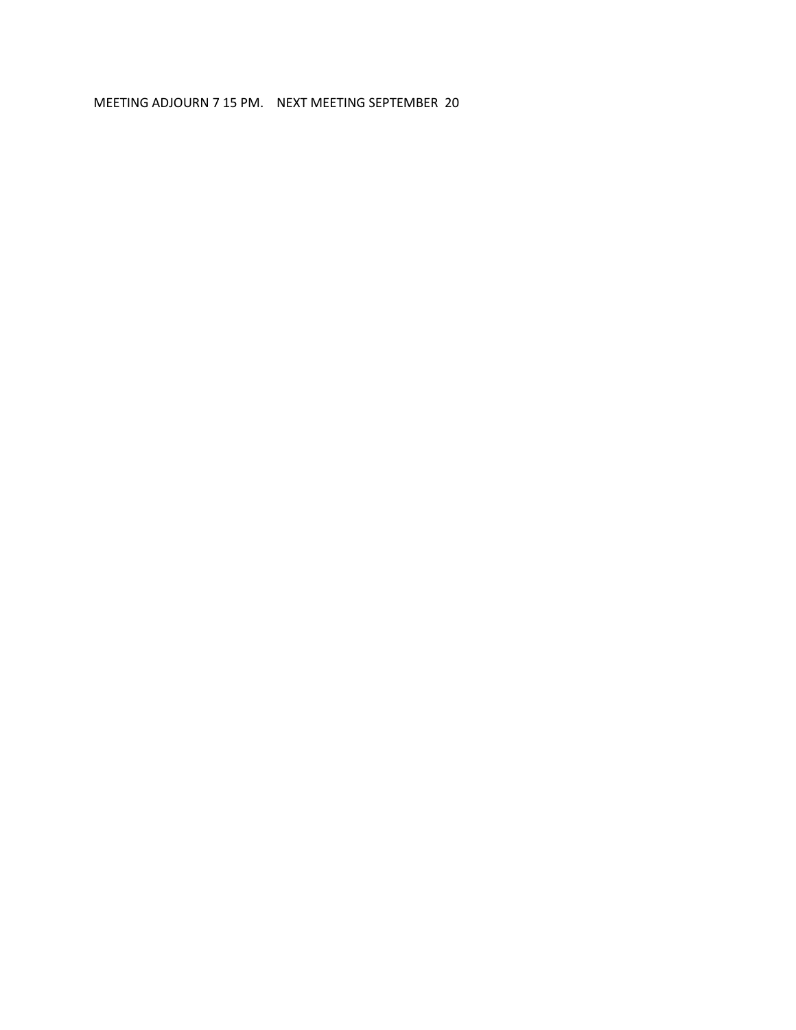MEETING ADJOURN 7 15 PM.    NEXT MEETING SEPTEMBER  20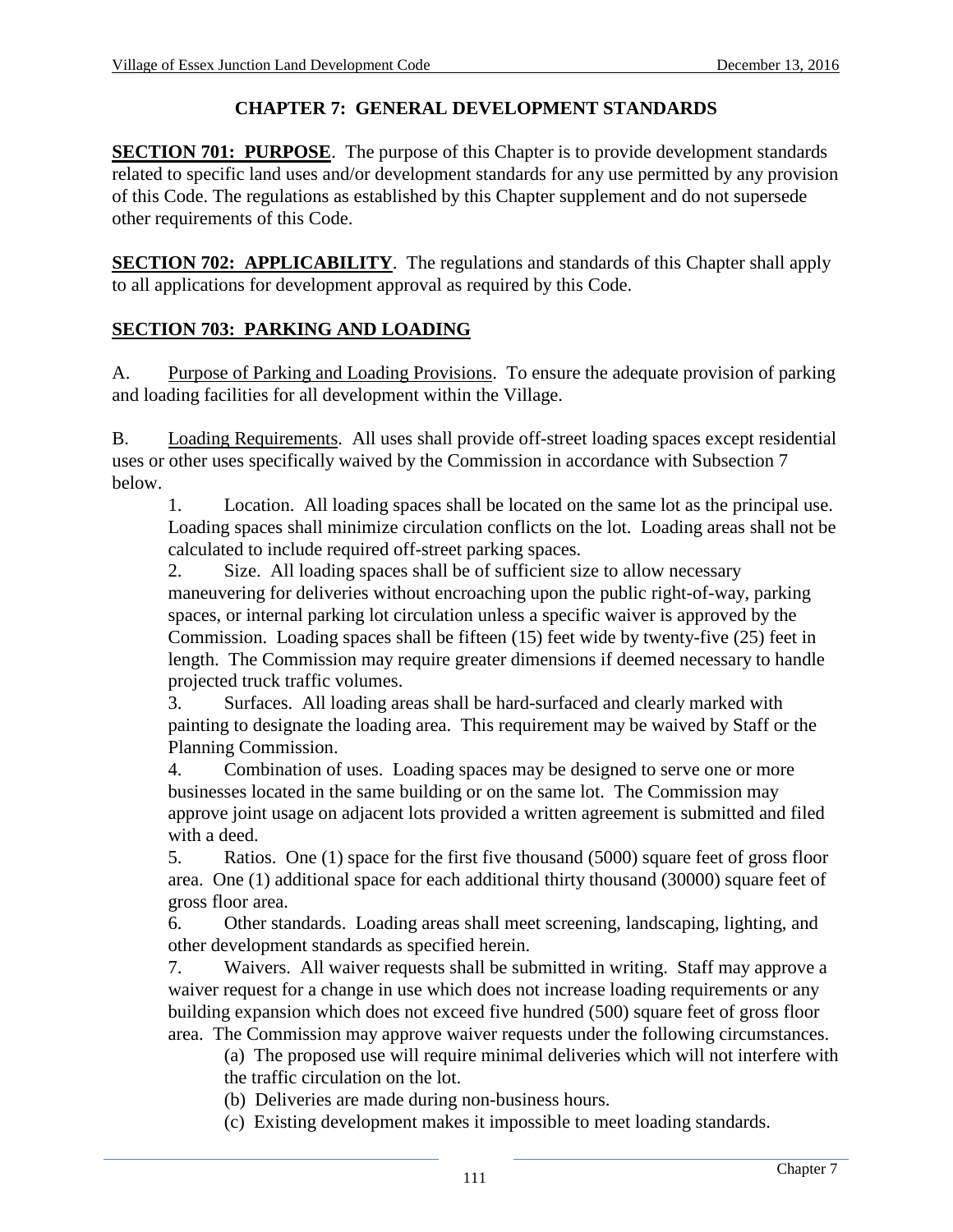# CHAPTER 7: GENERAL DEVELOPMENT STANDARDS

**SECTION 701: PURPOSE**. The purpose of this Chapter is to provide development standards related to specific land uses and/or development standards for any use permitted by any provision of this Code. The regulations as established by this Chapter supplement and do not supersede other requirements of this Code.

**SECTION 702: APPLICABILITY**. The regulations and standards of this Chapter shall apply to all applications for development approval as required by this Code.

## SECTION 703: PARKING AND LOADING

A. Purpose of Parking and Loading Provisions. To ensure the adequate provision of parking and loading facilities for all development within the Village.

B. Loading Requirements. All uses shall provide off-street loading spaces except residential uses or other uses specifically waived by the Commission in accordance with Subsection 7 below.

1. Location. All loading spaces shall be located on the same lot as the principal use. Loading spaces shall minimize circulation conflicts on the lot. Loading areas shall not be calculated to include required off-street parking spaces.
2. Size. All loading spaces shall be of sufficient size to allow necessary maneuvering for deliveries without encroaching upon the public right-of-way, parking spaces, or internal parking lot circulation unless a specific waiver is approved by the Commission. Loading spaces shall be fifteen (15) feet wide by twenty-five (25) feet in length. The Commission may require greater dimensions if deemed necessary to handle projected truck traffic volumes.
3. Surfaces. All loading areas shall be hard-surfaced and clearly marked with painting to designate the loading area. This requirement may be waived by Staff or the Planning Commission.
4. Combination of uses. Loading spaces may be designed to serve one or more businesses located in the same building or on the same lot. The Commission may approve joint usage on adjacent lots provided a written agreement is submitted and filed with a deed.
5. Ratios. One (1) space for the first five thousand (5000) square feet of gross floor area. One (1) additional space for each additional thirty thousand (30000) square feet of gross floor area.
6. Other standards. Loading areas shall meet screening, landscaping, lighting, and other development standards as specified herein.
7. Waivers. All waiver requests shall be submitted in writing. Staff may approve a waiver request for a change in use which does not increase loading requirements or any building expansion which does not exceed five hundred (500) square feet of gross floor area. The Commission may approve waiver requests under the following circumstances.
   (a) The proposed use will require minimal deliveries which will not interfere with the traffic circulation on the lot.
   (b) Deliveries are made during non-business hours.
   (c) Existing development makes it impossible to meet loading standards.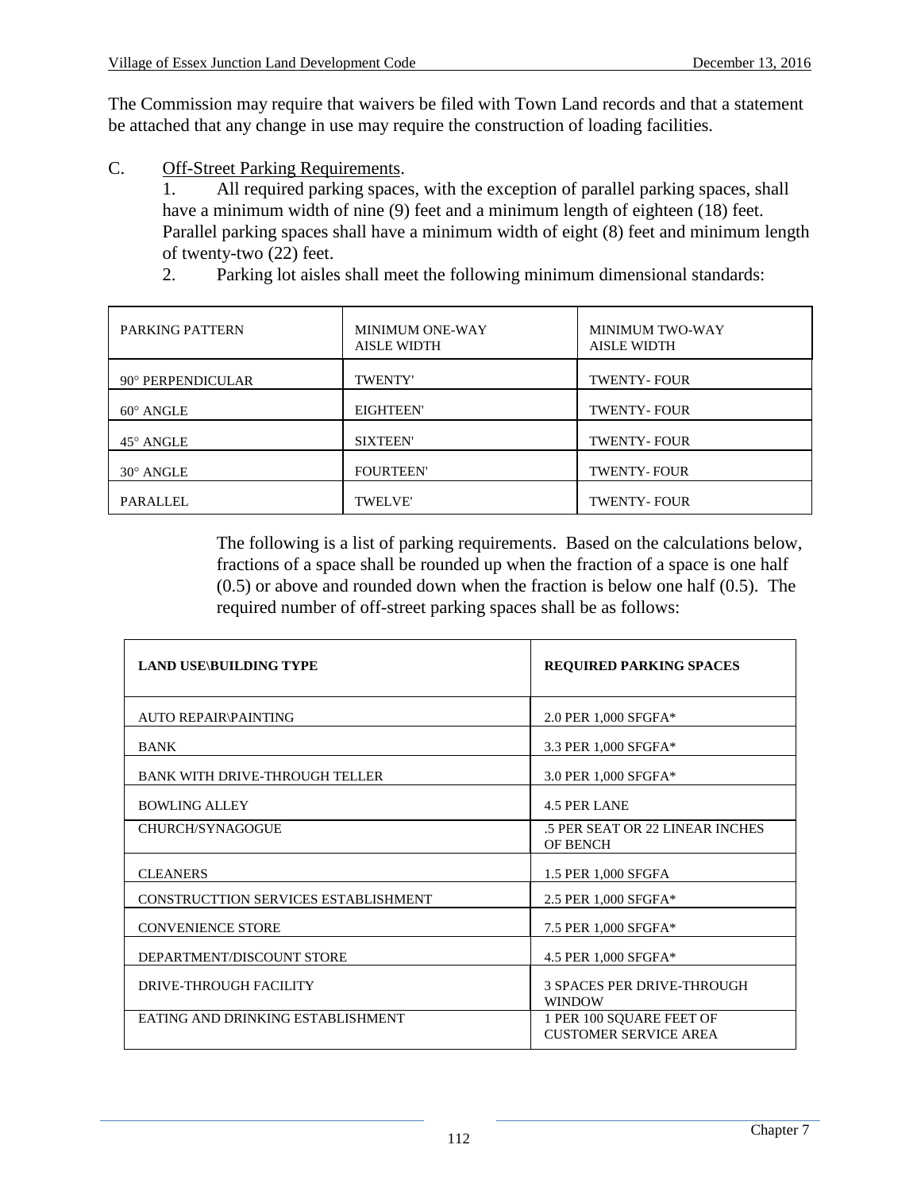The Commission may require that waivers be filed with Town Land records and that a statement be attached that any change in use may require the construction of loading facilities.

C. Off-Street Parking Requirements.

1. All required parking spaces, with the exception of parallel parking spaces, shall have a minimum width of nine (9) feet and a minimum length of eighteen (18) feet. Parallel parking spaces shall have a minimum width of eight (8) feet and minimum length of twenty-two (22) feet.

2. Parking lot aisles shall meet the following minimum dimensional standards:

| PARKING PATTERN | MINIMUM ONE-WAY AISLE WIDTH | MINIMUM TWO-WAY AISLE WIDTH |
|---|---|---|
| 90° PERPENDICULAR | TWENTY' | TWENTY- FOUR |
| 60° ANGLE | EIGHTEEN' | TWENTY- FOUR |
| 45° ANGLE | SIXTEEN' | TWENTY- FOUR |
| 30° ANGLE | FOURTEEN' | TWENTY- FOUR |
| PARALLEL | TWELVE' | TWENTY- FOUR |

The following is a list of parking requirements. Based on the calculations below, fractions of a space shall be rounded up when the fraction of a space is one half (0.5) or above and rounded down when the fraction is below one half (0.5). The required number of off-street parking spaces shall be as follows:

| **LAND USE\BUILDING TYPE** | **REQUIRED PARKING SPACES** |
|---|---|
| AUTO REPAIR\PAINTING | 2.0 PER 1,000 SFGFA* |
| BANK | 3.3 PER 1,000 SFGFA* |
| BANK WITH DRIVE-THROUGH TELLER | 3.0 PER 1,000 SFGFA* |
| BOWLING ALLEY | 4.5 PER LANE |
| CHURCH/SYNAGOGUE | .5 PER SEAT OR 22 LINEAR INCHES OF BENCH |
| CLEANERS | 1.5 PER 1,000 SFGFA |
| CONSTRUCTTION SERVICES ESTABLISHMENT | 2.5 PER 1,000 SFGFA* |
| CONVENIENCE STORE | 7.5 PER 1,000 SFGFA* |
| DEPARTMENT/DISCOUNT STORE | 4.5 PER 1,000 SFGFA* |
| DRIVE-THROUGH FACILITY | 3 SPACES PER DRIVE-THROUGH WINDOW |
| EATING AND DRINKING ESTABLISHMENT | 1 PER 100 SQUARE FEET OF CUSTOMER SERVICE AREA |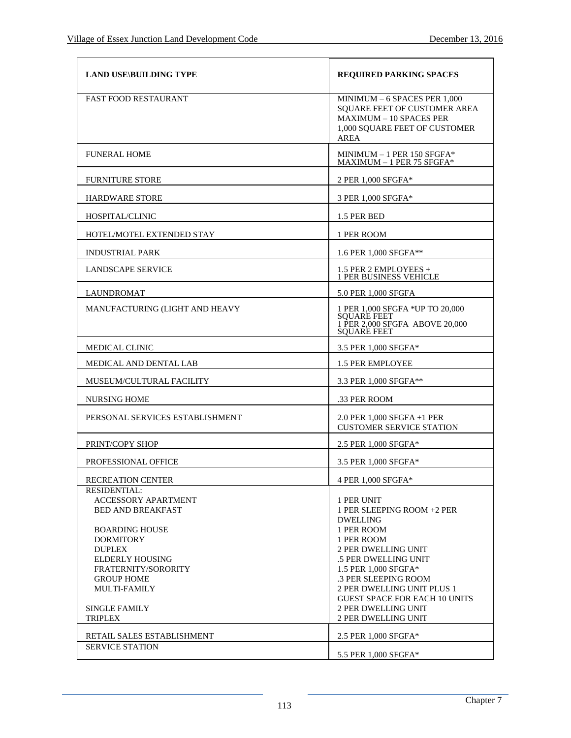| LAND USE\BUILDING TYPE | REQUIRED PARKING SPACES |
|---|---|
| FAST FOOD RESTAURANT | MINIMUM – 6 SPACES PER 1,000 SQUARE FEET OF CUSTOMER AREA<br>MAXIMUM – 10 SPACES PER 1,000 SQUARE FEET OF CUSTOMER AREA |
| FUNERAL HOME | MINIMUM – 1 PER 150 SFGFA*<br>MAXIMUM – 1 PER 75 SFGFA* |
| FURNITURE STORE | 2 PER 1,000 SFGFA* |
| HARDWARE STORE | 3 PER 1,000 SFGFA* |
| HOSPITAL/CLINIC | 1.5 PER BED |
| HOTEL/MOTEL EXTENDED STAY | 1 PER ROOM |
| INDUSTRIAL PARK | 1.6 PER 1,000 SFGFA** |
| LANDSCAPE SERVICE | 1.5 PER 2 EMPLOYEES +<br>1 PER BUSINESS VEHICLE |
| LAUNDROMAT | 5.0 PER 1,000 SFGFA |
| MANUFACTURING (LIGHT AND HEAVY | 1 PER 1,000 SFGFA *UP TO 20,000 SQUARE FEET<br>1 PER 2,000 SFGFA ABOVE 20,000 SQUARE FEET |
| MEDICAL CLINIC | 3.5 PER 1,000 SFGFA* |
| MEDICAL AND DENTAL LAB | 1.5 PER EMPLOYEE |
| MUSEUM/CULTURAL FACILITY | 3.3 PER 1,000 SFGFA** |
| NURSING HOME | .33 PER ROOM |
| PERSONAL SERVICES ESTABLISHMENT | 2.0 PER 1,000 SFGFA +1 PER CUSTOMER SERVICE STATION |
| PRINT/COPY SHOP | 2.5 PER 1,000 SFGFA* |
| PROFESSIONAL OFFICE | 3.5 PER 1,000 SFGFA* |
| RECREATION CENTER | 4 PER 1,000 SFGFA* |
| RESIDENTIAL: | |
| ACCESSORY APARTMENT | 1 PER UNIT |
| BED AND BREAKFAST | 1 PER SLEEPING ROOM +2 PER DWELLING |
| BOARDING HOUSE | 1 PER ROOM |
| DORMITORY | 1 PER ROOM |
| DUPLEX | 2 PER DWELLING UNIT |
| ELDERLY HOUSING | .5 PER DWELLING UNIT |
| FRATERNITY/SORORITY | 1.5 PER 1,000 SFGFA* |
| GROUP HOME | .3 PER SLEEPING ROOM |
| MULTI-FAMILY | 2 PER DWELLING UNIT PLUS 1 GUEST SPACE FOR EACH 10 UNITS |
| SINGLE FAMILY | 2 PER DWELLING UNIT |
| TRIPLEX | 2 PER DWELLING UNIT |
| RETAIL SALES ESTABLISHMENT | 2.5 PER 1,000 SFGFA* |
| SERVICE STATION | 5.5 PER 1,000 SFGFA* |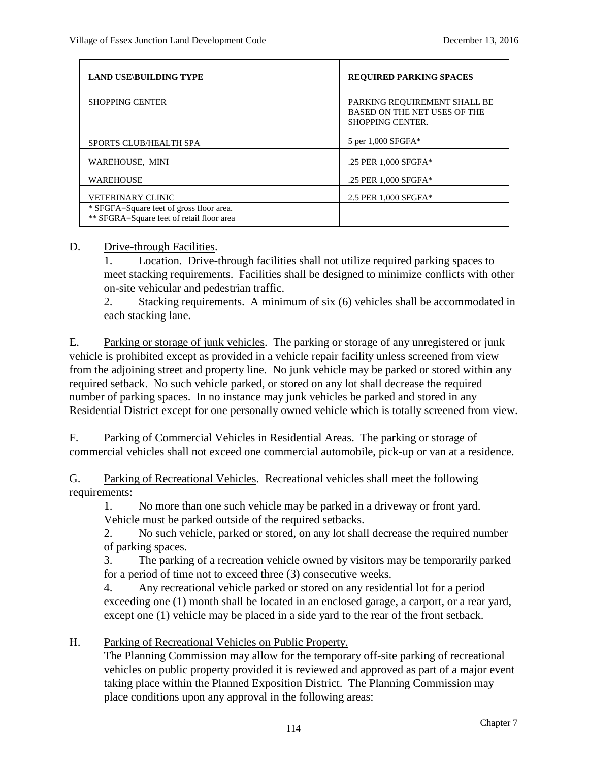| LAND USE\BUILDING TYPE | REQUIRED PARKING SPACES |
|---|---|
| SHOPPING CENTER | PARKING REQUIREMENT SHALL BE BASED ON THE NET USES OF THE SHOPPING CENTER. |
| SPORTS CLUB/HEALTH SPA | 5 per 1,000 SFGFA* |
| WAREHOUSE, MINI | .25 PER 1,000 SFGFA* |
| WAREHOUSE | .25 PER 1,000 SFGFA* |
| VETERINARY CLINIC | 2.5 PER 1,000 SFGFA* |
| * SFGFA=Square feet of gross floor area.<br>** SFGRA=Square feet of retail floor area | |

D. Drive-through Facilities.

1. Location. Drive-through facilities shall not utilize required parking spaces to meet stacking requirements. Facilities shall be designed to minimize conflicts with other on-site vehicular and pedestrian traffic.

2. Stacking requirements. A minimum of six (6) vehicles shall be accommodated in each stacking lane.

E. Parking or storage of junk vehicles. The parking or storage of any unregistered or junk vehicle is prohibited except as provided in a vehicle repair facility unless screened from view from the adjoining street and property line. No junk vehicle may be parked or stored within any required setback. No such vehicle parked, or stored on any lot shall decrease the required number of parking spaces. In no instance may junk vehicles be parked and stored in any Residential District except for one personally owned vehicle which is totally screened from view.

F. Parking of Commercial Vehicles in Residential Areas. The parking or storage of commercial vehicles shall not exceed one commercial automobile, pick-up or van at a residence.

G. Parking of Recreational Vehicles. Recreational vehicles shall meet the following requirements:

1. No more than one such vehicle may be parked in a driveway or front yard. Vehicle must be parked outside of the required setbacks.

2. No such vehicle, parked or stored, on any lot shall decrease the required number of parking spaces.

3. The parking of a recreation vehicle owned by visitors may be temporarily parked for a period of time not to exceed three (3) consecutive weeks.

4. Any recreational vehicle parked or stored on any residential lot for a period exceeding one (1) month shall be located in an enclosed garage, a carport, or a rear yard, except one (1) vehicle may be placed in a side yard to the rear of the front setback.

H. Parking of Recreational Vehicles on Public Property.

The Planning Commission may allow for the temporary off-site parking of recreational vehicles on public property provided it is reviewed and approved as part of a major event taking place within the Planned Exposition District. The Planning Commission may place conditions upon any approval in the following areas: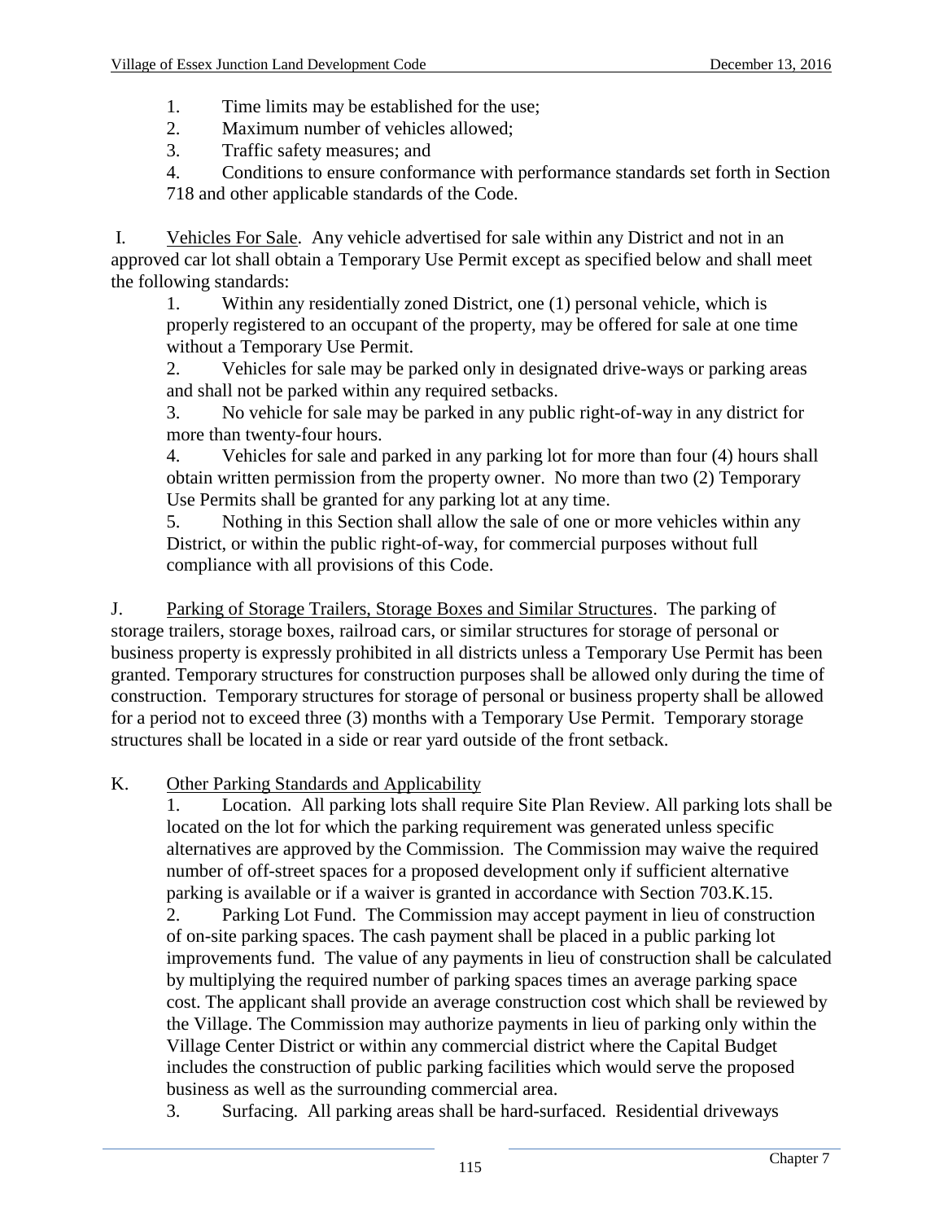1. Time limits may be established for the use;
2. Maximum number of vehicles allowed;
3. Traffic safety measures; and
4. Conditions to ensure conformance with performance standards set forth in Section 718 and other applicable standards of the Code.

I. Vehicles For Sale. Any vehicle advertised for sale within any District and not in an approved car lot shall obtain a Temporary Use Permit except as specified below and shall meet the following standards:

1. Within any residentially zoned District, one (1) personal vehicle, which is properly registered to an occupant of the property, may be offered for sale at one time without a Temporary Use Permit.
2. Vehicles for sale may be parked only in designated drive-ways or parking areas and shall not be parked within any required setbacks.
3. No vehicle for sale may be parked in any public right-of-way in any district for more than twenty-four hours.
4. Vehicles for sale and parked in any parking lot for more than four (4) hours shall obtain written permission from the property owner. No more than two (2) Temporary Use Permits shall be granted for any parking lot at any time.
5. Nothing in this Section shall allow the sale of one or more vehicles within any District, or within the public right-of-way, for commercial purposes without full compliance with all provisions of this Code.

J. Parking of Storage Trailers, Storage Boxes and Similar Structures. The parking of storage trailers, storage boxes, railroad cars, or similar structures for storage of personal or business property is expressly prohibited in all districts unless a Temporary Use Permit has been granted. Temporary structures for construction purposes shall be allowed only during the time of construction. Temporary structures for storage of personal or business property shall be allowed for a period not to exceed three (3) months with a Temporary Use Permit. Temporary storage structures shall be located in a side or rear yard outside of the front setback.

K. Other Parking Standards and Applicability

1. Location. All parking lots shall require Site Plan Review. All parking lots shall be located on the lot for which the parking requirement was generated unless specific alternatives are approved by the Commission. The Commission may waive the required number of off-street spaces for a proposed development only if sufficient alternative parking is available or if a waiver is granted in accordance with Section 703.K.15.
2. Parking Lot Fund. The Commission may accept payment in lieu of construction of on-site parking spaces. The cash payment shall be placed in a public parking lot improvements fund. The value of any payments in lieu of construction shall be calculated by multiplying the required number of parking spaces times an average parking space cost. The applicant shall provide an average construction cost which shall be reviewed by the Village. The Commission may authorize payments in lieu of parking only within the Village Center District or within any commercial district where the Capital Budget includes the construction of public parking facilities which would serve the proposed business as well as the surrounding commercial area.
3. Surfacing. All parking areas shall be hard-surfaced. Residential driveways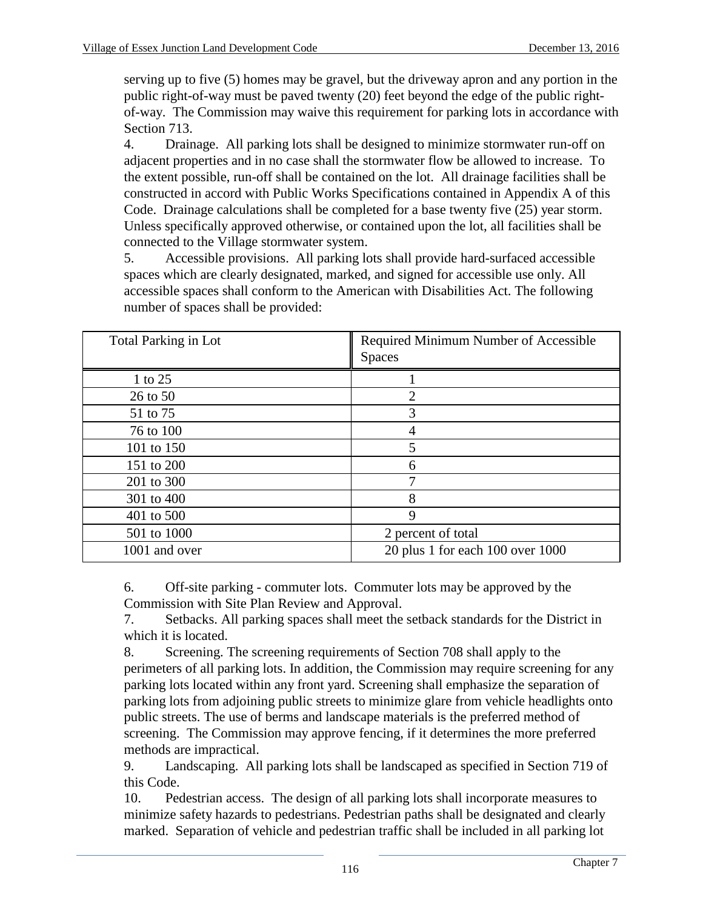serving up to five (5) homes may be gravel, but the driveway apron and any portion in the public right-of-way must be paved twenty (20) feet beyond the edge of the public right-of-way. The Commission may waive this requirement for parking lots in accordance with Section 713.

4. Drainage. All parking lots shall be designed to minimize stormwater run-off on adjacent properties and in no case shall the stormwater flow be allowed to increase. To the extent possible, run-off shall be contained on the lot. All drainage facilities shall be constructed in accord with Public Works Specifications contained in Appendix A of this Code. Drainage calculations shall be completed for a base twenty five (25) year storm. Unless specifically approved otherwise, or contained upon the lot, all facilities shall be connected to the Village stormwater system.

5. Accessible provisions. All parking lots shall provide hard-surfaced accessible spaces which are clearly designated, marked, and signed for accessible use only. All accessible spaces shall conform to the American with Disabilities Act. The following number of spaces shall be provided:

| Total Parking in Lot | Required Minimum Number of Accessible Spaces |
|---|---|
| 1 to 25 | 1 |
| 26 to 50 | 2 |
| 51 to 75 | 3 |
| 76 to 100 | 4 |
| 101 to 150 | 5 |
| 151 to 200 | 6 |
| 201 to 300 | 7 |
| 301 to 400 | 8 |
| 401 to 500 | 9 |
| 501 to 1000 | 2 percent of total |
| 1001 and over | 20 plus 1 for each 100 over 1000 |

6. Off-site parking - commuter lots. Commuter lots may be approved by the Commission with Site Plan Review and Approval.

7. Setbacks. All parking spaces shall meet the setback standards for the District in which it is located.

8. Screening. The screening requirements of Section 708 shall apply to the perimeters of all parking lots. In addition, the Commission may require screening for any parking lots located within any front yard. Screening shall emphasize the separation of parking lots from adjoining public streets to minimize glare from vehicle headlights onto public streets. The use of berms and landscape materials is the preferred method of screening. The Commission may approve fencing, if it determines the more preferred methods are impractical.

9. Landscaping. All parking lots shall be landscaped as specified in Section 719 of this Code.

10. Pedestrian access. The design of all parking lots shall incorporate measures to minimize safety hazards to pedestrians. Pedestrian paths shall be designated and clearly marked. Separation of vehicle and pedestrian traffic shall be included in all parking lot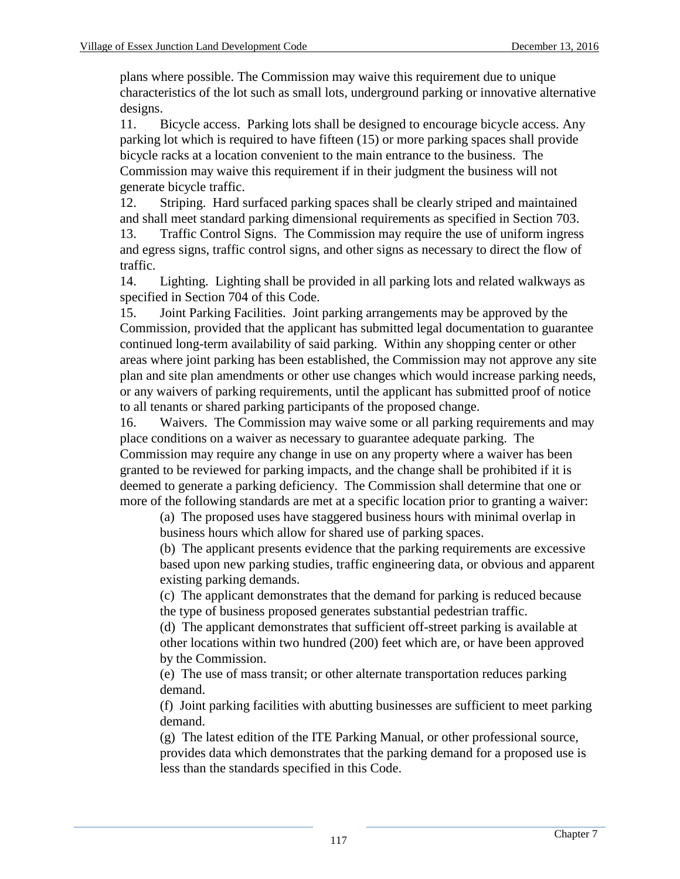plans where possible. The Commission may waive this requirement due to unique characteristics of the lot such as small lots, underground parking or innovative alternative designs.

11. Bicycle access. Parking lots shall be designed to encourage bicycle access. Any parking lot which is required to have fifteen (15) or more parking spaces shall provide bicycle racks at a location convenient to the main entrance to the business. The Commission may waive this requirement if in their judgment the business will not generate bicycle traffic.

12. Striping. Hard surfaced parking spaces shall be clearly striped and maintained and shall meet standard parking dimensional requirements as specified in Section 703.

13. Traffic Control Signs. The Commission may require the use of uniform ingress and egress signs, traffic control signs, and other signs as necessary to direct the flow of traffic.

14. Lighting. Lighting shall be provided in all parking lots and related walkways as specified in Section 704 of this Code.

15. Joint Parking Facilities. Joint parking arrangements may be approved by the Commission, provided that the applicant has submitted legal documentation to guarantee continued long-term availability of said parking. Within any shopping center or other areas where joint parking has been established, the Commission may not approve any site plan and site plan amendments or other use changes which would increase parking needs, or any waivers of parking requirements, until the applicant has submitted proof of notice to all tenants or shared parking participants of the proposed change.

16. Waivers. The Commission may waive some or all parking requirements and may place conditions on a waiver as necessary to guarantee adequate parking. The Commission may require any change in use on any property where a waiver has been granted to be reviewed for parking impacts, and the change shall be prohibited if it is deemed to generate a parking deficiency. The Commission shall determine that one or more of the following standards are met at a specific location prior to granting a waiver:

(a) The proposed uses have staggered business hours with minimal overlap in business hours which allow for shared use of parking spaces.

(b) The applicant presents evidence that the parking requirements are excessive based upon new parking studies, traffic engineering data, or obvious and apparent existing parking demands.

(c) The applicant demonstrates that the demand for parking is reduced because the type of business proposed generates substantial pedestrian traffic.

(d) The applicant demonstrates that sufficient off-street parking is available at other locations within two hundred (200) feet which are, or have been approved by the Commission.

(e) The use of mass transit; or other alternate transportation reduces parking demand.

(f) Joint parking facilities with abutting businesses are sufficient to meet parking demand.

(g) The latest edition of the ITE Parking Manual, or other professional source, provides data which demonstrates that the parking demand for a proposed use is less than the standards specified in this Code.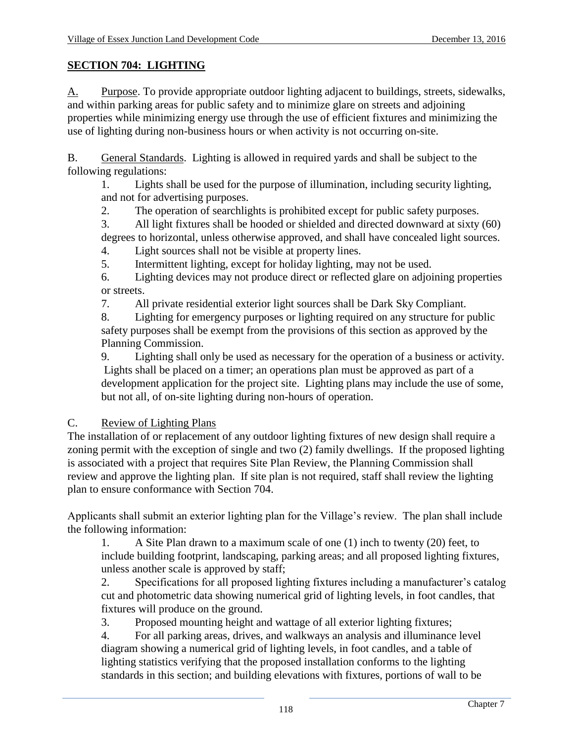## SECTION 704: LIGHTING

A. Purpose. To provide appropriate outdoor lighting adjacent to buildings, streets, sidewalks, and within parking areas for public safety and to minimize glare on streets and adjoining properties while minimizing energy use through the use of efficient fixtures and minimizing the use of lighting during non-business hours or when activity is not occurring on-site.

B. General Standards. Lighting is allowed in required yards and shall be subject to the following regulations:

1. Lights shall be used for the purpose of illumination, including security lighting, and not for advertising purposes.
2. The operation of searchlights is prohibited except for public safety purposes.
3. All light fixtures shall be hooded or shielded and directed downward at sixty (60) degrees to horizontal, unless otherwise approved, and shall have concealed light sources.
4. Light sources shall not be visible at property lines.
5. Intermittent lighting, except for holiday lighting, may not be used.
6. Lighting devices may not produce direct or reflected glare on adjoining properties or streets.
7. All private residential exterior light sources shall be Dark Sky Compliant.
8. Lighting for emergency purposes or lighting required on any structure for public safety purposes shall be exempt from the provisions of this section as approved by the Planning Commission.
9. Lighting shall only be used as necessary for the operation of a business or activity. Lights shall be placed on a timer; an operations plan must be approved as part of a development application for the project site. Lighting plans may include the use of some, but not all, of on-site lighting during non-hours of operation.

C. Review of Lighting Plans

The installation of or replacement of any outdoor lighting fixtures of new design shall require a zoning permit with the exception of single and two (2) family dwellings. If the proposed lighting is associated with a project that requires Site Plan Review, the Planning Commission shall review and approve the lighting plan. If site plan is not required, staff shall review the lighting plan to ensure conformance with Section 704.

Applicants shall submit an exterior lighting plan for the Village's review. The plan shall include the following information:

1. A Site Plan drawn to a maximum scale of one (1) inch to twenty (20) feet, to include building footprint, landscaping, parking areas; and all proposed lighting fixtures, unless another scale is approved by staff;
2. Specifications for all proposed lighting fixtures including a manufacturer's catalog cut and photometric data showing numerical grid of lighting levels, in foot candles, that fixtures will produce on the ground.
3. Proposed mounting height and wattage of all exterior lighting fixtures;
4. For all parking areas, drives, and walkways an analysis and illuminance level diagram showing a numerical grid of lighting levels, in foot candles, and a table of lighting statistics verifying that the proposed installation conforms to the lighting standards in this section; and building elevations with fixtures, portions of wall to be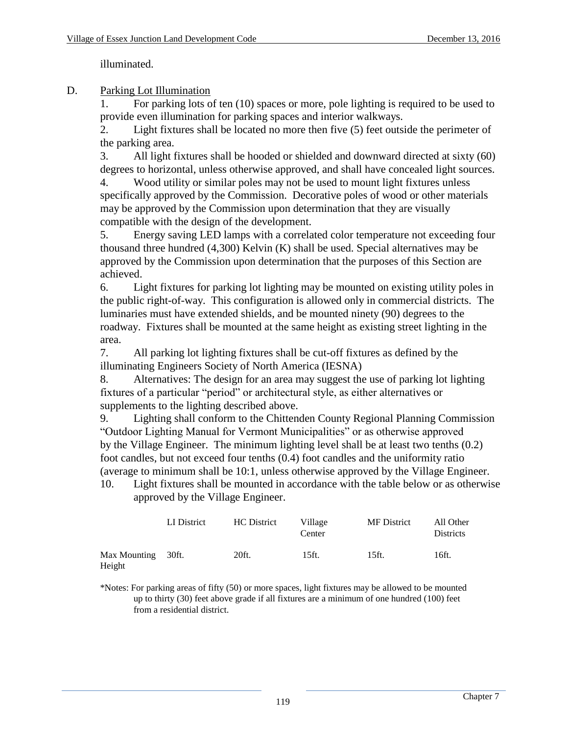illuminated.

D. Parking Lot Illumination

1. For parking lots of ten (10) spaces or more, pole lighting is required to be used to provide even illumination for parking spaces and interior walkways.

2. Light fixtures shall be located no more then five (5) feet outside the perimeter of the parking area.

3. All light fixtures shall be hooded or shielded and downward directed at sixty (60) degrees to horizontal, unless otherwise approved, and shall have concealed light sources.

4. Wood utility or similar poles may not be used to mount light fixtures unless specifically approved by the Commission. Decorative poles of wood or other materials may be approved by the Commission upon determination that they are visually compatible with the design of the development.

5. Energy saving LED lamps with a correlated color temperature not exceeding four thousand three hundred (4,300) Kelvin (K) shall be used. Special alternatives may be approved by the Commission upon determination that the purposes of this Section are achieved.

6. Light fixtures for parking lot lighting may be mounted on existing utility poles in the public right-of-way. This configuration is allowed only in commercial districts. The luminaries must have extended shields, and be mounted ninety (90) degrees to the roadway. Fixtures shall be mounted at the same height as existing street lighting in the area.

7. All parking lot lighting fixtures shall be cut-off fixtures as defined by the illuminating Engineers Society of North America (IESNA)

8. Alternatives: The design for an area may suggest the use of parking lot lighting fixtures of a particular "period" or architectural style, as either alternatives or supplements to the lighting described above.

9. Lighting shall conform to the Chittenden County Regional Planning Commission "Outdoor Lighting Manual for Vermont Municipalities" or as otherwise approved by the Village Engineer. The minimum lighting level shall be at least two tenths (0.2) foot candles, but not exceed four tenths (0.4) foot candles and the uniformity ratio (average to minimum shall be 10:1, unless otherwise approved by the Village Engineer.

10. Light fixtures shall be mounted in accordance with the table below or as otherwise approved by the Village Engineer.

| | LI District | HC District | Village Center | MF District | All Other Districts |
|---|---|---|---|---|---|
| Max Mounting Height | 30ft. | 20ft. | 15ft. | 15ft. | 16ft. |

*Notes: For parking areas of fifty (50) or more spaces, light fixtures may be allowed to be mounted up to thirty (30) feet above grade if all fixtures are a minimum of one hundred (100) feet from a residential district.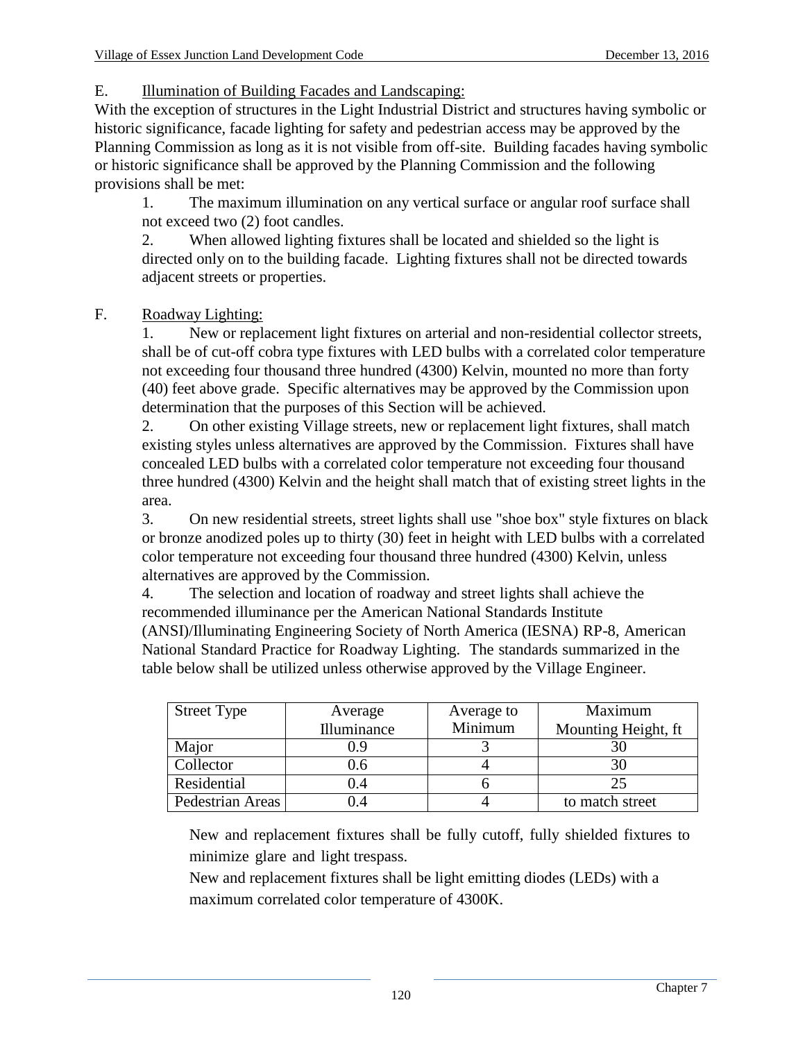E. Illumination of Building Facades and Landscaping:

With the exception of structures in the Light Industrial District and structures having symbolic or historic significance, facade lighting for safety and pedestrian access may be approved by the Planning Commission as long as it is not visible from off-site. Building facades having symbolic or historic significance shall be approved by the Planning Commission and the following provisions shall be met:

1. The maximum illumination on any vertical surface or angular roof surface shall not exceed two (2) foot candles.
2. When allowed lighting fixtures shall be located and shielded so the light is directed only on to the building facade. Lighting fixtures shall not be directed towards adjacent streets or properties.

F. Roadway Lighting:

1. New or replacement light fixtures on arterial and non-residential collector streets, shall be of cut-off cobra type fixtures with LED bulbs with a correlated color temperature not exceeding four thousand three hundred (4300) Kelvin, mounted no more than forty (40) feet above grade. Specific alternatives may be approved by the Commission upon determination that the purposes of this Section will be achieved.
2. On other existing Village streets, new or replacement light fixtures, shall match existing styles unless alternatives are approved by the Commission. Fixtures shall have concealed LED bulbs with a correlated color temperature not exceeding four thousand three hundred (4300) Kelvin and the height shall match that of existing street lights in the area.
3. On new residential streets, street lights shall use "shoe box" style fixtures on black or bronze anodized poles up to thirty (30) feet in height with LED bulbs with a correlated color temperature not exceeding four thousand three hundred (4300) Kelvin, unless alternatives are approved by the Commission.
4. The selection and location of roadway and street lights shall achieve the recommended illuminance per the American National Standards Institute (ANSI)/Illuminating Engineering Society of North America (IESNA) RP-8, American National Standard Practice for Roadway Lighting. The standards summarized in the table below shall be utilized unless otherwise approved by the Village Engineer.

| Street Type | Average Illuminance | Average to Minimum | Maximum Mounting Height, ft |
|---|---|---|---|
| Major | 0.9 | 3 | 30 |
| Collector | 0.6 | 4 | 30 |
| Residential | 0.4 | 6 | 25 |
| Pedestrian Areas | 0.4 | 4 | to match street |

New and replacement fixtures shall be fully cutoff, fully shielded fixtures to minimize glare and light trespass.

New and replacement fixtures shall be light emitting diodes (LEDs) with a maximum correlated color temperature of 4300K.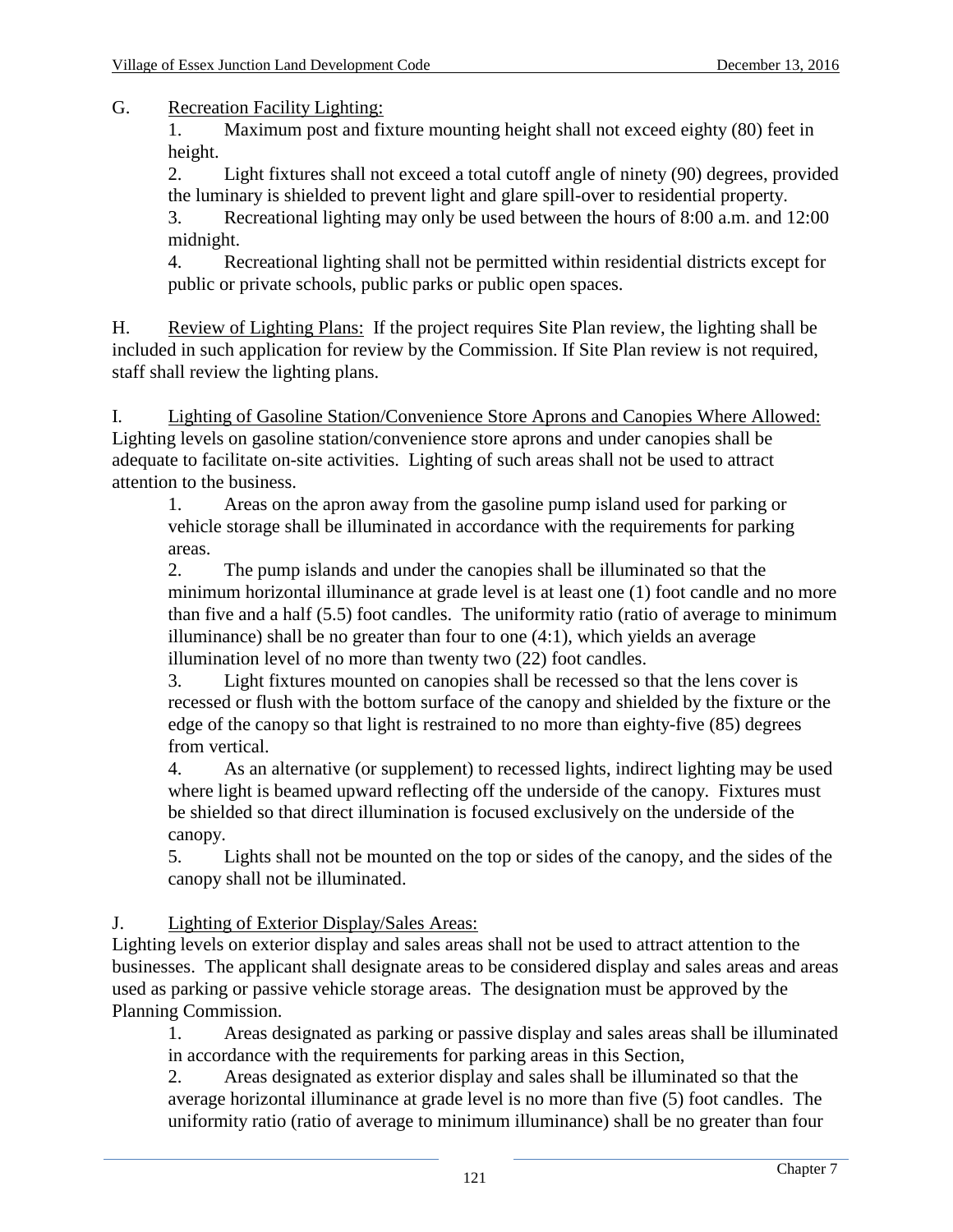G. Recreation Facility Lighting:

1. Maximum post and fixture mounting height shall not exceed eighty (80) feet in height.
2. Light fixtures shall not exceed a total cutoff angle of ninety (90) degrees, provided the luminary is shielded to prevent light and glare spill-over to residential property.
3. Recreational lighting may only be used between the hours of 8:00 a.m. and 12:00 midnight.
4. Recreational lighting shall not be permitted within residential districts except for public or private schools, public parks or public open spaces.

H. Review of Lighting Plans: If the project requires Site Plan review, the lighting shall be included in such application for review by the Commission. If Site Plan review is not required, staff shall review the lighting plans.

I. Lighting of Gasoline Station/Convenience Store Aprons and Canopies Where Allowed: Lighting levels on gasoline station/convenience store aprons and under canopies shall be adequate to facilitate on-site activities. Lighting of such areas shall not be used to attract attention to the business.

1. Areas on the apron away from the gasoline pump island used for parking or vehicle storage shall be illuminated in accordance with the requirements for parking areas.
2. The pump islands and under the canopies shall be illuminated so that the minimum horizontal illuminance at grade level is at least one (1) foot candle and no more than five and a half (5.5) foot candles. The uniformity ratio (ratio of average to minimum illuminance) shall be no greater than four to one (4:1), which yields an average illumination level of no more than twenty two (22) foot candles.
3. Light fixtures mounted on canopies shall be recessed so that the lens cover is recessed or flush with the bottom surface of the canopy and shielded by the fixture or the edge of the canopy so that light is restrained to no more than eighty-five (85) degrees from vertical.
4. As an alternative (or supplement) to recessed lights, indirect lighting may be used where light is beamed upward reflecting off the underside of the canopy. Fixtures must be shielded so that direct illumination is focused exclusively on the underside of the canopy.
5. Lights shall not be mounted on the top or sides of the canopy, and the sides of the canopy shall not be illuminated.

J. Lighting of Exterior Display/Sales Areas:
Lighting levels on exterior display and sales areas shall not be used to attract attention to the businesses. The applicant shall designate areas to be considered display and sales areas and areas used as parking or passive vehicle storage areas. The designation must be approved by the Planning Commission.

1. Areas designated as parking or passive display and sales areas shall be illuminated in accordance with the requirements for parking areas in this Section,
2. Areas designated as exterior display and sales shall be illuminated so that the average horizontal illuminance at grade level is no more than five (5) foot candles. The uniformity ratio (ratio of average to minimum illuminance) shall be no greater than four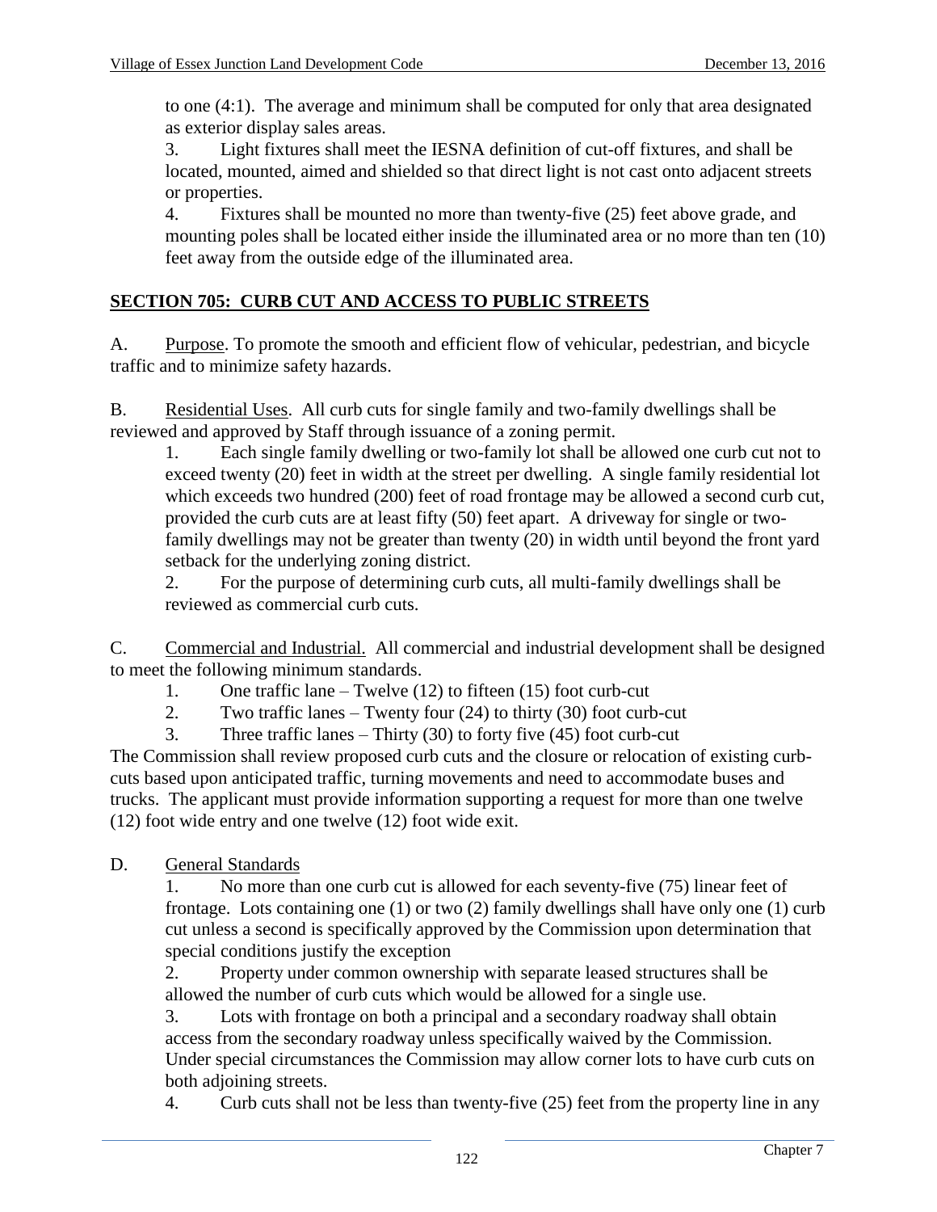to one (4:1). The average and minimum shall be computed for only that area designated as exterior display sales areas.

3. Light fixtures shall meet the IESNA definition of cut-off fixtures, and shall be located, mounted, aimed and shielded so that direct light is not cast onto adjacent streets or properties.

4. Fixtures shall be mounted no more than twenty-five (25) feet above grade, and mounting poles shall be located either inside the illuminated area or no more than ten (10) feet away from the outside edge of the illuminated area.

## SECTION 705: CURB CUT AND ACCESS TO PUBLIC STREETS

A. Purpose. To promote the smooth and efficient flow of vehicular, pedestrian, and bicycle traffic and to minimize safety hazards.

B. Residential Uses. All curb cuts for single family and two-family dwellings shall be reviewed and approved by Staff through issuance of a zoning permit.

1. Each single family dwelling or two-family lot shall be allowed one curb cut not to exceed twenty (20) feet in width at the street per dwelling. A single family residential lot which exceeds two hundred (200) feet of road frontage may be allowed a second curb cut, provided the curb cuts are at least fifty (50) feet apart. A driveway for single or two-family dwellings may not be greater than twenty (20) in width until beyond the front yard setback for the underlying zoning district.

2. For the purpose of determining curb cuts, all multi-family dwellings shall be reviewed as commercial curb cuts.

C. Commercial and Industrial. All commercial and industrial development shall be designed to meet the following minimum standards.

1. One traffic lane – Twelve (12) to fifteen (15) foot curb-cut
2. Two traffic lanes – Twenty four (24) to thirty (30) foot curb-cut
3. Three traffic lanes – Thirty (30) to forty five (45) foot curb-cut

The Commission shall review proposed curb cuts and the closure or relocation of existing curb-cuts based upon anticipated traffic, turning movements and need to accommodate buses and trucks. The applicant must provide information supporting a request for more than one twelve (12) foot wide entry and one twelve (12) foot wide exit.

D. General Standards

1. No more than one curb cut is allowed for each seventy-five (75) linear feet of frontage. Lots containing one (1) or two (2) family dwellings shall have only one (1) curb cut unless a second is specifically approved by the Commission upon determination that special conditions justify the exception

2. Property under common ownership with separate leased structures shall be allowed the number of curb cuts which would be allowed for a single use.

3. Lots with frontage on both a principal and a secondary roadway shall obtain access from the secondary roadway unless specifically waived by the Commission. Under special circumstances the Commission may allow corner lots to have curb cuts on both adjoining streets.

4. Curb cuts shall not be less than twenty-five (25) feet from the property line in any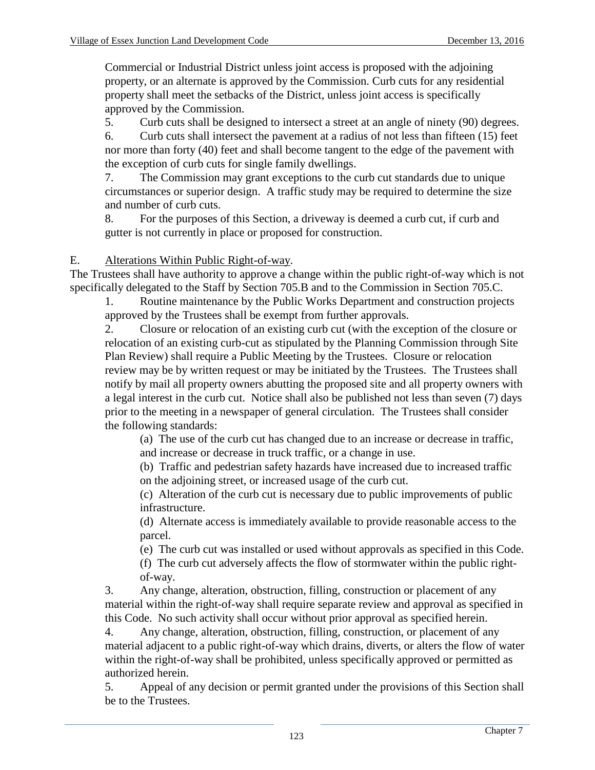Commercial or Industrial District unless joint access is proposed with the adjoining property, or an alternate is approved by the Commission. Curb cuts for any residential property shall meet the setbacks of the District, unless joint access is specifically approved by the Commission.

5. Curb cuts shall be designed to intersect a street at an angle of ninety (90) degrees.

6. Curb cuts shall intersect the pavement at a radius of not less than fifteen (15) feet nor more than forty (40) feet and shall become tangent to the edge of the pavement with the exception of curb cuts for single family dwellings.

7. The Commission may grant exceptions to the curb cut standards due to unique circumstances or superior design. A traffic study may be required to determine the size and number of curb cuts.

8. For the purposes of this Section, a driveway is deemed a curb cut, if curb and gutter is not currently in place or proposed for construction.

E. Alterations Within Public Right-of-way.

The Trustees shall have authority to approve a change within the public right-of-way which is not specifically delegated to the Staff by Section 705.B and to the Commission in Section 705.C.

1. Routine maintenance by the Public Works Department and construction projects approved by the Trustees shall be exempt from further approvals.

2. Closure or relocation of an existing curb cut (with the exception of the closure or relocation of an existing curb-cut as stipulated by the Planning Commission through Site Plan Review) shall require a Public Meeting by the Trustees. Closure or relocation review may be by written request or may be initiated by the Trustees. The Trustees shall notify by mail all property owners abutting the proposed site and all property owners with a legal interest in the curb cut. Notice shall also be published not less than seven (7) days prior to the meeting in a newspaper of general circulation. The Trustees shall consider the following standards:

   (a) The use of the curb cut has changed due to an increase or decrease in traffic, and increase or decrease in truck traffic, or a change in use.

   (b) Traffic and pedestrian safety hazards have increased due to increased traffic on the adjoining street, or increased usage of the curb cut.

   (c) Alteration of the curb cut is necessary due to public improvements of public infrastructure.

   (d) Alternate access is immediately available to provide reasonable access to the parcel.

   (e) The curb cut was installed or used without approvals as specified in this Code.

   (f) The curb cut adversely affects the flow of stormwater within the public right-of-way.

3. Any change, alteration, obstruction, filling, construction or placement of any material within the right-of-way shall require separate review and approval as specified in this Code. No such activity shall occur without prior approval as specified herein.

4. Any change, alteration, obstruction, filling, construction, or placement of any material adjacent to a public right-of-way which drains, diverts, or alters the flow of water within the right-of-way shall be prohibited, unless specifically approved or permitted as authorized herein.

5. Appeal of any decision or permit granted under the provisions of this Section shall be to the Trustees.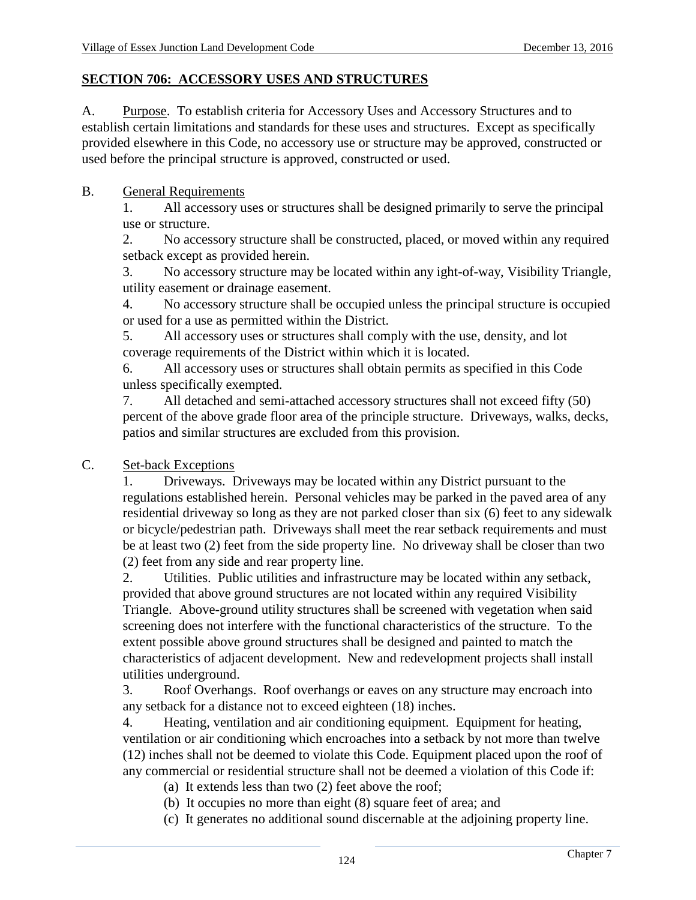## SECTION 706: ACCESSORY USES AND STRUCTURES

A. Purpose. To establish criteria for Accessory Uses and Accessory Structures and to establish certain limitations and standards for these uses and structures. Except as specifically provided elsewhere in this Code, no accessory use or structure may be approved, constructed or used before the principal structure is approved, constructed or used.

B. General Requirements

1. All accessory uses or structures shall be designed primarily to serve the principal use or structure.
2. No accessory structure shall be constructed, placed, or moved within any required setback except as provided herein.
3. No accessory structure may be located within any ight-of-way, Visibility Triangle, utility easement or drainage easement.
4. No accessory structure shall be occupied unless the principal structure is occupied or used for a use as permitted within the District.
5. All accessory uses or structures shall comply with the use, density, and lot coverage requirements of the District within which it is located.
6. All accessory uses or structures shall obtain permits as specified in this Code unless specifically exempted.
7. All detached and semi-attached accessory structures shall not exceed fifty (50) percent of the above grade floor area of the principle structure. Driveways, walks, decks, patios and similar structures are excluded from this provision.

C. Set-back Exceptions

1. Driveways. Driveways may be located within any District pursuant to the regulations established herein. Personal vehicles may be parked in the paved area of any residential driveway so long as they are not parked closer than six (6) feet to any sidewalk or bicycle/pedestrian path. Driveways shall meet the rear setback requirements and must be at least two (2) feet from the side property line. No driveway shall be closer than two (2) feet from any side and rear property line.
2. Utilities. Public utilities and infrastructure may be located within any setback, provided that above ground structures are not located within any required Visibility Triangle. Above-ground utility structures shall be screened with vegetation when said screening does not interfere with the functional characteristics of the structure. To the extent possible above ground structures shall be designed and painted to match the characteristics of adjacent development. New and redevelopment projects shall install utilities underground.
3. Roof Overhangs. Roof overhangs or eaves on any structure may encroach into any setback for a distance not to exceed eighteen (18) inches.
4. Heating, ventilation and air conditioning equipment. Equipment for heating, ventilation or air conditioning which encroaches into a setback by not more than twelve (12) inches shall not be deemed to violate this Code. Equipment placed upon the roof of any commercial or residential structure shall not be deemed a violation of this Code if:
   - (a) It extends less than two (2) feet above the roof;
   - (b) It occupies no more than eight (8) square feet of area; and
   - (c) It generates no additional sound discernable at the adjoining property line.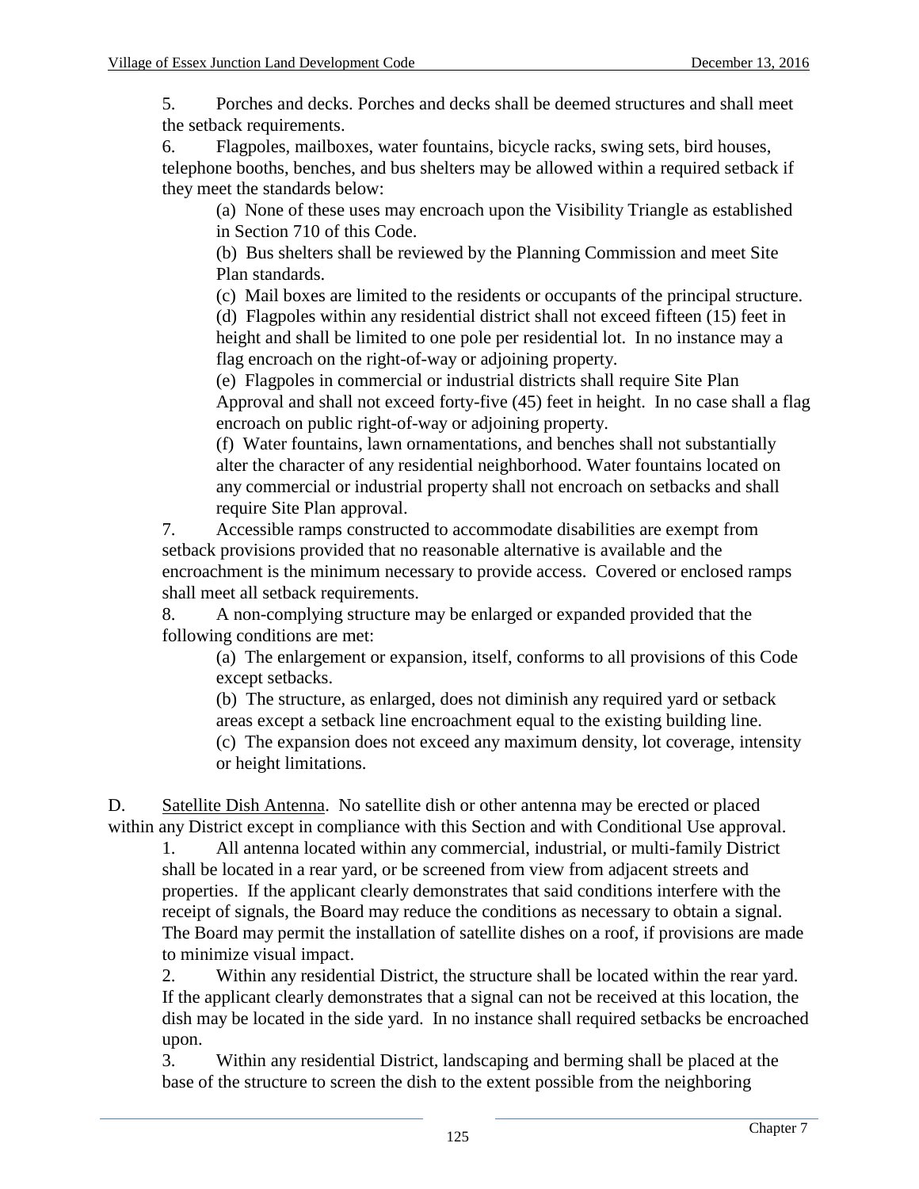5. Porches and decks. Porches and decks shall be deemed structures and shall meet the setback requirements.

6. Flagpoles, mailboxes, water fountains, bicycle racks, swing sets, bird houses, telephone booths, benches, and bus shelters may be allowed within a required setback if they meet the standards below:

   (a) None of these uses may encroach upon the Visibility Triangle as established in Section 710 of this Code.

   (b) Bus shelters shall be reviewed by the Planning Commission and meet Site Plan standards.

   (c) Mail boxes are limited to the residents or occupants of the principal structure.

   (d) Flagpoles within any residential district shall not exceed fifteen (15) feet in height and shall be limited to one pole per residential lot. In no instance may a flag encroach on the right-of-way or adjoining property.

   (e) Flagpoles in commercial or industrial districts shall require Site Plan Approval and shall not exceed forty-five (45) feet in height. In no case shall a flag encroach on public right-of-way or adjoining property.

   (f) Water fountains, lawn ornamentations, and benches shall not substantially alter the character of any residential neighborhood. Water fountains located on any commercial or industrial property shall not encroach on setbacks and shall require Site Plan approval.

7. Accessible ramps constructed to accommodate disabilities are exempt from setback provisions provided that no reasonable alternative is available and the encroachment is the minimum necessary to provide access. Covered or enclosed ramps shall meet all setback requirements.

8. A non-complying structure may be enlarged or expanded provided that the following conditions are met:

   (a) The enlargement or expansion, itself, conforms to all provisions of this Code except setbacks.

   (b) The structure, as enlarged, does not diminish any required yard or setback areas except a setback line encroachment equal to the existing building line.

   (c) The expansion does not exceed any maximum density, lot coverage, intensity or height limitations.

D. Satellite Dish Antenna. No satellite dish or other antenna may be erected or placed within any District except in compliance with this Section and with Conditional Use approval.

1. All antenna located within any commercial, industrial, or multi-family District shall be located in a rear yard, or be screened from view from adjacent streets and properties. If the applicant clearly demonstrates that said conditions interfere with the receipt of signals, the Board may reduce the conditions as necessary to obtain a signal. The Board may permit the installation of satellite dishes on a roof, if provisions are made to minimize visual impact.

2. Within any residential District, the structure shall be located within the rear yard. If the applicant clearly demonstrates that a signal can not be received at this location, the dish may be located in the side yard. In no instance shall required setbacks be encroached upon.

3. Within any residential District, landscaping and berming shall be placed at the base of the structure to screen the dish to the extent possible from the neighboring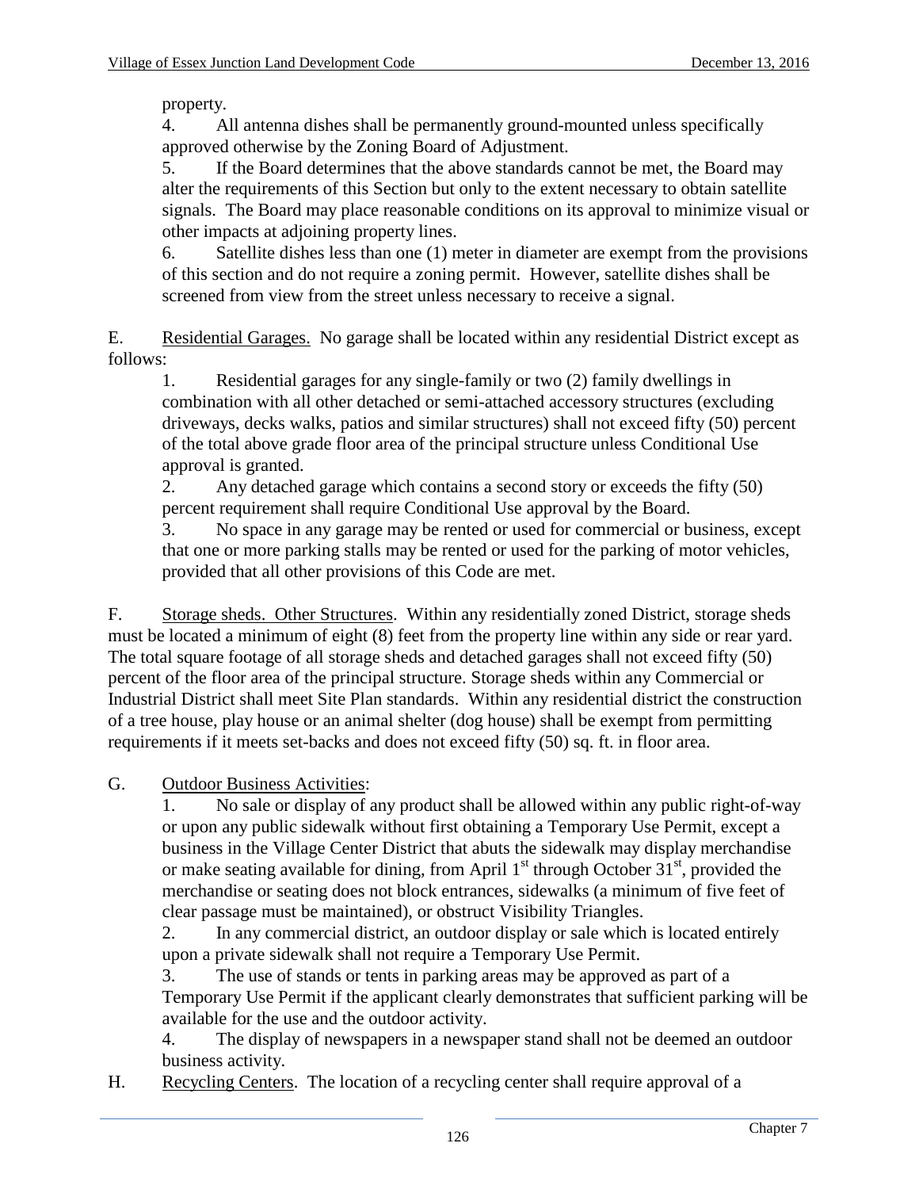property.

4. All antenna dishes shall be permanently ground-mounted unless specifically approved otherwise by the Zoning Board of Adjustment.

5. If the Board determines that the above standards cannot be met, the Board may alter the requirements of this Section but only to the extent necessary to obtain satellite signals. The Board may place reasonable conditions on its approval to minimize visual or other impacts at adjoining property lines.

6. Satellite dishes less than one (1) meter in diameter are exempt from the provisions of this section and do not require a zoning permit. However, satellite dishes shall be screened from view from the street unless necessary to receive a signal.

E. Residential Garages. No garage shall be located within any residential District except as follows:

1. Residential garages for any single-family or two (2) family dwellings in combination with all other detached or semi-attached accessory structures (excluding driveways, decks walks, patios and similar structures) shall not exceed fifty (50) percent of the total above grade floor area of the principal structure unless Conditional Use approval is granted.

2. Any detached garage which contains a second story or exceeds the fifty (50) percent requirement shall require Conditional Use approval by the Board.

3. No space in any garage may be rented or used for commercial or business, except that one or more parking stalls may be rented or used for the parking of motor vehicles, provided that all other provisions of this Code are met.

F. Storage sheds. Other Structures. Within any residentially zoned District, storage sheds must be located a minimum of eight (8) feet from the property line within any side or rear yard. The total square footage of all storage sheds and detached garages shall not exceed fifty (50) percent of the floor area of the principal structure. Storage sheds within any Commercial or Industrial District shall meet Site Plan standards. Within any residential district the construction of a tree house, play house or an animal shelter (dog house) shall be exempt from permitting requirements if it meets set-backs and does not exceed fifty (50) sq. ft. in floor area.

G. Outdoor Business Activities:

1. No sale or display of any product shall be allowed within any public right-of-way or upon any public sidewalk without first obtaining a Temporary Use Permit, except a business in the Village Center District that abuts the sidewalk may display merchandise or make seating available for dining, from April 1st through October 31st, provided the merchandise or seating does not block entrances, sidewalks (a minimum of five feet of clear passage must be maintained), or obstruct Visibility Triangles.

2. In any commercial district, an outdoor display or sale which is located entirely upon a private sidewalk shall not require a Temporary Use Permit.

3. The use of stands or tents in parking areas may be approved as part of a Temporary Use Permit if the applicant clearly demonstrates that sufficient parking will be available for the use and the outdoor activity.

4. The display of newspapers in a newspaper stand shall not be deemed an outdoor business activity.

H. Recycling Centers. The location of a recycling center shall require approval of a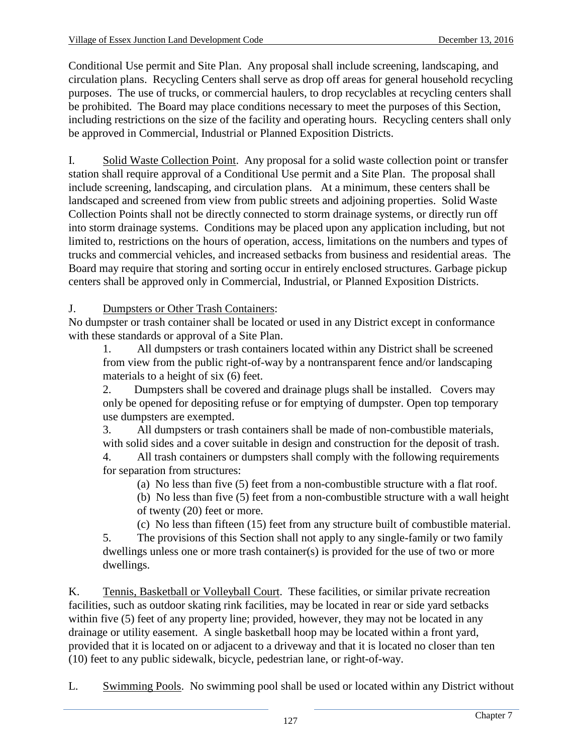Conditional Use permit and Site Plan. Any proposal shall include screening, landscaping, and circulation plans. Recycling Centers shall serve as drop off areas for general household recycling purposes. The use of trucks, or commercial haulers, to drop recyclables at recycling centers shall be prohibited. The Board may place conditions necessary to meet the purposes of this Section, including restrictions on the size of the facility and operating hours. Recycling centers shall only be approved in Commercial, Industrial or Planned Exposition Districts.

I. <u>Solid Waste Collection Point</u>. Any proposal for a solid waste collection point or transfer station shall require approval of a Conditional Use permit and a Site Plan. The proposal shall include screening, landscaping, and circulation plans. At a minimum, these centers shall be landscaped and screened from view from public streets and adjoining properties. Solid Waste Collection Points shall not be directly connected to storm drainage systems, or directly run off into storm drainage systems. Conditions may be placed upon any application including, but not limited to, restrictions on the hours of operation, access, limitations on the numbers and types of trucks and commercial vehicles, and increased setbacks from business and residential areas. The Board may require that storing and sorting occur in entirely enclosed structures. Garbage pickup centers shall be approved only in Commercial, Industrial, or Planned Exposition Districts.

J. <u>Dumpsters or Other Trash Containers</u>:
No dumpster or trash container shall be located or used in any District except in conformance with these standards or approval of a Site Plan.

1. All dumpsters or trash containers located within any District shall be screened from view from the public right-of-way by a nontransparent fence and/or landscaping materials to a height of six (6) feet.
2. Dumpsters shall be covered and drainage plugs shall be installed. Covers may only be opened for depositing refuse or for emptying of dumpster. Open top temporary use dumpsters are exempted.
3. All dumpsters or trash containers shall be made of non-combustible materials, with solid sides and a cover suitable in design and construction for the deposit of trash.
4. All trash containers or dumpsters shall comply with the following requirements for separation from structures:
   - (a) No less than five (5) feet from a non-combustible structure with a flat roof.
   - (b) No less than five (5) feet from a non-combustible structure with a wall height of twenty (20) feet or more.
   - (c) No less than fifteen (15) feet from any structure built of combustible material.
5. The provisions of this Section shall not apply to any single-family or two family dwellings unless one or more trash container(s) is provided for the use of two or more dwellings.

K. <u>Tennis, Basketball or Volleyball Court</u>. These facilities, or similar private recreation facilities, such as outdoor skating rink facilities, may be located in rear or side yard setbacks within five (5) feet of any property line; provided, however, they may not be located in any drainage or utility easement. A single basketball hoop may be located within a front yard, provided that it is located on or adjacent to a driveway and that it is located no closer than ten (10) feet to any public sidewalk, bicycle, pedestrian lane, or right-of-way.

L. <u>Swimming Pools</u>. No swimming pool shall be used or located within any District without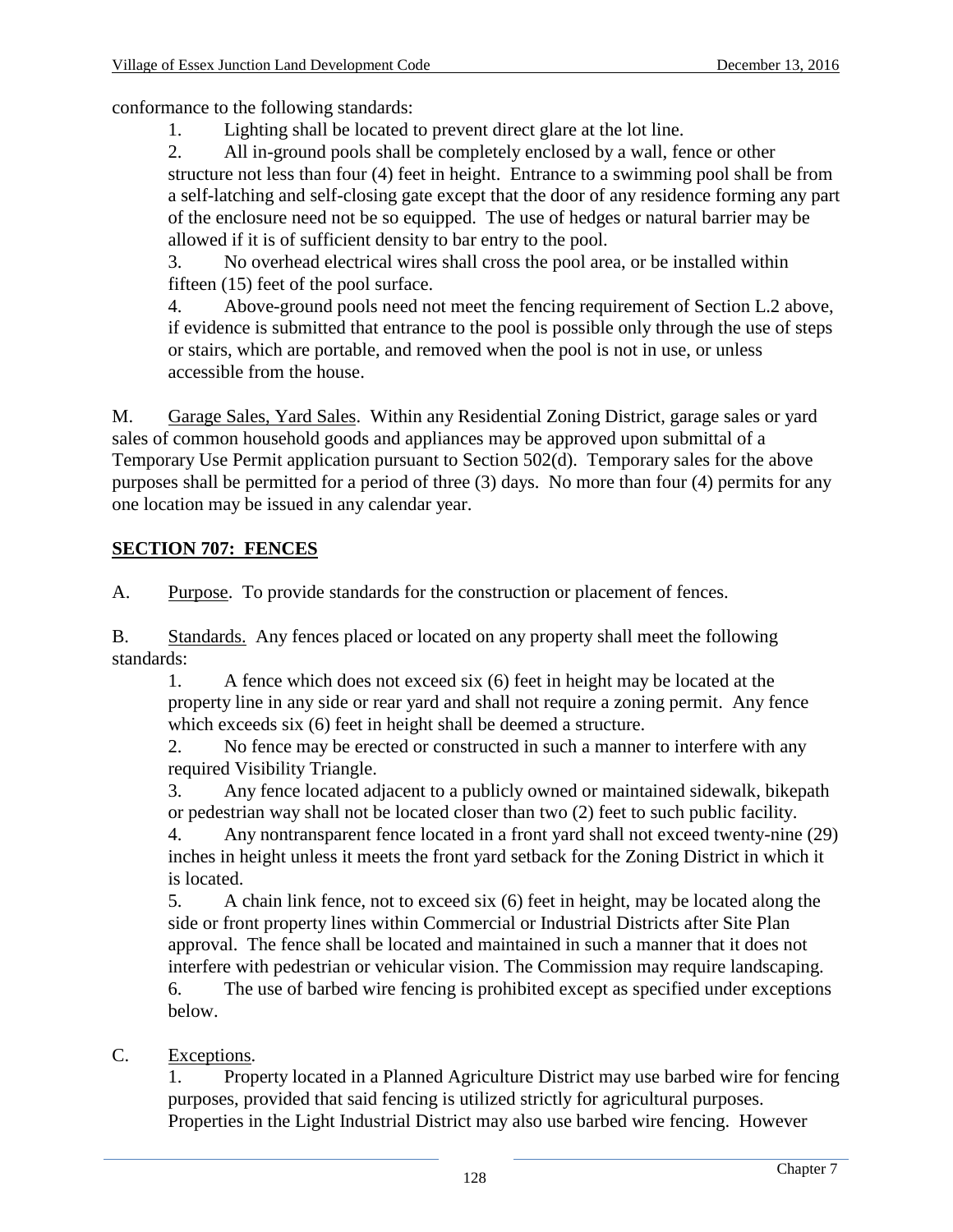conformance to the following standards:

1. Lighting shall be located to prevent direct glare at the lot line.
2. All in-ground pools shall be completely enclosed by a wall, fence or other structure not less than four (4) feet in height. Entrance to a swimming pool shall be from a self-latching and self-closing gate except that the door of any residence forming any part of the enclosure need not be so equipped. The use of hedges or natural barrier may be allowed if it is of sufficient density to bar entry to the pool.
3. No overhead electrical wires shall cross the pool area, or be installed within fifteen (15) feet of the pool surface.
4. Above-ground pools need not meet the fencing requirement of Section L.2 above, if evidence is submitted that entrance to the pool is possible only through the use of steps or stairs, which are portable, and removed when the pool is not in use, or unless accessible from the house.

M. Garage Sales, Yard Sales. Within any Residential Zoning District, garage sales or yard sales of common household goods and appliances may be approved upon submittal of a Temporary Use Permit application pursuant to Section 502(d). Temporary sales for the above purposes shall be permitted for a period of three (3) days. No more than four (4) permits for any one location may be issued in any calendar year.

## SECTION 707: FENCES

A. Purpose. To provide standards for the construction or placement of fences.

B. Standards. Any fences placed or located on any property shall meet the following standards:

1. A fence which does not exceed six (6) feet in height may be located at the property line in any side or rear yard and shall not require a zoning permit. Any fence which exceeds six (6) feet in height shall be deemed a structure.
2. No fence may be erected or constructed in such a manner to interfere with any required Visibility Triangle.
3. Any fence located adjacent to a publicly owned or maintained sidewalk, bikepath or pedestrian way shall not be located closer than two (2) feet to such public facility.
4. Any nontransparent fence located in a front yard shall not exceed twenty-nine (29) inches in height unless it meets the front yard setback for the Zoning District in which it is located.
5. A chain link fence, not to exceed six (6) feet in height, may be located along the side or front property lines within Commercial or Industrial Districts after Site Plan approval. The fence shall be located and maintained in such a manner that it does not interfere with pedestrian or vehicular vision. The Commission may require landscaping.
6. The use of barbed wire fencing is prohibited except as specified under exceptions below.

C. Exceptions.

1. Property located in a Planned Agriculture District may use barbed wire for fencing purposes, provided that said fencing is utilized strictly for agricultural purposes. Properties in the Light Industrial District may also use barbed wire fencing. However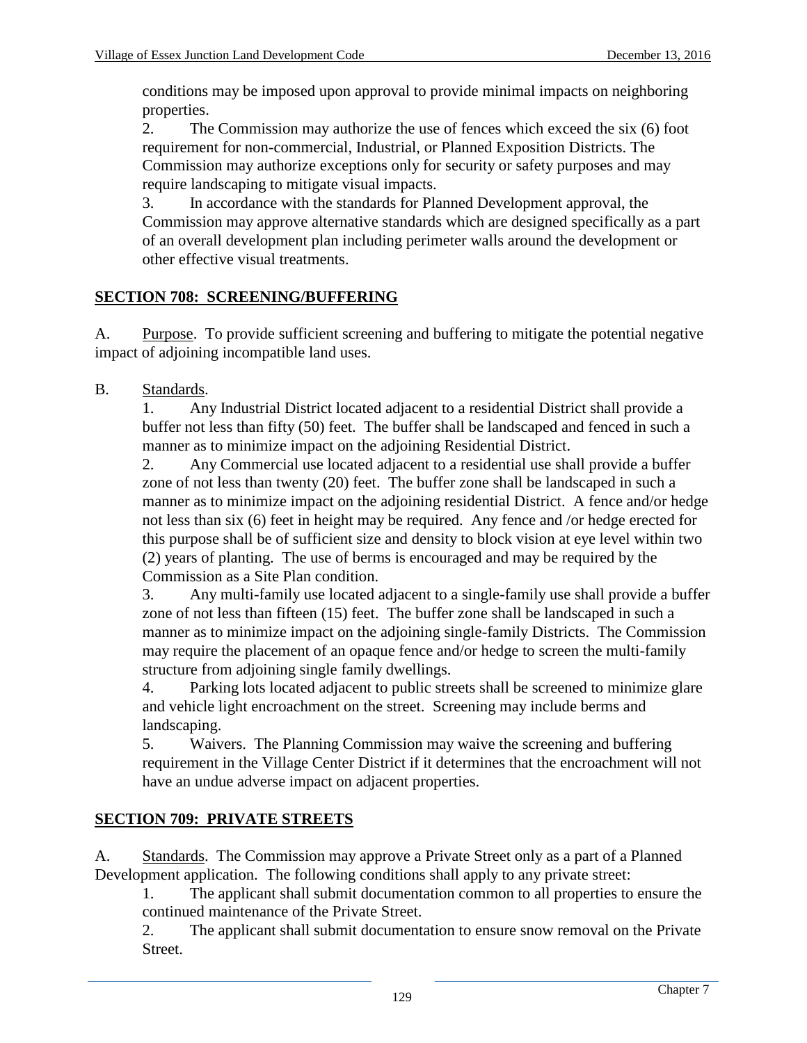conditions may be imposed upon approval to provide minimal impacts on neighboring properties.

2. The Commission may authorize the use of fences which exceed the six (6) foot requirement for non-commercial, Industrial, or Planned Exposition Districts. The Commission may authorize exceptions only for security or safety purposes and may require landscaping to mitigate visual impacts.

3. In accordance with the standards for Planned Development approval, the Commission may approve alternative standards which are designed specifically as a part of an overall development plan including perimeter walls around the development or other effective visual treatments.

## SECTION 708: SCREENING/BUFFERING

A. Purpose. To provide sufficient screening and buffering to mitigate the potential negative impact of adjoining incompatible land uses.

B. Standards.

1. Any Industrial District located adjacent to a residential District shall provide a buffer not less than fifty (50) feet. The buffer shall be landscaped and fenced in such a manner as to minimize impact on the adjoining Residential District.

2. Any Commercial use located adjacent to a residential use shall provide a buffer zone of not less than twenty (20) feet. The buffer zone shall be landscaped in such a manner as to minimize impact on the adjoining residential District. A fence and/or hedge not less than six (6) feet in height may be required. Any fence and /or hedge erected for this purpose shall be of sufficient size and density to block vision at eye level within two (2) years of planting. The use of berms is encouraged and may be required by the Commission as a Site Plan condition.

3. Any multi-family use located adjacent to a single-family use shall provide a buffer zone of not less than fifteen (15) feet. The buffer zone shall be landscaped in such a manner as to minimize impact on the adjoining single-family Districts. The Commission may require the placement of an opaque fence and/or hedge to screen the multi-family structure from adjoining single family dwellings.

4. Parking lots located adjacent to public streets shall be screened to minimize glare and vehicle light encroachment on the street. Screening may include berms and landscaping.

5. Waivers. The Planning Commission may waive the screening and buffering requirement in the Village Center District if it determines that the encroachment will not have an undue adverse impact on adjacent properties.

## SECTION 709: PRIVATE STREETS

A. Standards. The Commission may approve a Private Street only as a part of a Planned Development application. The following conditions shall apply to any private street:

1. The applicant shall submit documentation common to all properties to ensure the continued maintenance of the Private Street.

2. The applicant shall submit documentation to ensure snow removal on the Private Street.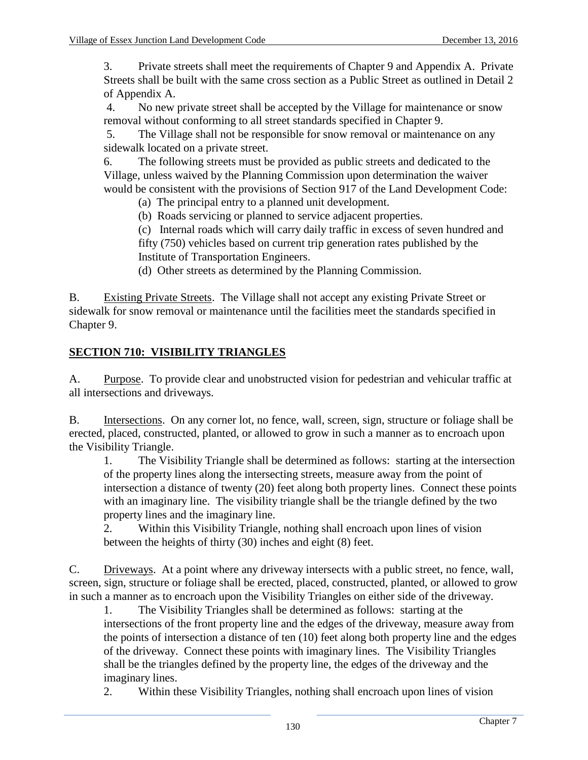3. Private streets shall meet the requirements of Chapter 9 and Appendix A. Private Streets shall be built with the same cross section as a Public Street as outlined in Detail 2 of Appendix A.

4. No new private street shall be accepted by the Village for maintenance or snow removal without conforming to all street standards specified in Chapter 9.

5. The Village shall not be responsible for snow removal or maintenance on any sidewalk located on a private street.

6. The following streets must be provided as public streets and dedicated to the Village, unless waived by the Planning Commission upon determination the waiver would be consistent with the provisions of Section 917 of the Land Development Code:

   (a) The principal entry to a planned unit development.

   (b) Roads servicing or planned to service adjacent properties.

   (c) Internal roads which will carry daily traffic in excess of seven hundred and fifty (750) vehicles based on current trip generation rates published by the Institute of Transportation Engineers.

   (d) Other streets as determined by the Planning Commission.

B. Existing Private Streets. The Village shall not accept any existing Private Street or sidewalk for snow removal or maintenance until the facilities meet the standards specified in Chapter 9.

## SECTION 710: VISIBILITY TRIANGLES

A. Purpose. To provide clear and unobstructed vision for pedestrian and vehicular traffic at all intersections and driveways.

B. Intersections. On any corner lot, no fence, wall, screen, sign, structure or foliage shall be erected, placed, constructed, planted, or allowed to grow in such a manner as to encroach upon the Visibility Triangle.

1. The Visibility Triangle shall be determined as follows: starting at the intersection of the property lines along the intersecting streets, measure away from the point of intersection a distance of twenty (20) feet along both property lines. Connect these points with an imaginary line. The visibility triangle shall be the triangle defined by the two property lines and the imaginary line.

2. Within this Visibility Triangle, nothing shall encroach upon lines of vision between the heights of thirty (30) inches and eight (8) feet.

C. Driveways. At a point where any driveway intersects with a public street, no fence, wall, screen, sign, structure or foliage shall be erected, placed, constructed, planted, or allowed to grow in such a manner as to encroach upon the Visibility Triangles on either side of the driveway.

1. The Visibility Triangles shall be determined as follows: starting at the intersections of the front property line and the edges of the driveway, measure away from the points of intersection a distance of ten (10) feet along both property line and the edges of the driveway. Connect these points with imaginary lines. The Visibility Triangles shall be the triangles defined by the property line, the edges of the driveway and the imaginary lines.

2. Within these Visibility Triangles, nothing shall encroach upon lines of vision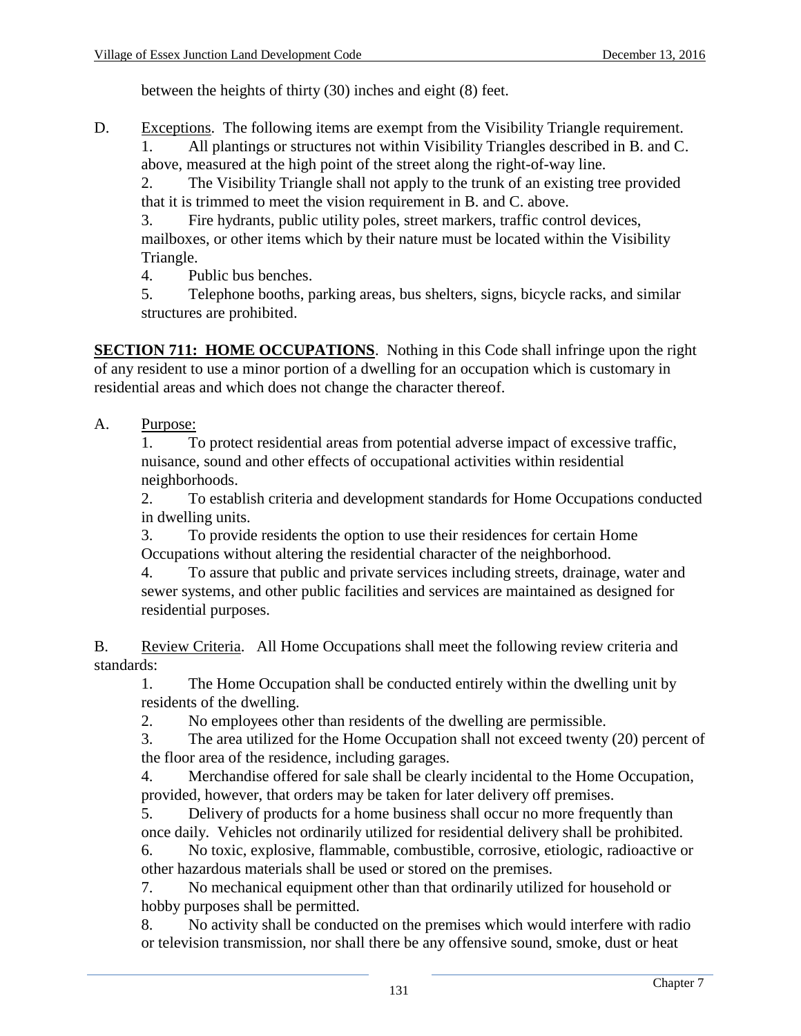between the heights of thirty (30) inches and eight (8) feet.

D. Exceptions. The following items are exempt from the Visibility Triangle requirement.

1. All plantings or structures not within Visibility Triangles described in B. and C. above, measured at the high point of the street along the right-of-way line.
2. The Visibility Triangle shall not apply to the trunk of an existing tree provided that it is trimmed to meet the vision requirement in B. and C. above.
3. Fire hydrants, public utility poles, street markers, traffic control devices, mailboxes, or other items which by their nature must be located within the Visibility Triangle.
4. Public bus benches.
5. Telephone booths, parking areas, bus shelters, signs, bicycle racks, and similar structures are prohibited.

**SECTION 711: HOME OCCUPATIONS**. Nothing in this Code shall infringe upon the right of any resident to use a minor portion of a dwelling for an occupation which is customary in residential areas and which does not change the character thereof.

A. Purpose:

1. To protect residential areas from potential adverse impact of excessive traffic, nuisance, sound and other effects of occupational activities within residential neighborhoods.
2. To establish criteria and development standards for Home Occupations conducted in dwelling units.
3. To provide residents the option to use their residences for certain Home Occupations without altering the residential character of the neighborhood.
4. To assure that public and private services including streets, drainage, water and sewer systems, and other public facilities and services are maintained as designed for residential purposes.

B. Review Criteria. All Home Occupations shall meet the following review criteria and standards:

1. The Home Occupation shall be conducted entirely within the dwelling unit by residents of the dwelling.
2. No employees other than residents of the dwelling are permissible.
3. The area utilized for the Home Occupation shall not exceed twenty (20) percent of the floor area of the residence, including garages.
4. Merchandise offered for sale shall be clearly incidental to the Home Occupation, provided, however, that orders may be taken for later delivery off premises.
5. Delivery of products for a home business shall occur no more frequently than once daily. Vehicles not ordinarily utilized for residential delivery shall be prohibited.
6. No toxic, explosive, flammable, combustible, corrosive, etiologic, radioactive or other hazardous materials shall be used or stored on the premises.
7. No mechanical equipment other than that ordinarily utilized for household or hobby purposes shall be permitted.
8. No activity shall be conducted on the premises which would interfere with radio or television transmission, nor shall there be any offensive sound, smoke, dust or heat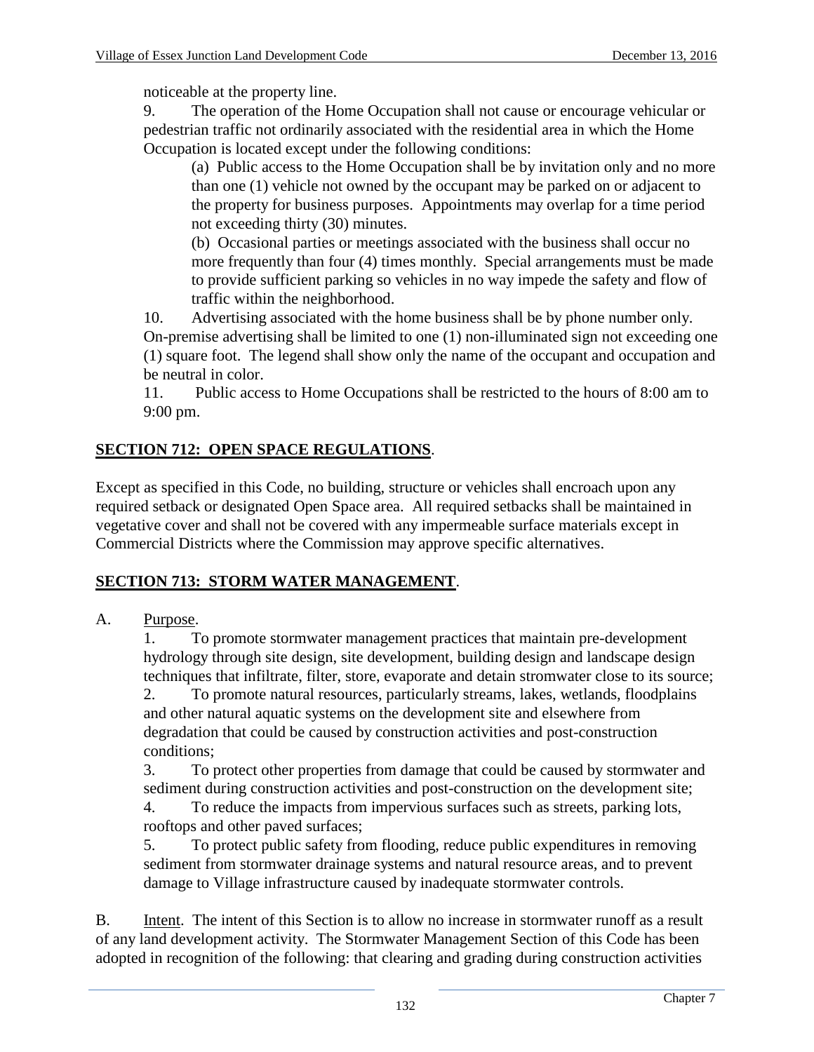noticeable at the property line.

9. The operation of the Home Occupation shall not cause or encourage vehicular or pedestrian traffic not ordinarily associated with the residential area in which the Home Occupation is located except under the following conditions:

   (a) Public access to the Home Occupation shall be by invitation only and no more than one (1) vehicle not owned by the occupant may be parked on or adjacent to the property for business purposes. Appointments may overlap for a time period not exceeding thirty (30) minutes.

   (b) Occasional parties or meetings associated with the business shall occur no more frequently than four (4) times monthly. Special arrangements must be made to provide sufficient parking so vehicles in no way impede the safety and flow of traffic within the neighborhood.

10. Advertising associated with the home business shall be by phone number only. On-premise advertising shall be limited to one (1) non-illuminated sign not exceeding one (1) square foot. The legend shall show only the name of the occupant and occupation and be neutral in color.

11. Public access to Home Occupations shall be restricted to the hours of 8:00 am to 9:00 pm.

## SECTION 712: OPEN SPACE REGULATIONS.

Except as specified in this Code, no building, structure or vehicles shall encroach upon any required setback or designated Open Space area. All required setbacks shall be maintained in vegetative cover and shall not be covered with any impermeable surface materials except in Commercial Districts where the Commission may approve specific alternatives.

## SECTION 713: STORM WATER MANAGEMENT.

A. Purpose.

1. To promote stormwater management practices that maintain pre-development hydrology through site design, site development, building design and landscape design techniques that infiltrate, filter, store, evaporate and detain stromwater close to its source;
2. To promote natural resources, particularly streams, lakes, wetlands, floodplains and other natural aquatic systems on the development site and elsewhere from degradation that could be caused by construction activities and post-construction conditions;
3. To protect other properties from damage that could be caused by stormwater and sediment during construction activities and post-construction on the development site;
4. To reduce the impacts from impervious surfaces such as streets, parking lots, rooftops and other paved surfaces;
5. To protect public safety from flooding, reduce public expenditures in removing sediment from stormwater drainage systems and natural resource areas, and to prevent damage to Village infrastructure caused by inadequate stormwater controls.

B. Intent. The intent of this Section is to allow no increase in stormwater runoff as a result of any land development activity. The Stormwater Management Section of this Code has been adopted in recognition of the following: that clearing and grading during construction activities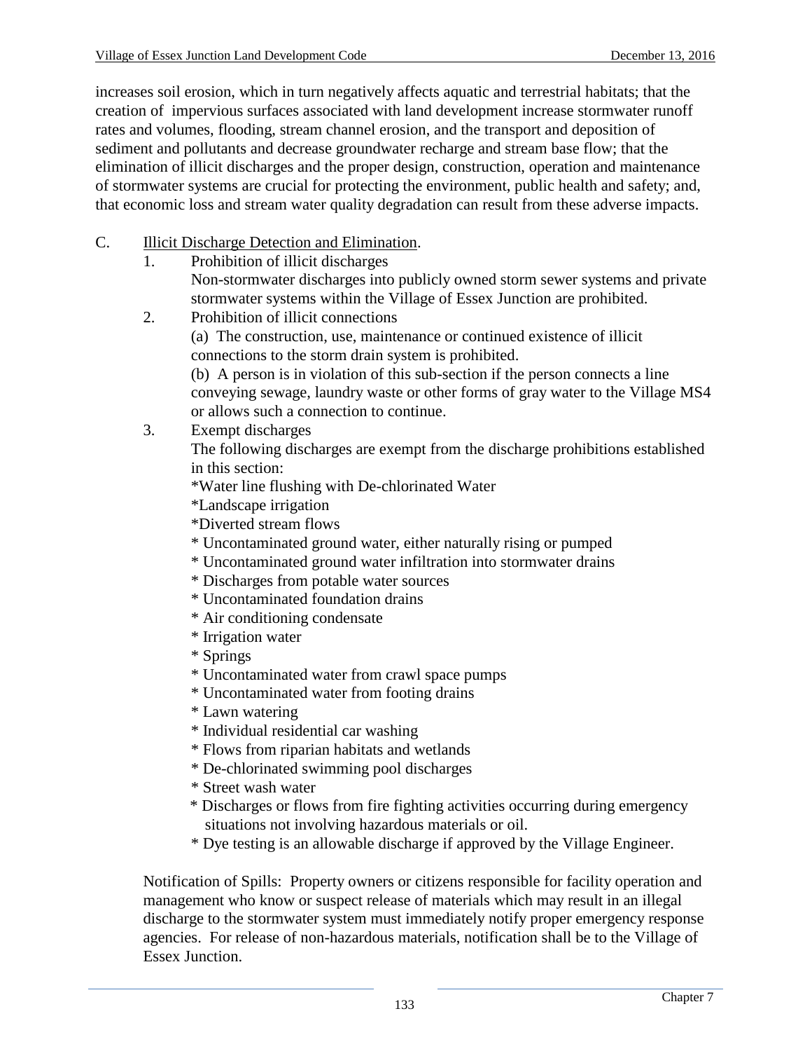increases soil erosion, which in turn negatively affects aquatic and terrestrial habitats; that the creation of impervious surfaces associated with land development increase stormwater runoff rates and volumes, flooding, stream channel erosion, and the transport and deposition of sediment and pollutants and decrease groundwater recharge and stream base flow; that the elimination of illicit discharges and the proper design, construction, operation and maintenance of stormwater systems are crucial for protecting the environment, public health and safety; and, that economic loss and stream water quality degradation can result from these adverse impacts.

C. Illicit Discharge Detection and Elimination.

1. Prohibition of illicit discharges

   Non-stormwater discharges into publicly owned storm sewer systems and private stormwater systems within the Village of Essex Junction are prohibited.

2. Prohibition of illicit connections

   (a) The construction, use, maintenance or continued existence of illicit connections to the storm drain system is prohibited.

   (b) A person is in violation of this sub-section if the person connects a line conveying sewage, laundry waste or other forms of gray water to the Village MS4 or allows such a connection to continue.

3. Exempt discharges

   The following discharges are exempt from the discharge prohibitions established in this section:

   *Water line flushing with De-chlorinated Water
   *Landscape irrigation
   *Diverted stream flows
   * Uncontaminated ground water, either naturally rising or pumped
   * Uncontaminated ground water infiltration into stormwater drains
   * Discharges from potable water sources
   * Uncontaminated foundation drains
   * Air conditioning condensate
   * Irrigation water
   * Springs
   * Uncontaminated water from crawl space pumps
   * Uncontaminated water from footing drains
   * Lawn watering
   * Individual residential car washing
   * Flows from riparian habitats and wetlands
   * De-chlorinated swimming pool discharges
   * Street wash water
   * Discharges or flows from fire fighting activities occurring during emergency situations not involving hazardous materials or oil.
   * Dye testing is an allowable discharge if approved by the Village Engineer.

Notification of Spills: Property owners or citizens responsible for facility operation and management who know or suspect release of materials which may result in an illegal discharge to the stormwater system must immediately notify proper emergency response agencies. For release of non-hazardous materials, notification shall be to the Village of Essex Junction.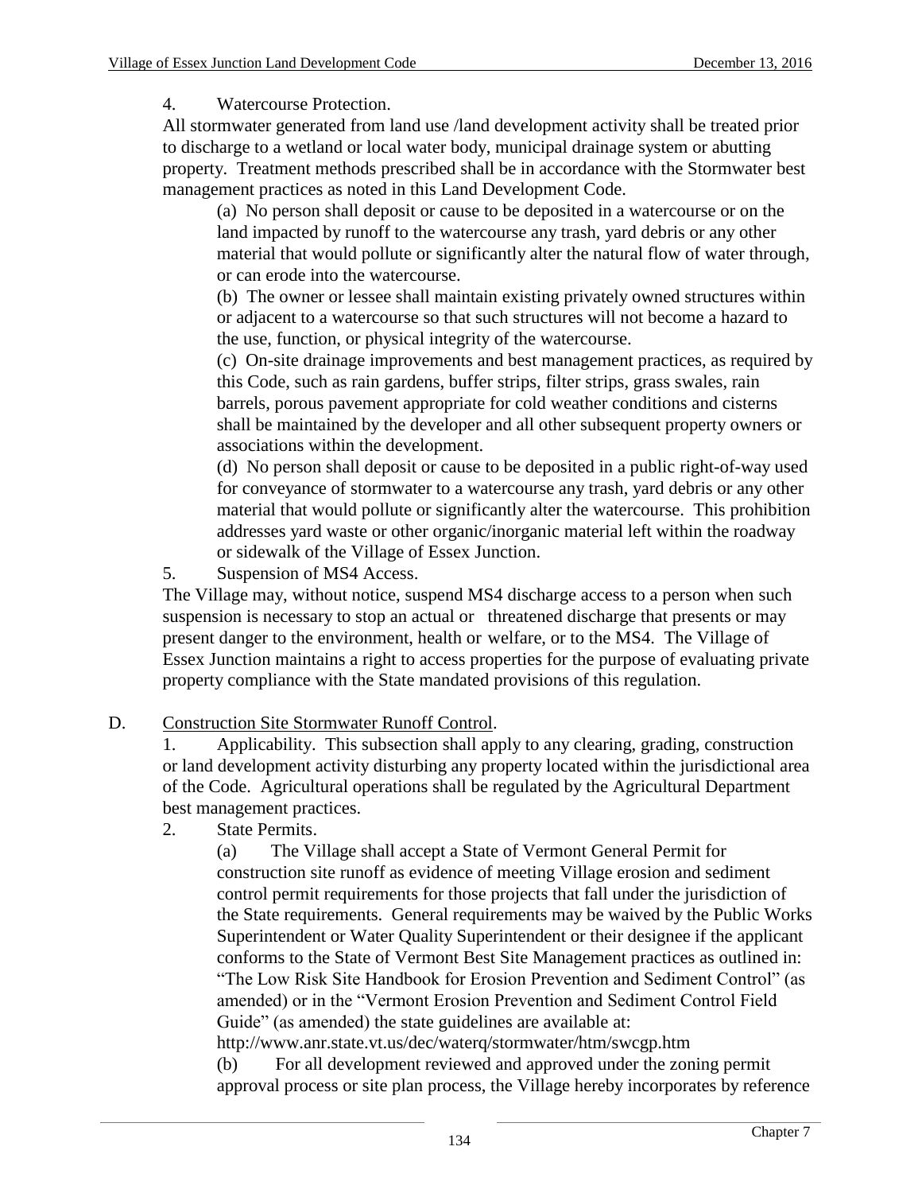4. Watercourse Protection.

All stormwater generated from land use /land development activity shall be treated prior to discharge to a wetland or local water body, municipal drainage system or abutting property. Treatment methods prescribed shall be in accordance with the Stormwater best management practices as noted in this Land Development Code.

(a) No person shall deposit or cause to be deposited in a watercourse or on the land impacted by runoff to the watercourse any trash, yard debris or any other material that would pollute or significantly alter the natural flow of water through, or can erode into the watercourse.

(b) The owner or lessee shall maintain existing privately owned structures within or adjacent to a watercourse so that such structures will not become a hazard to the use, function, or physical integrity of the watercourse.

(c) On-site drainage improvements and best management practices, as required by this Code, such as rain gardens, buffer strips, filter strips, grass swales, rain barrels, porous pavement appropriate for cold weather conditions and cisterns shall be maintained by the developer and all other subsequent property owners or associations within the development.

(d) No person shall deposit or cause to be deposited in a public right-of-way used for conveyance of stormwater to a watercourse any trash, yard debris or any other material that would pollute or significantly alter the watercourse. This prohibition addresses yard waste or other organic/inorganic material left within the roadway or sidewalk of the Village of Essex Junction.

5. Suspension of MS4 Access.

The Village may, without notice, suspend MS4 discharge access to a person when such suspension is necessary to stop an actual or threatened discharge that presents or may present danger to the environment, health or welfare, or to the MS4. The Village of Essex Junction maintains a right to access properties for the purpose of evaluating private property compliance with the State mandated provisions of this regulation.

D. Construction Site Stormwater Runoff Control.

1. Applicability. This subsection shall apply to any clearing, grading, construction or land development activity disturbing any property located within the jurisdictional area of the Code. Agricultural operations shall be regulated by the Agricultural Department best management practices.

2. State Permits.

(a) The Village shall accept a State of Vermont General Permit for construction site runoff as evidence of meeting Village erosion and sediment control permit requirements for those projects that fall under the jurisdiction of the State requirements. General requirements may be waived by the Public Works Superintendent or Water Quality Superintendent or their designee if the applicant conforms to the State of Vermont Best Site Management practices as outlined in: "The Low Risk Site Handbook for Erosion Prevention and Sediment Control" (as amended) or in the "Vermont Erosion Prevention and Sediment Control Field Guide" (as amended) the state guidelines are available at: http://www.anr.state.vt.us/dec/waterq/stormwater/htm/swcgp.htm

(b) For all development reviewed and approved under the zoning permit approval process or site plan process, the Village hereby incorporates by reference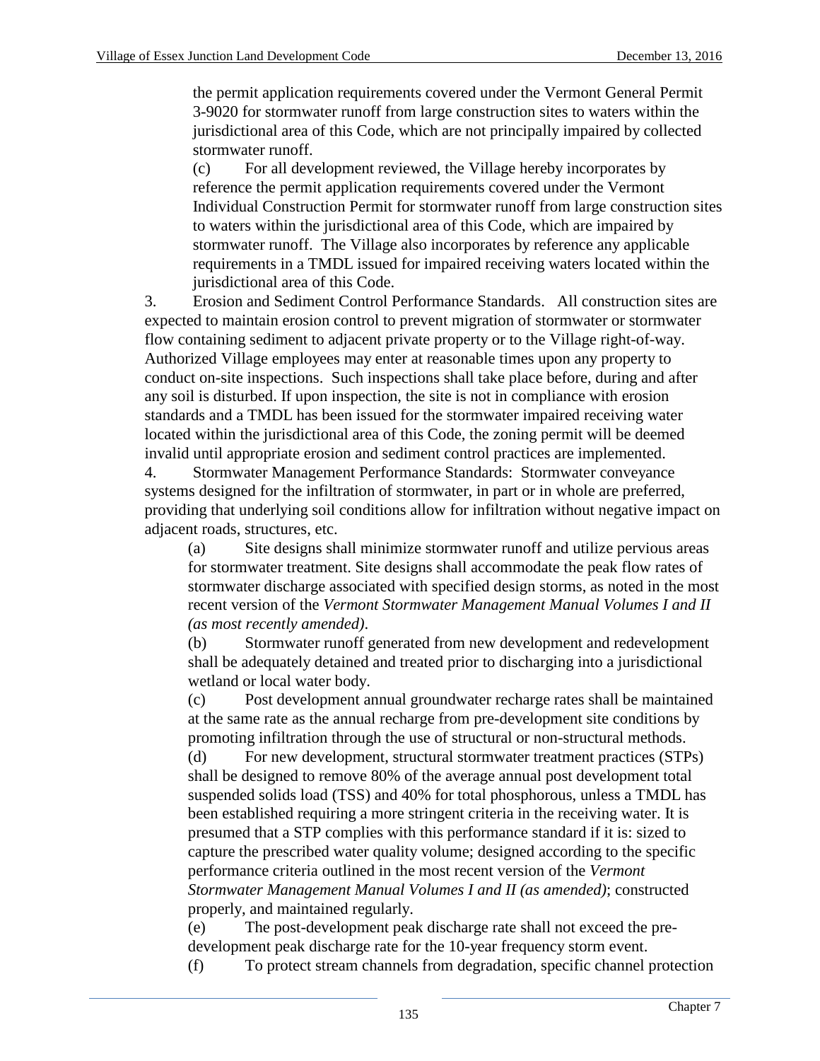the permit application requirements covered under the Vermont General Permit 3-9020 for stormwater runoff from large construction sites to waters within the jurisdictional area of this Code, which are not principally impaired by collected stormwater runoff.

(c) For all development reviewed, the Village hereby incorporates by reference the permit application requirements covered under the Vermont Individual Construction Permit for stormwater runoff from large construction sites to waters within the jurisdictional area of this Code, which are impaired by stormwater runoff. The Village also incorporates by reference any applicable requirements in a TMDL issued for impaired receiving waters located within the jurisdictional area of this Code.

3. Erosion and Sediment Control Performance Standards. All construction sites are expected to maintain erosion control to prevent migration of stormwater or stormwater flow containing sediment to adjacent private property or to the Village right-of-way. Authorized Village employees may enter at reasonable times upon any property to conduct on-site inspections. Such inspections shall take place before, during and after any soil is disturbed. If upon inspection, the site is not in compliance with erosion standards and a TMDL has been issued for the stormwater impaired receiving water located within the jurisdictional area of this Code, the zoning permit will be deemed invalid until appropriate erosion and sediment control practices are implemented.

4. Stormwater Management Performance Standards: Stormwater conveyance systems designed for the infiltration of stormwater, in part or in whole are preferred, providing that underlying soil conditions allow for infiltration without negative impact on adjacent roads, structures, etc.

(a) Site designs shall minimize stormwater runoff and utilize pervious areas for stormwater treatment. Site designs shall accommodate the peak flow rates of stormwater discharge associated with specified design storms, as noted in the most recent version of the *Vermont Stormwater Management Manual Volumes I and II (as most recently amended)*.

(b) Stormwater runoff generated from new development and redevelopment shall be adequately detained and treated prior to discharging into a jurisdictional wetland or local water body.

(c) Post development annual groundwater recharge rates shall be maintained at the same rate as the annual recharge from pre-development site conditions by promoting infiltration through the use of structural or non-structural methods.

(d) For new development, structural stormwater treatment practices (STPs) shall be designed to remove 80% of the average annual post development total suspended solids load (TSS) and 40% for total phosphorous, unless a TMDL has been established requiring a more stringent criteria in the receiving water. It is presumed that a STP complies with this performance standard if it is: sized to capture the prescribed water quality volume; designed according to the specific performance criteria outlined in the most recent version of the *Vermont Stormwater Management Manual Volumes I and II (as amended)*; constructed properly, and maintained regularly.

(e) The post-development peak discharge rate shall not exceed the pre-development peak discharge rate for the 10-year frequency storm event.

(f) To protect stream channels from degradation, specific channel protection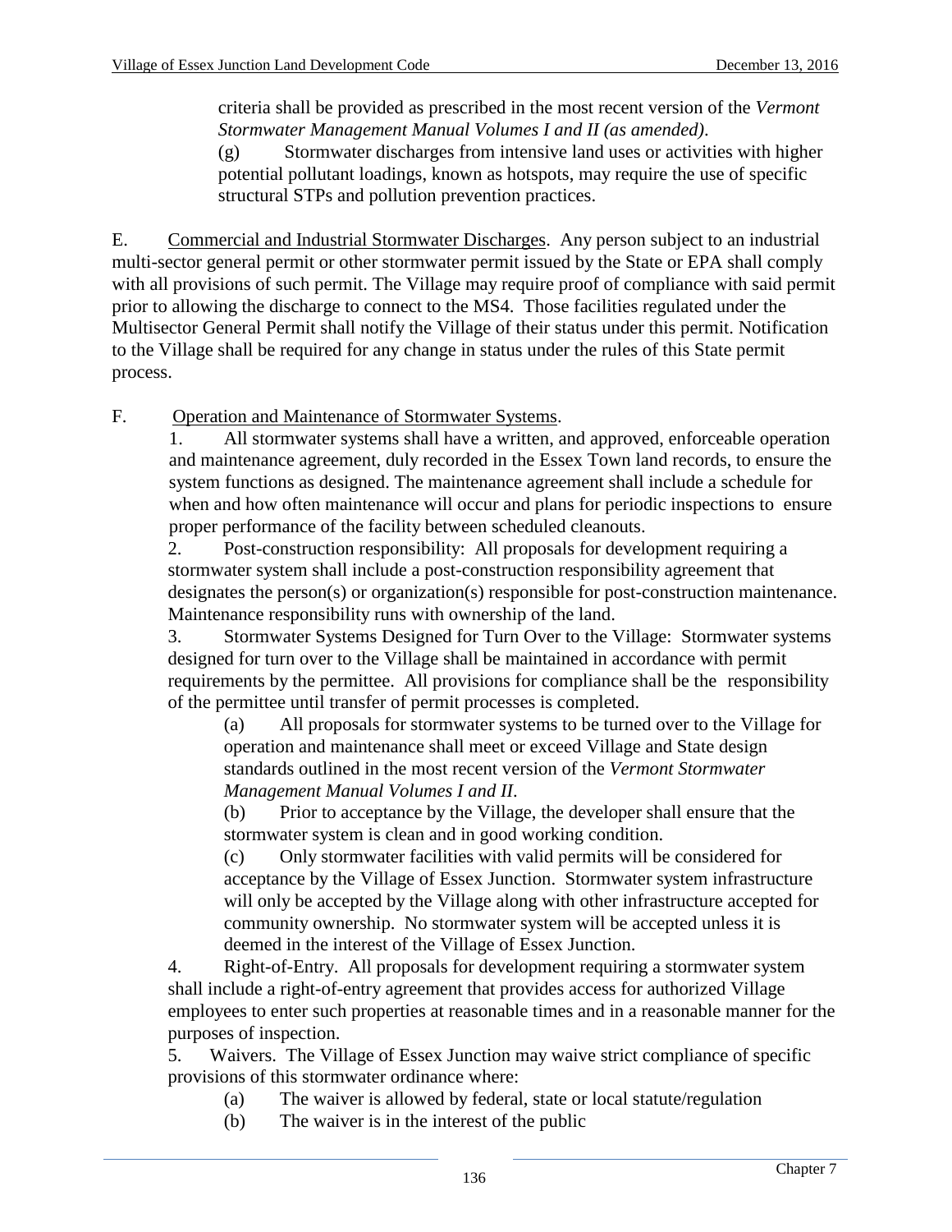criteria shall be provided as prescribed in the most recent version of the *Vermont Stormwater Management Manual Volumes I and II (as amended)*.

(g) Stormwater discharges from intensive land uses or activities with higher potential pollutant loadings, known as hotspots, may require the use of specific structural STPs and pollution prevention practices.

E. Commercial and Industrial Stormwater Discharges. Any person subject to an industrial multi-sector general permit or other stormwater permit issued by the State or EPA shall comply with all provisions of such permit. The Village may require proof of compliance with said permit prior to allowing the discharge to connect to the MS4. Those facilities regulated under the Multisector General Permit shall notify the Village of their status under this permit. Notification to the Village shall be required for any change in status under the rules of this State permit process.

F. Operation and Maintenance of Stormwater Systems.

1. All stormwater systems shall have a written, and approved, enforceable operation and maintenance agreement, duly recorded in the Essex Town land records, to ensure the system functions as designed. The maintenance agreement shall include a schedule for when and how often maintenance will occur and plans for periodic inspections to ensure proper performance of the facility between scheduled cleanouts.

2. Post-construction responsibility: All proposals for development requiring a stormwater system shall include a post-construction responsibility agreement that designates the person(s) or organization(s) responsible for post-construction maintenance. Maintenance responsibility runs with ownership of the land.

3. Stormwater Systems Designed for Turn Over to the Village: Stormwater systems designed for turn over to the Village shall be maintained in accordance with permit requirements by the permittee. All provisions for compliance shall be the responsibility of the permittee until transfer of permit processes is completed.

   (a) All proposals for stormwater systems to be turned over to the Village for operation and maintenance shall meet or exceed Village and State design standards outlined in the most recent version of the *Vermont Stormwater Management Manual Volumes I and II.*

   (b) Prior to acceptance by the Village, the developer shall ensure that the stormwater system is clean and in good working condition.

   (c) Only stormwater facilities with valid permits will be considered for acceptance by the Village of Essex Junction. Stormwater system infrastructure will only be accepted by the Village along with other infrastructure accepted for community ownership. No stormwater system will be accepted unless it is deemed in the interest of the Village of Essex Junction.

4. Right-of-Entry. All proposals for development requiring a stormwater system shall include a right-of-entry agreement that provides access for authorized Village employees to enter such properties at reasonable times and in a reasonable manner for the purposes of inspection.

5. Waivers. The Village of Essex Junction may waive strict compliance of specific provisions of this stormwater ordinance where:

   (a) The waiver is allowed by federal, state or local statute/regulation

   (b) The waiver is in the interest of the public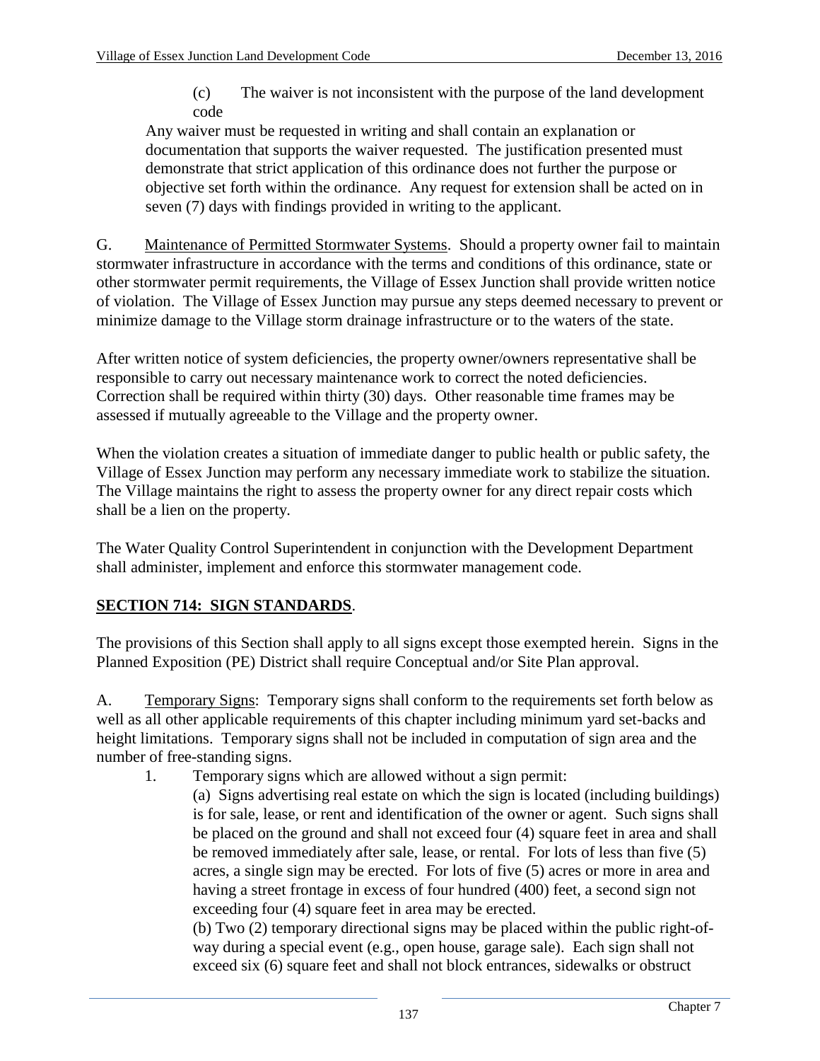(c) The waiver is not inconsistent with the purpose of the land development code

Any waiver must be requested in writing and shall contain an explanation or documentation that supports the waiver requested. The justification presented must demonstrate that strict application of this ordinance does not further the purpose or objective set forth within the ordinance. Any request for extension shall be acted on in seven (7) days with findings provided in writing to the applicant.

G. Maintenance of Permitted Stormwater Systems. Should a property owner fail to maintain stormwater infrastructure in accordance with the terms and conditions of this ordinance, state or other stormwater permit requirements, the Village of Essex Junction shall provide written notice of violation. The Village of Essex Junction may pursue any steps deemed necessary to prevent or minimize damage to the Village storm drainage infrastructure or to the waters of the state.

After written notice of system deficiencies, the property owner/owners representative shall be responsible to carry out necessary maintenance work to correct the noted deficiencies. Correction shall be required within thirty (30) days. Other reasonable time frames may be assessed if mutually agreeable to the Village and the property owner.

When the violation creates a situation of immediate danger to public health or public safety, the Village of Essex Junction may perform any necessary immediate work to stabilize the situation. The Village maintains the right to assess the property owner for any direct repair costs which shall be a lien on the property.

The Water Quality Control Superintendent in conjunction with the Development Department shall administer, implement and enforce this stormwater management code.

## SECTION 714: SIGN STANDARDS.

The provisions of this Section shall apply to all signs except those exempted herein. Signs in the Planned Exposition (PE) District shall require Conceptual and/or Site Plan approval.

A. Temporary Signs: Temporary signs shall conform to the requirements set forth below as well as all other applicable requirements of this chapter including minimum yard set-backs and height limitations. Temporary signs shall not be included in computation of sign area and the number of free-standing signs.

1. Temporary signs which are allowed without a sign permit:

   (a) Signs advertising real estate on which the sign is located (including buildings) is for sale, lease, or rent and identification of the owner or agent. Such signs shall be placed on the ground and shall not exceed four (4) square feet in area and shall be removed immediately after sale, lease, or rental. For lots of less than five (5) acres, a single sign may be erected. For lots of five (5) acres or more in area and having a street frontage in excess of four hundred (400) feet, a second sign not exceeding four (4) square feet in area may be erected.

   (b) Two (2) temporary directional signs may be placed within the public right-of-way during a special event (e.g., open house, garage sale). Each sign shall not exceed six (6) square feet and shall not block entrances, sidewalks or obstruct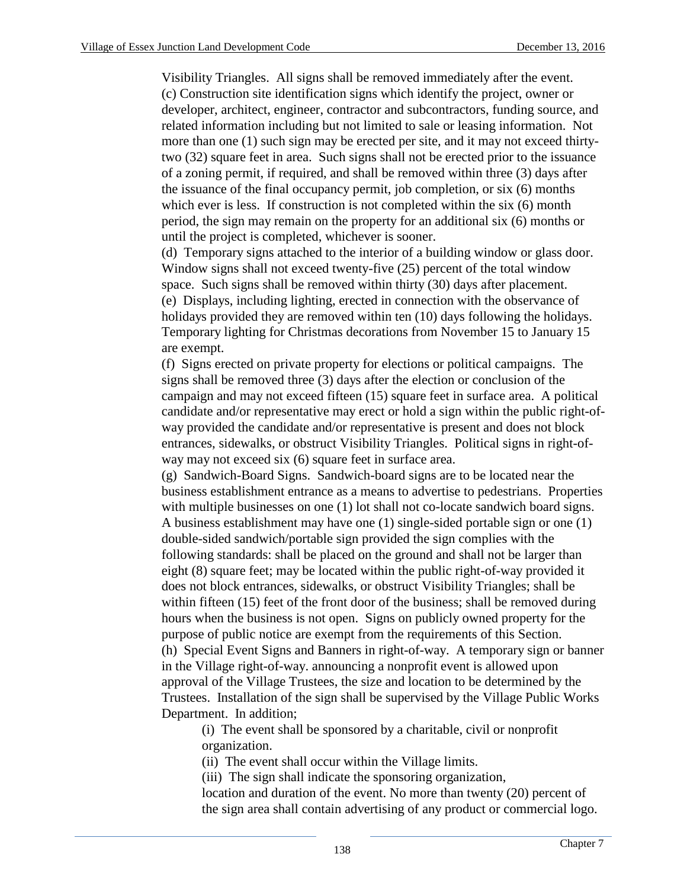Visibility Triangles. All signs shall be removed immediately after the event.

(c) Construction site identification signs which identify the project, owner or developer, architect, engineer, contractor and subcontractors, funding source, and related information including but not limited to sale or leasing information. Not more than one (1) such sign may be erected per site, and it may not exceed thirty-two (32) square feet in area. Such signs shall not be erected prior to the issuance of a zoning permit, if required, and shall be removed within three (3) days after the issuance of the final occupancy permit, job completion, or six (6) months which ever is less. If construction is not completed within the six (6) month period, the sign may remain on the property for an additional six (6) months or until the project is completed, whichever is sooner.

(d) Temporary signs attached to the interior of a building window or glass door. Window signs shall not exceed twenty-five (25) percent of the total window space. Such signs shall be removed within thirty (30) days after placement.

(e) Displays, including lighting, erected in connection with the observance of holidays provided they are removed within ten (10) days following the holidays. Temporary lighting for Christmas decorations from November 15 to January 15 are exempt.

(f) Signs erected on private property for elections or political campaigns. The signs shall be removed three (3) days after the election or conclusion of the campaign and may not exceed fifteen (15) square feet in surface area. A political candidate and/or representative may erect or hold a sign within the public right-of-way provided the candidate and/or representative is present and does not block entrances, sidewalks, or obstruct Visibility Triangles. Political signs in right-of-way may not exceed six (6) square feet in surface area.

(g) Sandwich-Board Signs. Sandwich-board signs are to be located near the business establishment entrance as a means to advertise to pedestrians. Properties with multiple businesses on one (1) lot shall not co-locate sandwich board signs. A business establishment may have one (1) single-sided portable sign or one (1) double-sided sandwich/portable sign provided the sign complies with the following standards: shall be placed on the ground and shall not be larger than eight (8) square feet; may be located within the public right-of-way provided it does not block entrances, sidewalks, or obstruct Visibility Triangles; shall be within fifteen (15) feet of the front door of the business; shall be removed during hours when the business is not open. Signs on publicly owned property for the purpose of public notice are exempt from the requirements of this Section.

(h) Special Event Signs and Banners in right-of-way. A temporary sign or banner in the Village right-of-way. announcing a nonprofit event is allowed upon approval of the Village Trustees, the size and location to be determined by the Trustees. Installation of the sign shall be supervised by the Village Public Works Department. In addition;

(i) The event shall be sponsored by a charitable, civil or nonprofit organization.

(ii) The event shall occur within the Village limits.

(iii) The sign shall indicate the sponsoring organization, location and duration of the event. No more than twenty (20) percent of the sign area shall contain advertising of any product or commercial logo.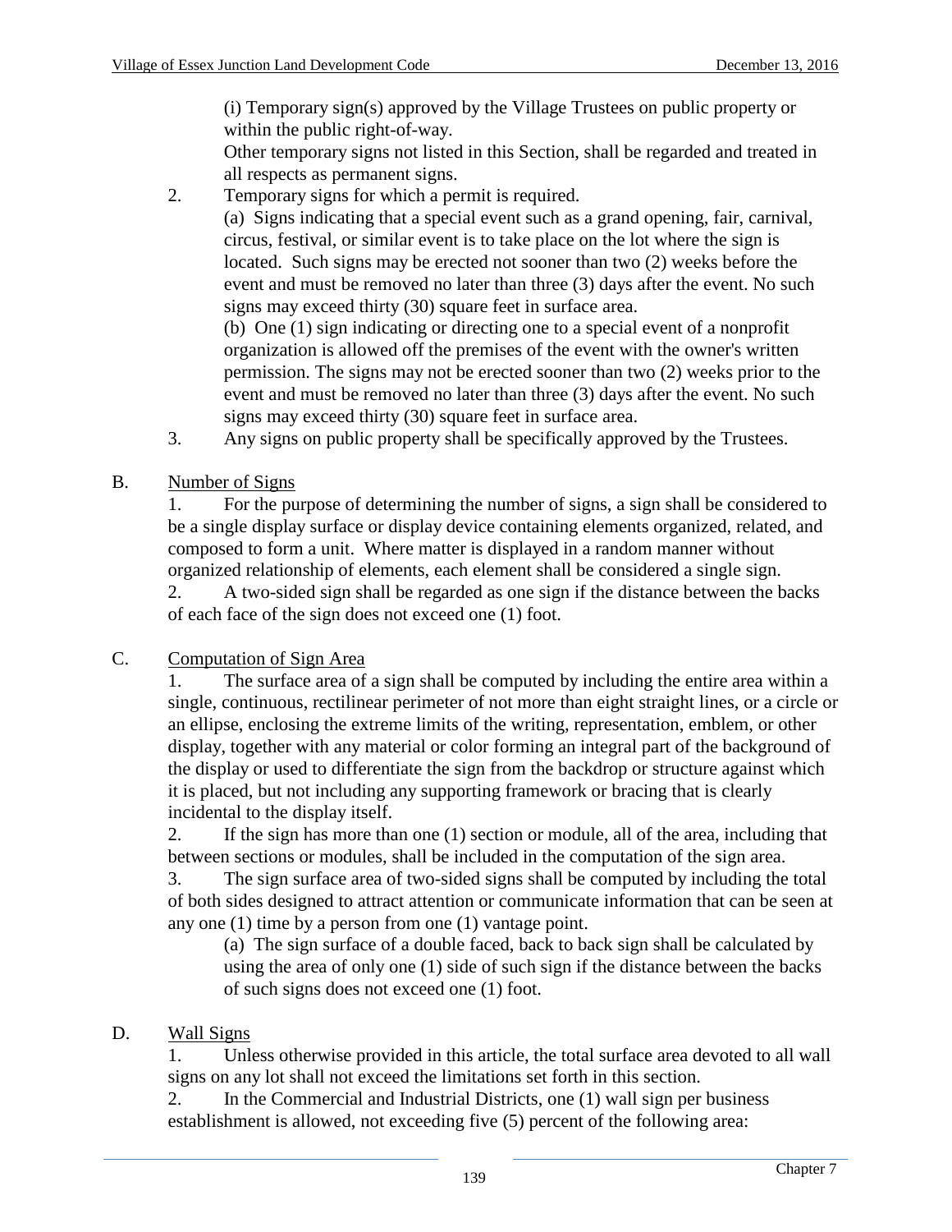(i) Temporary sign(s) approved by the Village Trustees on public property or within the public right-of-way.

Other temporary signs not listed in this Section, shall be regarded and treated in all respects as permanent signs.

2. Temporary signs for which a permit is required.

(a) Signs indicating that a special event such as a grand opening, fair, carnival, circus, festival, or similar event is to take place on the lot where the sign is located. Such signs may be erected not sooner than two (2) weeks before the event and must be removed no later than three (3) days after the event. No such signs may exceed thirty (30) square feet in surface area.

(b) One (1) sign indicating or directing one to a special event of a nonprofit organization is allowed off the premises of the event with the owner's written permission. The signs may not be erected sooner than two (2) weeks prior to the event and must be removed no later than three (3) days after the event. No such signs may exceed thirty (30) square feet in surface area.

3. Any signs on public property shall be specifically approved by the Trustees.

B. Number of Signs

1. For the purpose of determining the number of signs, a sign shall be considered to be a single display surface or display device containing elements organized, related, and composed to form a unit. Where matter is displayed in a random manner without organized relationship of elements, each element shall be considered a single sign.

2. A two-sided sign shall be regarded as one sign if the distance between the backs of each face of the sign does not exceed one (1) foot.

C. Computation of Sign Area

1. The surface area of a sign shall be computed by including the entire area within a single, continuous, rectilinear perimeter of not more than eight straight lines, or a circle or an ellipse, enclosing the extreme limits of the writing, representation, emblem, or other display, together with any material or color forming an integral part of the background of the display or used to differentiate the sign from the backdrop or structure against which it is placed, but not including any supporting framework or bracing that is clearly incidental to the display itself.

2. If the sign has more than one (1) section or module, all of the area, including that between sections or modules, shall be included in the computation of the sign area.

3. The sign surface area of two-sided signs shall be computed by including the total of both sides designed to attract attention or communicate information that can be seen at any one (1) time by a person from one (1) vantage point.

(a) The sign surface of a double faced, back to back sign shall be calculated by using the area of only one (1) side of such sign if the distance between the backs of such signs does not exceed one (1) foot.

D. Wall Signs

1. Unless otherwise provided in this article, the total surface area devoted to all wall signs on any lot shall not exceed the limitations set forth in this section.

2. In the Commercial and Industrial Districts, one (1) wall sign per business establishment is allowed, not exceeding five (5) percent of the following area: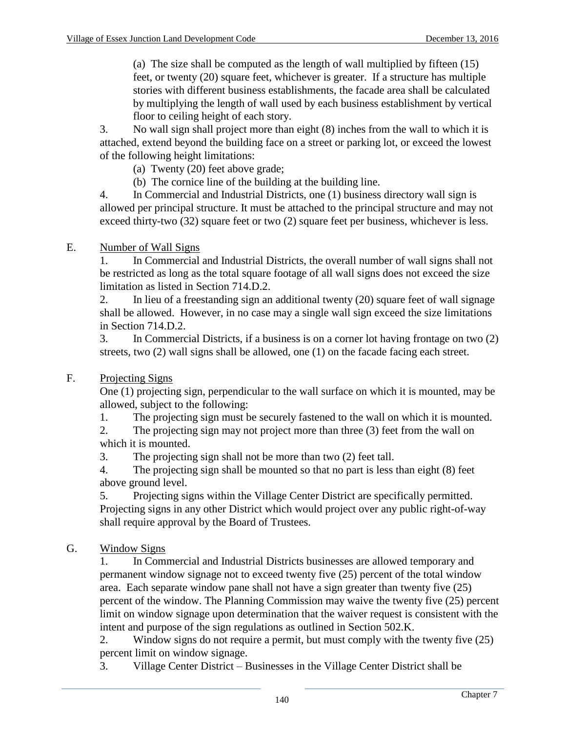(a) The size shall be computed as the length of wall multiplied by fifteen (15) feet, or twenty (20) square feet, whichever is greater. If a structure has multiple stories with different business establishments, the facade area shall be calculated by multiplying the length of wall used by each business establishment by vertical floor to ceiling height of each story.

3. No wall sign shall project more than eight (8) inches from the wall to which it is attached, extend beyond the building face on a street or parking lot, or exceed the lowest of the following height limitations:

(a) Twenty (20) feet above grade;

(b) The cornice line of the building at the building line.

4. In Commercial and Industrial Districts, one (1) business directory wall sign is allowed per principal structure. It must be attached to the principal structure and may not exceed thirty-two (32) square feet or two (2) square feet per business, whichever is less.

E. Number of Wall Signs

1. In Commercial and Industrial Districts, the overall number of wall signs shall not be restricted as long as the total square footage of all wall signs does not exceed the size limitation as listed in Section 714.D.2.

2. In lieu of a freestanding sign an additional twenty (20) square feet of wall signage shall be allowed. However, in no case may a single wall sign exceed the size limitations in Section 714.D.2.

3. In Commercial Districts, if a business is on a corner lot having frontage on two (2) streets, two (2) wall signs shall be allowed, one (1) on the facade facing each street.

F. Projecting Signs

One (1) projecting sign, perpendicular to the wall surface on which it is mounted, may be allowed, subject to the following:

1. The projecting sign must be securely fastened to the wall on which it is mounted.

2. The projecting sign may not project more than three (3) feet from the wall on which it is mounted.

3. The projecting sign shall not be more than two (2) feet tall.

4. The projecting sign shall be mounted so that no part is less than eight (8) feet above ground level.

5. Projecting signs within the Village Center District are specifically permitted. Projecting signs in any other District which would project over any public right-of-way shall require approval by the Board of Trustees.

G. Window Signs

1. In Commercial and Industrial Districts businesses are allowed temporary and permanent window signage not to exceed twenty five (25) percent of the total window area. Each separate window pane shall not have a sign greater than twenty five (25) percent of the window. The Planning Commission may waive the twenty five (25) percent limit on window signage upon determination that the waiver request is consistent with the intent and purpose of the sign regulations as outlined in Section 502.K.

2. Window signs do not require a permit, but must comply with the twenty five (25) percent limit on window signage.

3. Village Center District – Businesses in the Village Center District shall be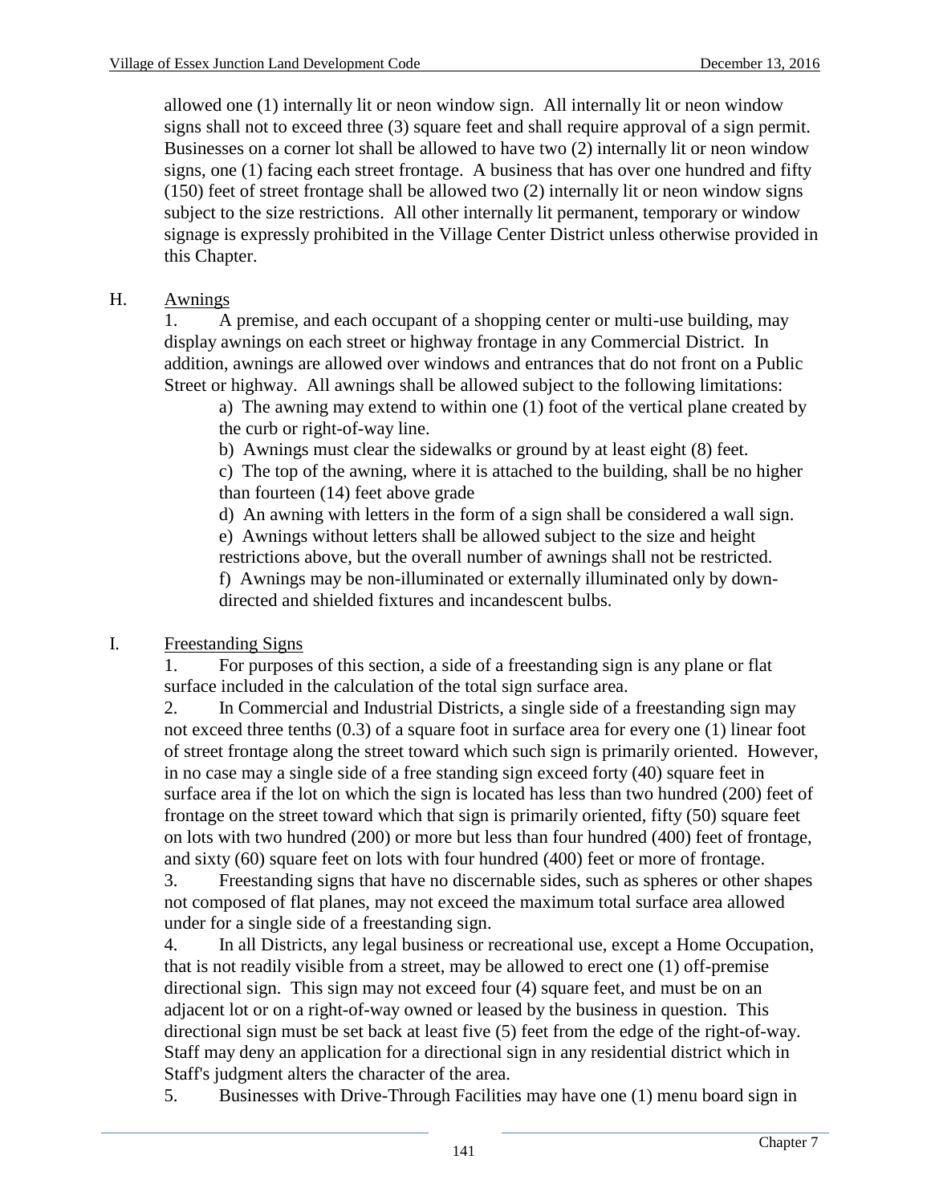allowed one (1) internally lit or neon window sign. All internally lit or neon window signs shall not to exceed three (3) square feet and shall require approval of a sign permit. Businesses on a corner lot shall be allowed to have two (2) internally lit or neon window signs, one (1) facing each street frontage. A business that has over one hundred and fifty (150) feet of street frontage shall be allowed two (2) internally lit or neon window signs subject to the size restrictions. All other internally lit permanent, temporary or window signage is expressly prohibited in the Village Center District unless otherwise provided in this Chapter.

H. Awnings

1. A premise, and each occupant of a shopping center or multi-use building, may display awnings on each street or highway frontage in any Commercial District. In addition, awnings are allowed over windows and entrances that do not front on a Public Street or highway. All awnings shall be allowed subject to the following limitations:

a) The awning may extend to within one (1) foot of the vertical plane created by the curb or right-of-way line.

b) Awnings must clear the sidewalks or ground by at least eight (8) feet.

c) The top of the awning, where it is attached to the building, shall be no higher than fourteen (14) feet above grade

d) An awning with letters in the form of a sign shall be considered a wall sign.

e) Awnings without letters shall be allowed subject to the size and height restrictions above, but the overall number of awnings shall not be restricted.

f) Awnings may be non-illuminated or externally illuminated only by down-directed and shielded fixtures and incandescent bulbs.

I. Freestanding Signs

1. For purposes of this section, a side of a freestanding sign is any plane or flat surface included in the calculation of the total sign surface area.

2. In Commercial and Industrial Districts, a single side of a freestanding sign may not exceed three tenths (0.3) of a square foot in surface area for every one (1) linear foot of street frontage along the street toward which such sign is primarily oriented. However, in no case may a single side of a free standing sign exceed forty (40) square feet in surface area if the lot on which the sign is located has less than two hundred (200) feet of frontage on the street toward which that sign is primarily oriented, fifty (50) square feet on lots with two hundred (200) or more but less than four hundred (400) feet of frontage, and sixty (60) square feet on lots with four hundred (400) feet or more of frontage.

3. Freestanding signs that have no discernable sides, such as spheres or other shapes not composed of flat planes, may not exceed the maximum total surface area allowed under for a single side of a freestanding sign.

4. In all Districts, any legal business or recreational use, except a Home Occupation, that is not readily visible from a street, may be allowed to erect one (1) off-premise directional sign. This sign may not exceed four (4) square feet, and must be on an adjacent lot or on a right-of-way owned or leased by the business in question. This directional sign must be set back at least five (5) feet from the edge of the right-of-way. Staff may deny an application for a directional sign in any residential district which in Staff's judgment alters the character of the area.

5. Businesses with Drive-Through Facilities may have one (1) menu board sign in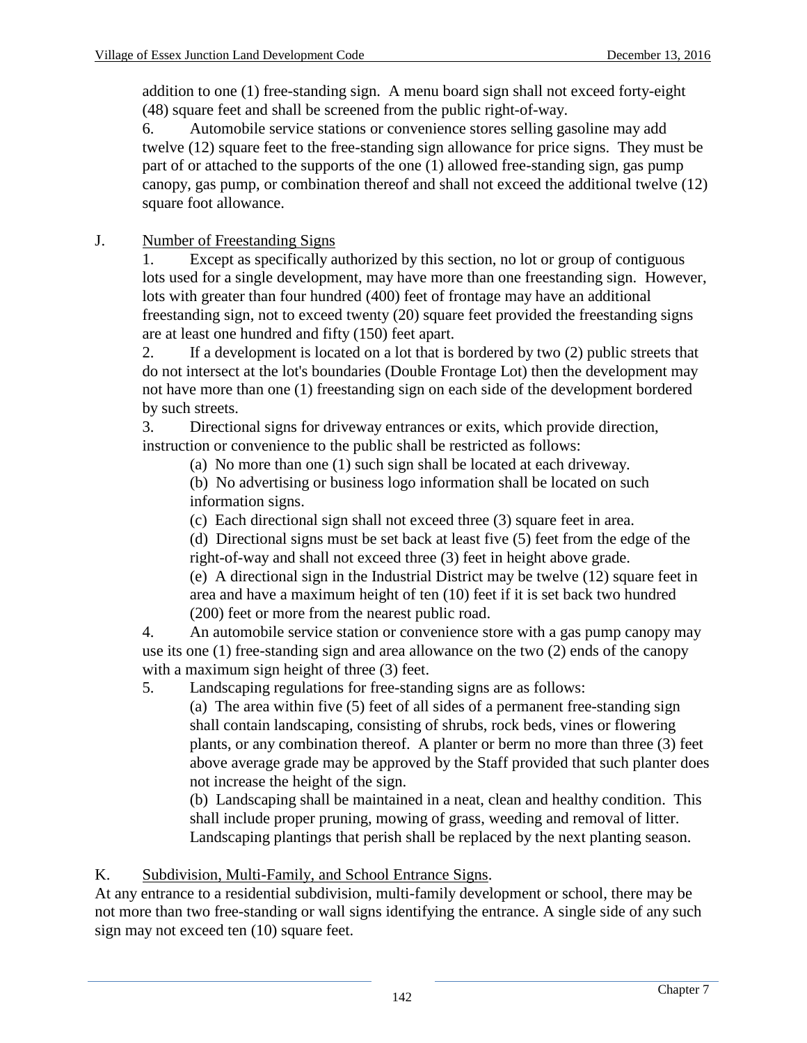addition to one (1) free-standing sign. A menu board sign shall not exceed forty-eight (48) square feet and shall be screened from the public right-of-way.

6. Automobile service stations or convenience stores selling gasoline may add twelve (12) square feet to the free-standing sign allowance for price signs. They must be part of or attached to the supports of the one (1) allowed free-standing sign, gas pump canopy, gas pump, or combination thereof and shall not exceed the additional twelve (12) square foot allowance.

J. Number of Freestanding Signs

1. Except as specifically authorized by this section, no lot or group of contiguous lots used for a single development, may have more than one freestanding sign. However, lots with greater than four hundred (400) feet of frontage may have an additional freestanding sign, not to exceed twenty (20) square feet provided the freestanding signs are at least one hundred and fifty (150) feet apart.

2. If a development is located on a lot that is bordered by two (2) public streets that do not intersect at the lot's boundaries (Double Frontage Lot) then the development may not have more than one (1) freestanding sign on each side of the development bordered by such streets.

3. Directional signs for driveway entrances or exits, which provide direction, instruction or convenience to the public shall be restricted as follows:

(a) No more than one (1) such sign shall be located at each driveway.

(b) No advertising or business logo information shall be located on such information signs.

(c) Each directional sign shall not exceed three (3) square feet in area.

(d) Directional signs must be set back at least five (5) feet from the edge of the right-of-way and shall not exceed three (3) feet in height above grade.

(e) A directional sign in the Industrial District may be twelve (12) square feet in area and have a maximum height of ten (10) feet if it is set back two hundred (200) feet or more from the nearest public road.

4. An automobile service station or convenience store with a gas pump canopy may use its one (1) free-standing sign and area allowance on the two (2) ends of the canopy with a maximum sign height of three (3) feet.

5. Landscaping regulations for free-standing signs are as follows:

(a) The area within five (5) feet of all sides of a permanent free-standing sign shall contain landscaping, consisting of shrubs, rock beds, vines or flowering plants, or any combination thereof. A planter or berm no more than three (3) feet above average grade may be approved by the Staff provided that such planter does not increase the height of the sign.

(b) Landscaping shall be maintained in a neat, clean and healthy condition. This shall include proper pruning, mowing of grass, weeding and removal of litter. Landscaping plantings that perish shall be replaced by the next planting season.

K. Subdivision, Multi-Family, and School Entrance Signs.

At any entrance to a residential subdivision, multi-family development or school, there may be not more than two free-standing or wall signs identifying the entrance. A single side of any such sign may not exceed ten (10) square feet.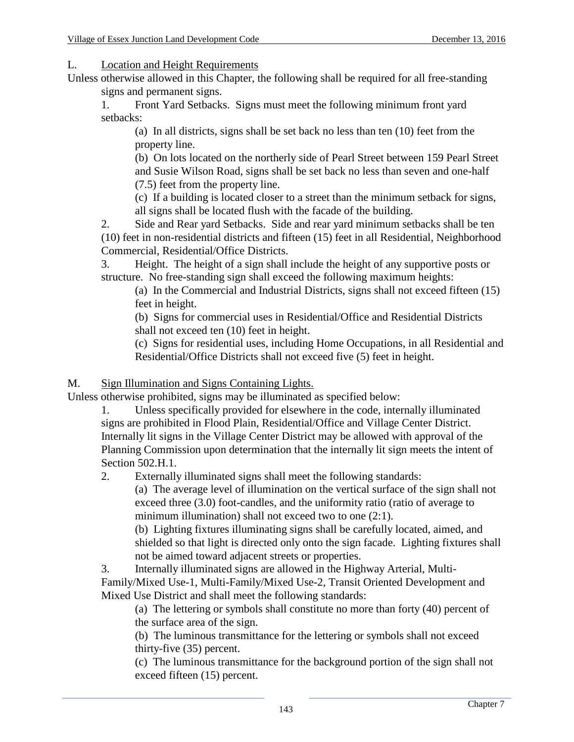L. Location and Height Requirements

Unless otherwise allowed in this Chapter, the following shall be required for all free-standing signs and permanent signs.

1. Front Yard Setbacks. Signs must meet the following minimum front yard setbacks:

   (a) In all districts, signs shall be set back no less than ten (10) feet from the property line.

   (b) On lots located on the northerly side of Pearl Street between 159 Pearl Street and Susie Wilson Road, signs shall be set back no less than seven and one-half (7.5) feet from the property line.

   (c) If a building is located closer to a street than the minimum setback for signs, all signs shall be located flush with the facade of the building.

2. Side and Rear yard Setbacks. Side and rear yard minimum setbacks shall be ten (10) feet in non-residential districts and fifteen (15) feet in all Residential, Neighborhood Commercial, Residential/Office Districts.

3. Height. The height of a sign shall include the height of any supportive posts or structure. No free-standing sign shall exceed the following maximum heights:

   (a) In the Commercial and Industrial Districts, signs shall not exceed fifteen (15) feet in height.

   (b) Signs for commercial uses in Residential/Office and Residential Districts shall not exceed ten (10) feet in height.

   (c) Signs for residential uses, including Home Occupations, in all Residential and Residential/Office Districts shall not exceed five (5) feet in height.

M. Sign Illumination and Signs Containing Lights.

Unless otherwise prohibited, signs may be illuminated as specified below:

1. Unless specifically provided for elsewhere in the code, internally illuminated signs are prohibited in Flood Plain, Residential/Office and Village Center District. Internally lit signs in the Village Center District may be allowed with approval of the Planning Commission upon determination that the internally lit sign meets the intent of Section 502.H.1.

2. Externally illuminated signs shall meet the following standards:

   (a) The average level of illumination on the vertical surface of the sign shall not exceed three (3.0) foot-candles, and the uniformity ratio (ratio of average to minimum illumination) shall not exceed two to one (2:1).

   (b) Lighting fixtures illuminating signs shall be carefully located, aimed, and shielded so that light is directed only onto the sign facade. Lighting fixtures shall not be aimed toward adjacent streets or properties.

3. Internally illuminated signs are allowed in the Highway Arterial, Multi-Family/Mixed Use-1, Multi-Family/Mixed Use-2, Transit Oriented Development and Mixed Use District and shall meet the following standards:

   (a) The lettering or symbols shall constitute no more than forty (40) percent of the surface area of the sign.

   (b) The luminous transmittance for the lettering or symbols shall not exceed thirty-five (35) percent.

   (c) The luminous transmittance for the background portion of the sign shall not exceed fifteen (15) percent.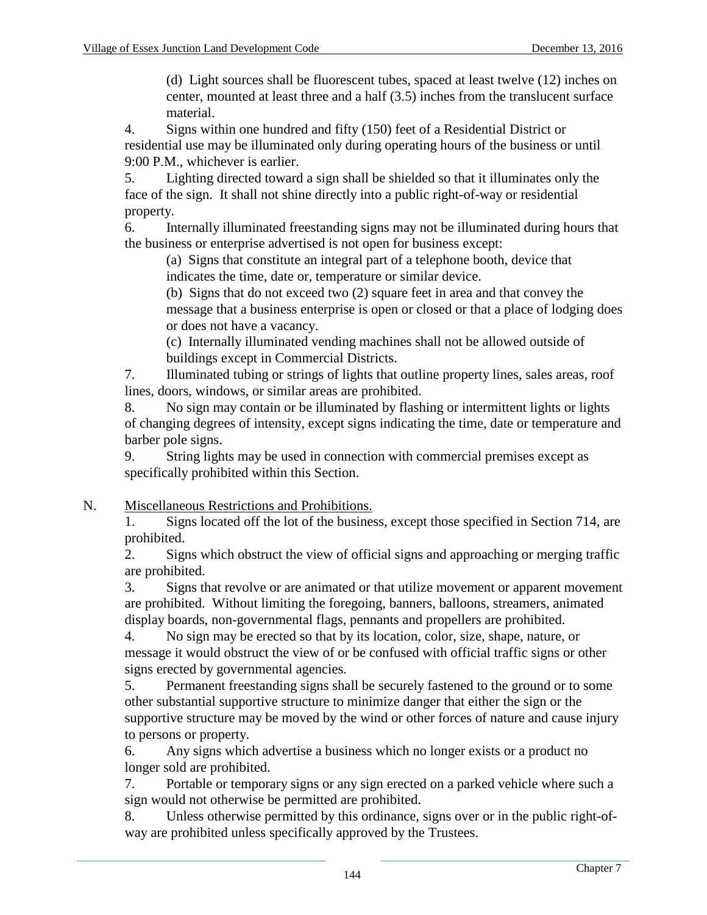(d) Light sources shall be fluorescent tubes, spaced at least twelve (12) inches on center, mounted at least three and a half (3.5) inches from the translucent surface material.

4. Signs within one hundred and fifty (150) feet of a Residential District or residential use may be illuminated only during operating hours of the business or until 9:00 P.M., whichever is earlier.

5. Lighting directed toward a sign shall be shielded so that it illuminates only the face of the sign. It shall not shine directly into a public right-of-way or residential property.

6. Internally illuminated freestanding signs may not be illuminated during hours that the business or enterprise advertised is not open for business except:

(a) Signs that constitute an integral part of a telephone booth, device that indicates the time, date or, temperature or similar device.

(b) Signs that do not exceed two (2) square feet in area and that convey the message that a business enterprise is open or closed or that a place of lodging does or does not have a vacancy.

(c) Internally illuminated vending machines shall not be allowed outside of buildings except in Commercial Districts.

7. Illuminated tubing or strings of lights that outline property lines, sales areas, roof lines, doors, windows, or similar areas are prohibited.

8. No sign may contain or be illuminated by flashing or intermittent lights or lights of changing degrees of intensity, except signs indicating the time, date or temperature and barber pole signs.

9. String lights may be used in connection with commercial premises except as specifically prohibited within this Section.

N. Miscellaneous Restrictions and Prohibitions.

1. Signs located off the lot of the business, except those specified in Section 714, are prohibited.

2. Signs which obstruct the view of official signs and approaching or merging traffic are prohibited.

3. Signs that revolve or are animated or that utilize movement or apparent movement are prohibited. Without limiting the foregoing, banners, balloons, streamers, animated display boards, non-governmental flags, pennants and propellers are prohibited.

4. No sign may be erected so that by its location, color, size, shape, nature, or message it would obstruct the view of or be confused with official traffic signs or other signs erected by governmental agencies.

5. Permanent freestanding signs shall be securely fastened to the ground or to some other substantial supportive structure to minimize danger that either the sign or the supportive structure may be moved by the wind or other forces of nature and cause injury to persons or property.

6. Any signs which advertise a business which no longer exists or a product no longer sold are prohibited.

7. Portable or temporary signs or any sign erected on a parked vehicle where such a sign would not otherwise be permitted are prohibited.

8. Unless otherwise permitted by this ordinance, signs over or in the public right-of-way are prohibited unless specifically approved by the Trustees.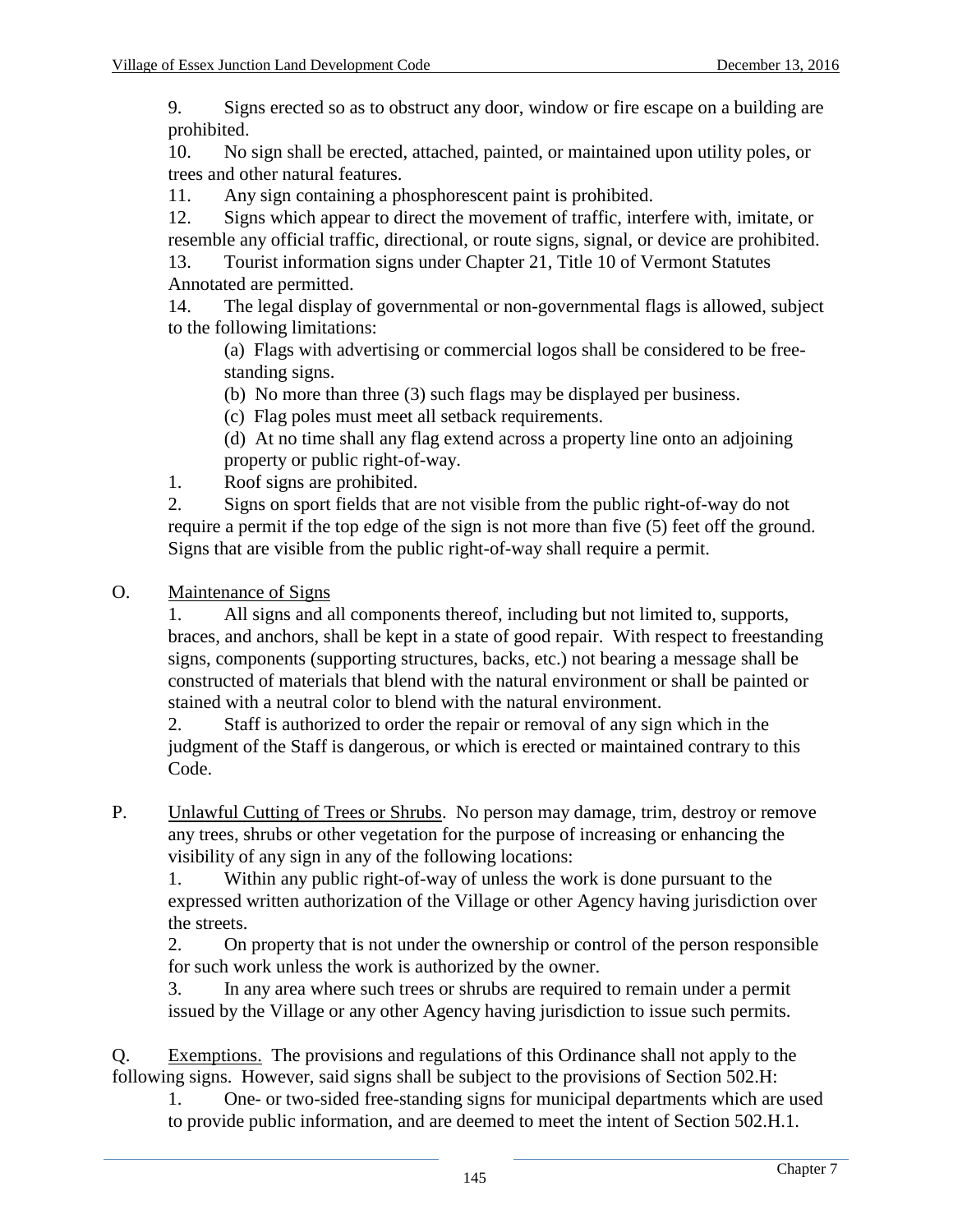9. Signs erected so as to obstruct any door, window or fire escape on a building are prohibited.

10. No sign shall be erected, attached, painted, or maintained upon utility poles, or trees and other natural features.

11. Any sign containing a phosphorescent paint is prohibited.

12. Signs which appear to direct the movement of traffic, interfere with, imitate, or resemble any official traffic, directional, or route signs, signal, or device are prohibited.

13. Tourist information signs under Chapter 21, Title 10 of Vermont Statutes Annotated are permitted.

14. The legal display of governmental or non-governmental flags is allowed, subject to the following limitations:

 (a) Flags with advertising or commercial logos shall be considered to be free-standing signs.

 (b) No more than three (3) such flags may be displayed per business.

 (c) Flag poles must meet all setback requirements.

 (d) At no time shall any flag extend across a property line onto an adjoining property or public right-of-way.

1. Roof signs are prohibited.

2. Signs on sport fields that are not visible from the public right-of-way do not require a permit if the top edge of the sign is not more than five (5) feet off the ground. Signs that are visible from the public right-of-way shall require a permit.

O. <u>Maintenance of Signs</u>

1. All signs and all components thereof, including but not limited to, supports, braces, and anchors, shall be kept in a state of good repair. With respect to freestanding signs, components (supporting structures, backs, etc.) not bearing a message shall be constructed of materials that blend with the natural environment or shall be painted or stained with a neutral color to blend with the natural environment.

2. Staff is authorized to order the repair or removal of any sign which in the judgment of the Staff is dangerous, or which is erected or maintained contrary to this Code.

P. <u>Unlawful Cutting of Trees or Shrubs</u>. No person may damage, trim, destroy or remove any trees, shrubs or other vegetation for the purpose of increasing or enhancing the visibility of any sign in any of the following locations:

1. Within any public right-of-way of unless the work is done pursuant to the expressed written authorization of the Village or other Agency having jurisdiction over the streets.

2. On property that is not under the ownership or control of the person responsible for such work unless the work is authorized by the owner.

3. In any area where such trees or shrubs are required to remain under a permit issued by the Village or any other Agency having jurisdiction to issue such permits.

Q. <u>Exemptions.</u> The provisions and regulations of this Ordinance shall not apply to the following signs. However, said signs shall be subject to the provisions of Section 502.H:

1. One- or two-sided free-standing signs for municipal departments which are used to provide public information, and are deemed to meet the intent of Section 502.H.1.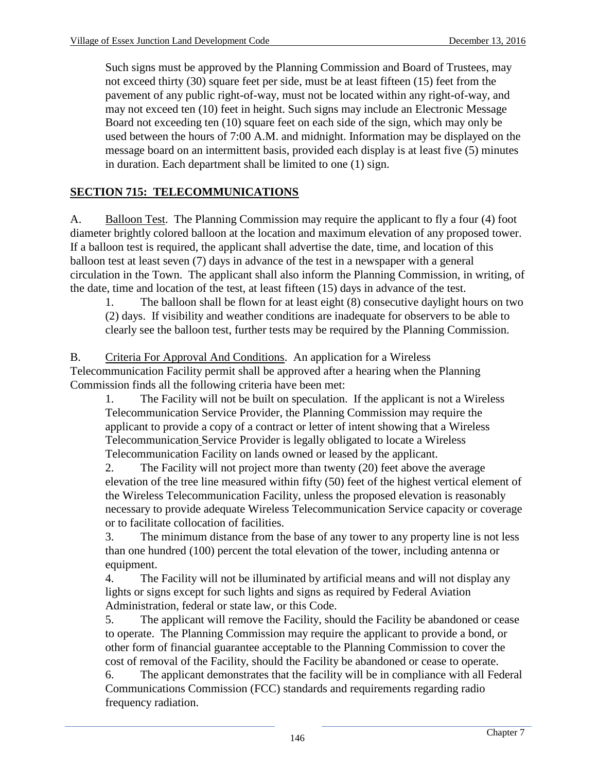Such signs must be approved by the Planning Commission and Board of Trustees, may not exceed thirty (30) square feet per side, must be at least fifteen (15) feet from the pavement of any public right-of-way, must not be located within any right-of-way, and may not exceed ten (10) feet in height. Such signs may include an Electronic Message Board not exceeding ten (10) square feet on each side of the sign, which may only be used between the hours of 7:00 A.M. and midnight. Information may be displayed on the message board on an intermittent basis, provided each display is at least five (5) minutes in duration. Each department shall be limited to one (1) sign.

## SECTION 715: TELECOMMUNICATIONS

A. Balloon Test. The Planning Commission may require the applicant to fly a four (4) foot diameter brightly colored balloon at the location and maximum elevation of any proposed tower. If a balloon test is required, the applicant shall advertise the date, time, and location of this balloon test at least seven (7) days in advance of the test in a newspaper with a general circulation in the Town. The applicant shall also inform the Planning Commission, in writing, of the date, time and location of the test, at least fifteen (15) days in advance of the test.

1. The balloon shall be flown for at least eight (8) consecutive daylight hours on two (2) days. If visibility and weather conditions are inadequate for observers to be able to clearly see the balloon test, further tests may be required by the Planning Commission.

B. Criteria For Approval And Conditions. An application for a Wireless Telecommunication Facility permit shall be approved after a hearing when the Planning Commission finds all the following criteria have been met:

1. The Facility will not be built on speculation. If the applicant is not a Wireless Telecommunication Service Provider, the Planning Commission may require the applicant to provide a copy of a contract or letter of intent showing that a Wireless Telecommunication Service Provider is legally obligated to locate a Wireless Telecommunication Facility on lands owned or leased by the applicant.
2. The Facility will not project more than twenty (20) feet above the average elevation of the tree line measured within fifty (50) feet of the highest vertical element of the Wireless Telecommunication Facility, unless the proposed elevation is reasonably necessary to provide adequate Wireless Telecommunication Service capacity or coverage or to facilitate collocation of facilities.
3. The minimum distance from the base of any tower to any property line is not less than one hundred (100) percent the total elevation of the tower, including antenna or equipment.
4. The Facility will not be illuminated by artificial means and will not display any lights or signs except for such lights and signs as required by Federal Aviation Administration, federal or state law, or this Code.
5. The applicant will remove the Facility, should the Facility be abandoned or cease to operate. The Planning Commission may require the applicant to provide a bond, or other form of financial guarantee acceptable to the Planning Commission to cover the cost of removal of the Facility, should the Facility be abandoned or cease to operate.
6. The applicant demonstrates that the facility will be in compliance with all Federal Communications Commission (FCC) standards and requirements regarding radio frequency radiation.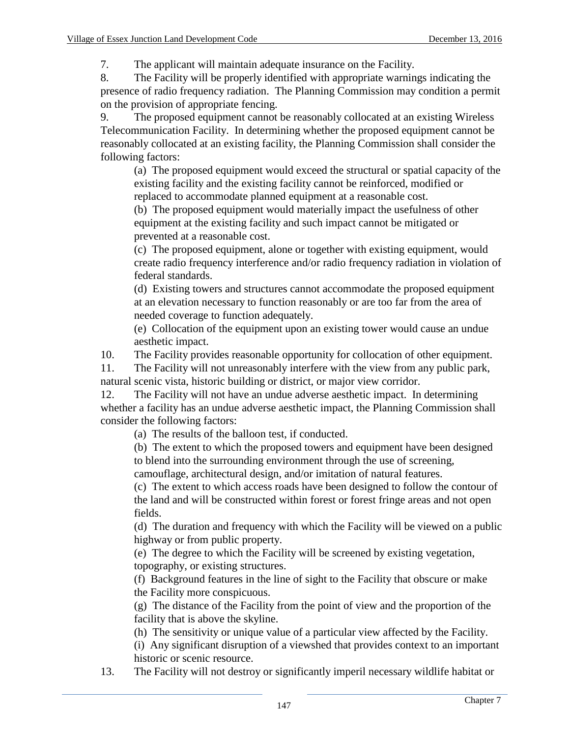7. The applicant will maintain adequate insurance on the Facility.

8. The Facility will be properly identified with appropriate warnings indicating the presence of radio frequency radiation. The Planning Commission may condition a permit on the provision of appropriate fencing.

9. The proposed equipment cannot be reasonably collocated at an existing Wireless Telecommunication Facility. In determining whether the proposed equipment cannot be reasonably collocated at an existing facility, the Planning Commission shall consider the following factors:

   (a) The proposed equipment would exceed the structural or spatial capacity of the existing facility and the existing facility cannot be reinforced, modified or replaced to accommodate planned equipment at a reasonable cost.

   (b) The proposed equipment would materially impact the usefulness of other equipment at the existing facility and such impact cannot be mitigated or prevented at a reasonable cost.

   (c) The proposed equipment, alone or together with existing equipment, would create radio frequency interference and/or radio frequency radiation in violation of federal standards.

   (d) Existing towers and structures cannot accommodate the proposed equipment at an elevation necessary to function reasonably or are too far from the area of needed coverage to function adequately.

   (e) Collocation of the equipment upon an existing tower would cause an undue aesthetic impact.

10. The Facility provides reasonable opportunity for collocation of other equipment.

11. The Facility will not unreasonably interfere with the view from any public park, natural scenic vista, historic building or district, or major view corridor.

12. The Facility will not have an undue adverse aesthetic impact. In determining whether a facility has an undue adverse aesthetic impact, the Planning Commission shall consider the following factors:

   (a) The results of the balloon test, if conducted.

   (b) The extent to which the proposed towers and equipment have been designed to blend into the surrounding environment through the use of screening, camouflage, architectural design, and/or imitation of natural features.

   (c) The extent to which access roads have been designed to follow the contour of the land and will be constructed within forest or forest fringe areas and not open fields.

   (d) The duration and frequency with which the Facility will be viewed on a public highway or from public property.

   (e) The degree to which the Facility will be screened by existing vegetation, topography, or existing structures.

   (f) Background features in the line of sight to the Facility that obscure or make the Facility more conspicuous.

   (g) The distance of the Facility from the point of view and the proportion of the facility that is above the skyline.

   (h) The sensitivity or unique value of a particular view affected by the Facility.

   (i) Any significant disruption of a viewshed that provides context to an important historic or scenic resource.

13. The Facility will not destroy or significantly imperil necessary wildlife habitat or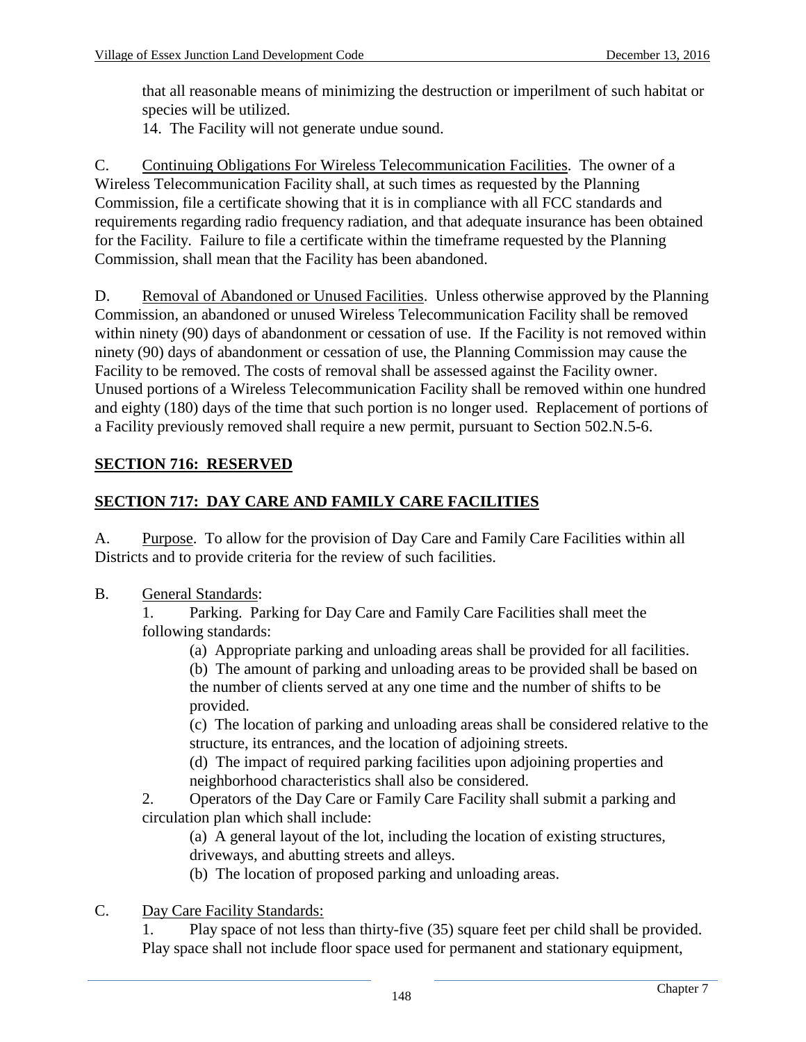that all reasonable means of minimizing the destruction or imperilment of such habitat or species will be utilized.

14. The Facility will not generate undue sound.

C. Continuing Obligations For Wireless Telecommunication Facilities. The owner of a Wireless Telecommunication Facility shall, at such times as requested by the Planning Commission, file a certificate showing that it is in compliance with all FCC standards and requirements regarding radio frequency radiation, and that adequate insurance has been obtained for the Facility. Failure to file a certificate within the timeframe requested by the Planning Commission, shall mean that the Facility has been abandoned.

D. Removal of Abandoned or Unused Facilities. Unless otherwise approved by the Planning Commission, an abandoned or unused Wireless Telecommunication Facility shall be removed within ninety (90) days of abandonment or cessation of use. If the Facility is not removed within ninety (90) days of abandonment or cessation of use, the Planning Commission may cause the Facility to be removed. The costs of removal shall be assessed against the Facility owner. Unused portions of a Wireless Telecommunication Facility shall be removed within one hundred and eighty (180) days of the time that such portion is no longer used. Replacement of portions of a Facility previously removed shall require a new permit, pursuant to Section 502.N.5-6.

## SECTION 716: RESERVED

## SECTION 717: DAY CARE AND FAMILY CARE FACILITIES

A. Purpose. To allow for the provision of Day Care and Family Care Facilities within all Districts and to provide criteria for the review of such facilities.

B. General Standards:

1. Parking. Parking for Day Care and Family Care Facilities shall meet the following standards:
   - (a) Appropriate parking and unloading areas shall be provided for all facilities.
   - (b) The amount of parking and unloading areas to be provided shall be based on the number of clients served at any one time and the number of shifts to be provided.
   - (c) The location of parking and unloading areas shall be considered relative to the structure, its entrances, and the location of adjoining streets.
   - (d) The impact of required parking facilities upon adjoining properties and neighborhood characteristics shall also be considered.
2. Operators of the Day Care or Family Care Facility shall submit a parking and circulation plan which shall include:
   - (a) A general layout of the lot, including the location of existing structures, driveways, and abutting streets and alleys.
   - (b) The location of proposed parking and unloading areas.

C. Day Care Facility Standards:

1. Play space of not less than thirty-five (35) square feet per child shall be provided. Play space shall not include floor space used for permanent and stationary equipment,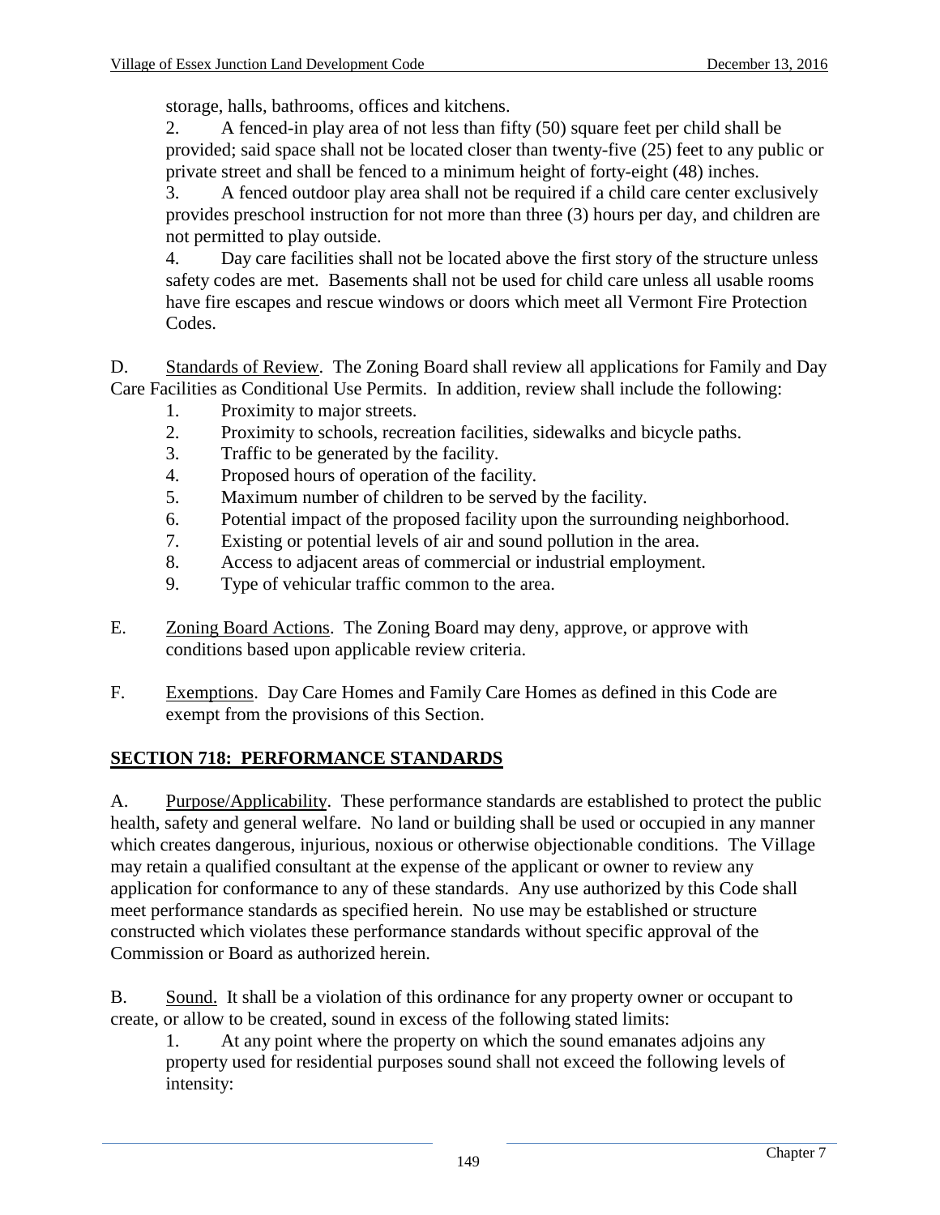storage, halls, bathrooms, offices and kitchens.

2. A fenced-in play area of not less than fifty (50) square feet per child shall be provided; said space shall not be located closer than twenty-five (25) feet to any public or private street and shall be fenced to a minimum height of forty-eight (48) inches.

3. A fenced outdoor play area shall not be required if a child care center exclusively provides preschool instruction for not more than three (3) hours per day, and children are not permitted to play outside.

4. Day care facilities shall not be located above the first story of the structure unless safety codes are met. Basements shall not be used for child care unless all usable rooms have fire escapes and rescue windows or doors which meet all Vermont Fire Protection Codes.

D. Standards of Review. The Zoning Board shall review all applications for Family and Day Care Facilities as Conditional Use Permits. In addition, review shall include the following:

1. Proximity to major streets.
2. Proximity to schools, recreation facilities, sidewalks and bicycle paths.
3. Traffic to be generated by the facility.
4. Proposed hours of operation of the facility.
5. Maximum number of children to be served by the facility.
6. Potential impact of the proposed facility upon the surrounding neighborhood.
7. Existing or potential levels of air and sound pollution in the area.
8. Access to adjacent areas of commercial or industrial employment.
9. Type of vehicular traffic common to the area.

E. Zoning Board Actions. The Zoning Board may deny, approve, or approve with conditions based upon applicable review criteria.

F. Exemptions. Day Care Homes and Family Care Homes as defined in this Code are exempt from the provisions of this Section.

## SECTION 718: PERFORMANCE STANDARDS

A. Purpose/Applicability. These performance standards are established to protect the public health, safety and general welfare. No land or building shall be used or occupied in any manner which creates dangerous, injurious, noxious or otherwise objectionable conditions. The Village may retain a qualified consultant at the expense of the applicant or owner to review any application for conformance to any of these standards. Any use authorized by this Code shall meet performance standards as specified herein. No use may be established or structure constructed which violates these performance standards without specific approval of the Commission or Board as authorized herein.

B. Sound. It shall be a violation of this ordinance for any property owner or occupant to create, or allow to be created, sound in excess of the following stated limits:

1. At any point where the property on which the sound emanates adjoins any property used for residential purposes sound shall not exceed the following levels of intensity: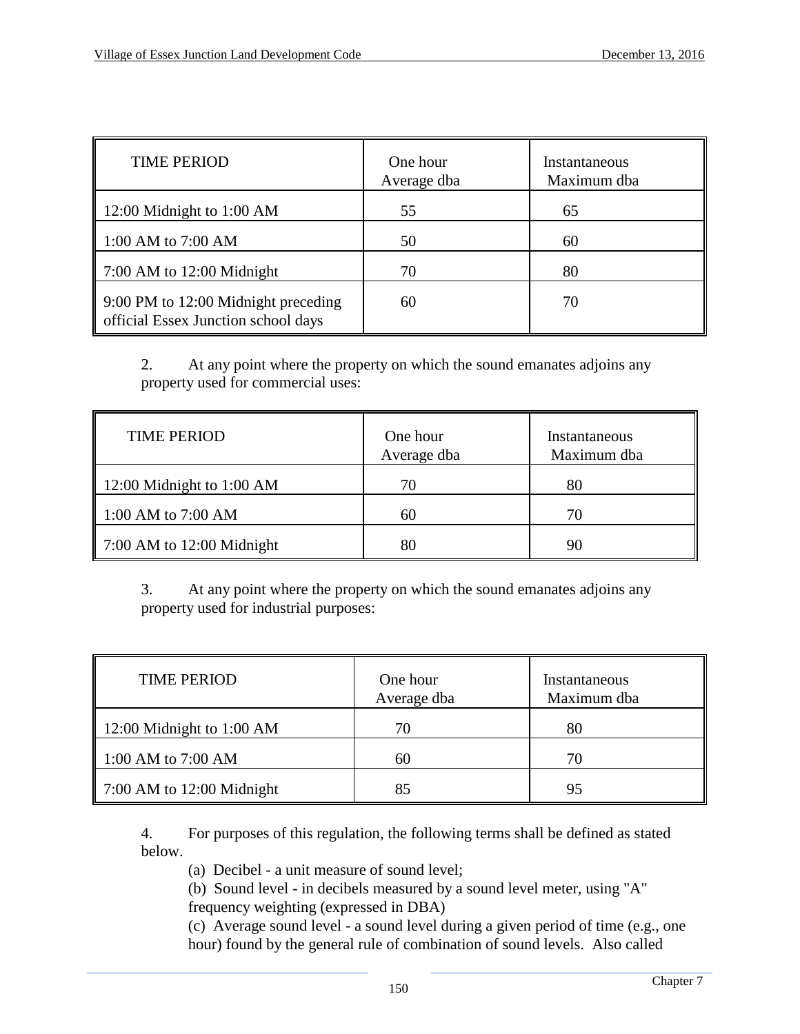| TIME PERIOD | One hour Average dba | Instantaneous Maximum dba |
|---|---|---|
| 12:00 Midnight to 1:00 AM | 55 | 65 |
| 1:00 AM to 7:00 AM | 50 | 60 |
| 7:00 AM to 12:00 Midnight | 70 | 80 |
| 9:00 PM to 12:00 Midnight preceding official Essex Junction school days | 60 | 70 |

2. At any point where the property on which the sound emanates adjoins any property used for commercial uses:

| TIME PERIOD | One hour Average dba | Instantaneous Maximum dba |
|---|---|---|
| 12:00 Midnight to 1:00 AM | 70 | 80 |
| 1:00 AM to 7:00 AM | 60 | 70 |
| 7:00 AM to 12:00 Midnight | 80 | 90 |

3. At any point where the property on which the sound emanates adjoins any property used for industrial purposes:

| TIME PERIOD | One hour Average dba | Instantaneous Maximum dba |
|---|---|---|
| 12:00 Midnight to 1:00 AM | 70 | 80 |
| 1:00 AM to 7:00 AM | 60 | 70 |
| 7:00 AM to 12:00 Midnight | 85 | 95 |

4. For purposes of this regulation, the following terms shall be defined as stated below.

(a) Decibel - a unit measure of sound level;

(b) Sound level - in decibels measured by a sound level meter, using "A" frequency weighting (expressed in DBA)

(c) Average sound level - a sound level during a given period of time (e.g., one hour) found by the general rule of combination of sound levels. Also called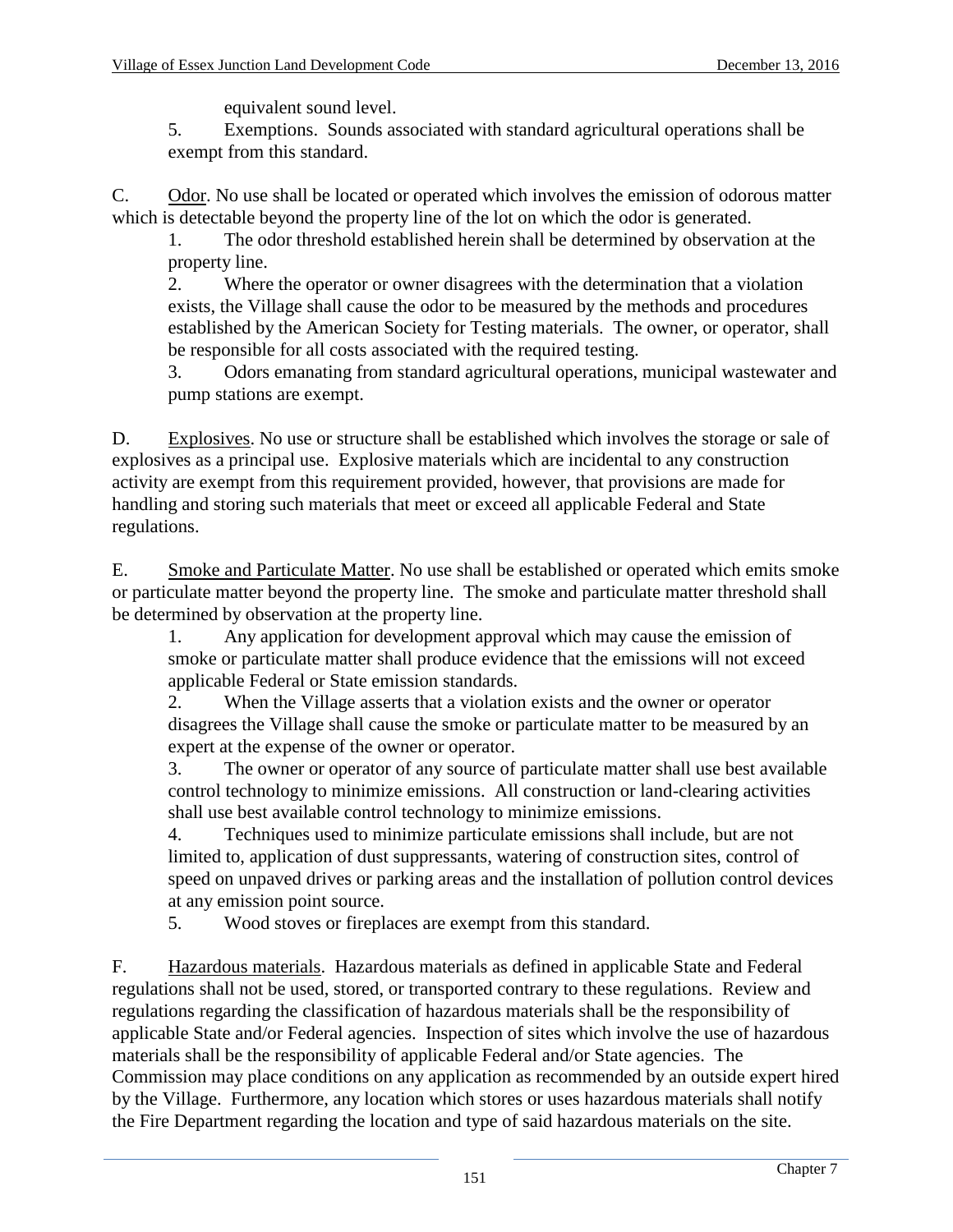equivalent sound level.

5. Exemptions. Sounds associated with standard agricultural operations shall be exempt from this standard.

C. Odor. No use shall be located or operated which involves the emission of odorous matter which is detectable beyond the property line of the lot on which the odor is generated.

1. The odor threshold established herein shall be determined by observation at the property line.
2. Where the operator or owner disagrees with the determination that a violation exists, the Village shall cause the odor to be measured by the methods and procedures established by the American Society for Testing materials. The owner, or operator, shall be responsible for all costs associated with the required testing.
3. Odors emanating from standard agricultural operations, municipal wastewater and pump stations are exempt.

D. Explosives. No use or structure shall be established which involves the storage or sale of explosives as a principal use. Explosive materials which are incidental to any construction activity are exempt from this requirement provided, however, that provisions are made for handling and storing such materials that meet or exceed all applicable Federal and State regulations.

E. Smoke and Particulate Matter. No use shall be established or operated which emits smoke or particulate matter beyond the property line. The smoke and particulate matter threshold shall be determined by observation at the property line.

1. Any application for development approval which may cause the emission of smoke or particulate matter shall produce evidence that the emissions will not exceed applicable Federal or State emission standards.
2. When the Village asserts that a violation exists and the owner or operator disagrees the Village shall cause the smoke or particulate matter to be measured by an expert at the expense of the owner or operator.
3. The owner or operator of any source of particulate matter shall use best available control technology to minimize emissions. All construction or land-clearing activities shall use best available control technology to minimize emissions.
4. Techniques used to minimize particulate emissions shall include, but are not limited to, application of dust suppressants, watering of construction sites, control of speed on unpaved drives or parking areas and the installation of pollution control devices at any emission point source.
5. Wood stoves or fireplaces are exempt from this standard.

F. Hazardous materials. Hazardous materials as defined in applicable State and Federal regulations shall not be used, stored, or transported contrary to these regulations. Review and regulations regarding the classification of hazardous materials shall be the responsibility of applicable State and/or Federal agencies. Inspection of sites which involve the use of hazardous materials shall be the responsibility of applicable Federal and/or State agencies. The Commission may place conditions on any application as recommended by an outside expert hired by the Village. Furthermore, any location which stores or uses hazardous materials shall notify the Fire Department regarding the location and type of said hazardous materials on the site.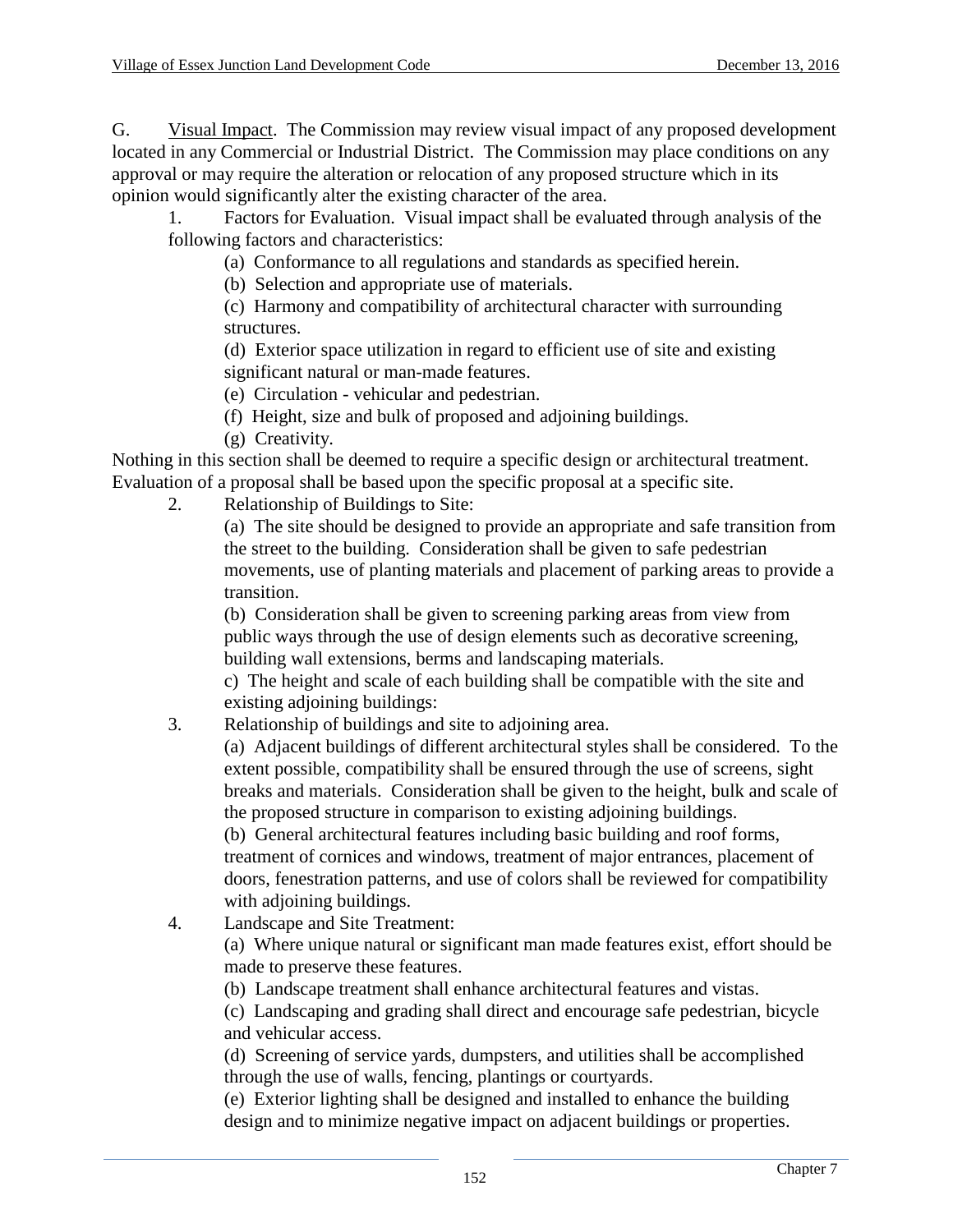G. Visual Impact. The Commission may review visual impact of any proposed development located in any Commercial or Industrial District. The Commission may place conditions on any approval or may require the alteration or relocation of any proposed structure which in its opinion would significantly alter the existing character of the area.

1. Factors for Evaluation. Visual impact shall be evaluated through analysis of the following factors and characteristics:

    (a) Conformance to all regulations and standards as specified herein.

    (b) Selection and appropriate use of materials.

    (c) Harmony and compatibility of architectural character with surrounding structures.

    (d) Exterior space utilization in regard to efficient use of site and existing significant natural or man-made features.

    (e) Circulation - vehicular and pedestrian.

    (f) Height, size and bulk of proposed and adjoining buildings.

    (g) Creativity.

Nothing in this section shall be deemed to require a specific design or architectural treatment. Evaluation of a proposal shall be based upon the specific proposal at a specific site.

2. Relationship of Buildings to Site:

    (a) The site should be designed to provide an appropriate and safe transition from the street to the building. Consideration shall be given to safe pedestrian movements, use of planting materials and placement of parking areas to provide a transition.

    (b) Consideration shall be given to screening parking areas from view from public ways through the use of design elements such as decorative screening, building wall extensions, berms and landscaping materials.

    c) The height and scale of each building shall be compatible with the site and existing adjoining buildings:

3. Relationship of buildings and site to adjoining area.

    (a) Adjacent buildings of different architectural styles shall be considered. To the extent possible, compatibility shall be ensured through the use of screens, sight breaks and materials. Consideration shall be given to the height, bulk and scale of the proposed structure in comparison to existing adjoining buildings.

    (b) General architectural features including basic building and roof forms, treatment of cornices and windows, treatment of major entrances, placement of doors, fenestration patterns, and use of colors shall be reviewed for compatibility with adjoining buildings.

4. Landscape and Site Treatment:

    (a) Where unique natural or significant man made features exist, effort should be made to preserve these features.

    (b) Landscape treatment shall enhance architectural features and vistas.

    (c) Landscaping and grading shall direct and encourage safe pedestrian, bicycle and vehicular access.

    (d) Screening of service yards, dumpsters, and utilities shall be accomplished through the use of walls, fencing, plantings or courtyards.

    (e) Exterior lighting shall be designed and installed to enhance the building design and to minimize negative impact on adjacent buildings or properties.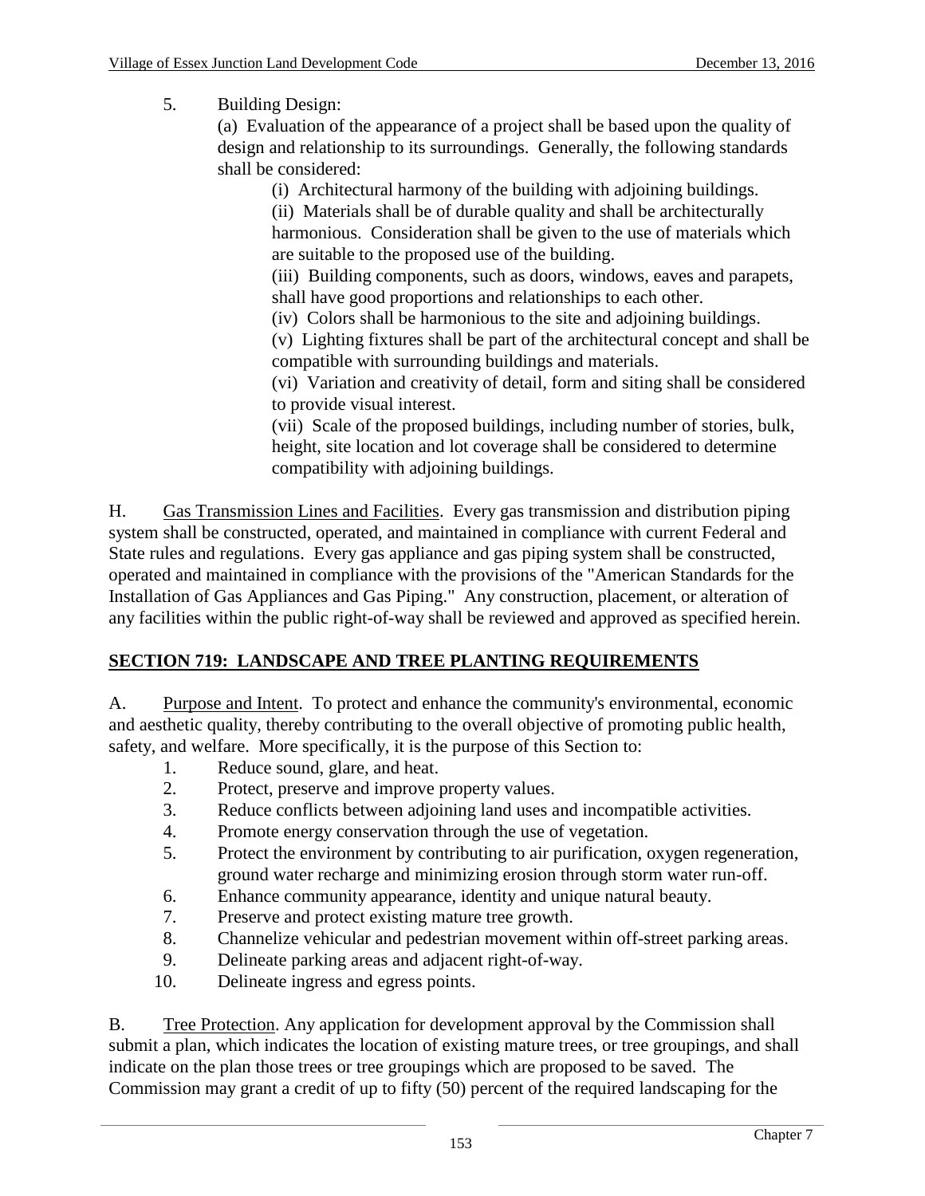5. Building Design:

   (a) Evaluation of the appearance of a project shall be based upon the quality of design and relationship to its surroundings. Generally, the following standards shall be considered:

   (i) Architectural harmony of the building with adjoining buildings.

   (ii) Materials shall be of durable quality and shall be architecturally harmonious. Consideration shall be given to the use of materials which are suitable to the proposed use of the building.

   (iii) Building components, such as doors, windows, eaves and parapets, shall have good proportions and relationships to each other.

   (iv) Colors shall be harmonious to the site and adjoining buildings.

   (v) Lighting fixtures shall be part of the architectural concept and shall be compatible with surrounding buildings and materials.

   (vi) Variation and creativity of detail, form and siting shall be considered to provide visual interest.

   (vii) Scale of the proposed buildings, including number of stories, bulk, height, site location and lot coverage shall be considered to determine compatibility with adjoining buildings.

H. Gas Transmission Lines and Facilities. Every gas transmission and distribution piping system shall be constructed, operated, and maintained in compliance with current Federal and State rules and regulations. Every gas appliance and gas piping system shall be constructed, operated and maintained in compliance with the provisions of the "American Standards for the Installation of Gas Appliances and Gas Piping." Any construction, placement, or alteration of any facilities within the public right-of-way shall be reviewed and approved as specified herein.

## SECTION 719: LANDSCAPE AND TREE PLANTING REQUIREMENTS

A. Purpose and Intent. To protect and enhance the community's environmental, economic and aesthetic quality, thereby contributing to the overall objective of promoting public health, safety, and welfare. More specifically, it is the purpose of this Section to:

1. Reduce sound, glare, and heat.
2. Protect, preserve and improve property values.
3. Reduce conflicts between adjoining land uses and incompatible activities.
4. Promote energy conservation through the use of vegetation.
5. Protect the environment by contributing to air purification, oxygen regeneration, ground water recharge and minimizing erosion through storm water run-off.
6. Enhance community appearance, identity and unique natural beauty.
7. Preserve and protect existing mature tree growth.
8. Channelize vehicular and pedestrian movement within off-street parking areas.
9. Delineate parking areas and adjacent right-of-way.
10. Delineate ingress and egress points.

B. Tree Protection. Any application for development approval by the Commission shall submit a plan, which indicates the location of existing mature trees, or tree groupings, and shall indicate on the plan those trees or tree groupings which are proposed to be saved. The Commission may grant a credit of up to fifty (50) percent of the required landscaping for the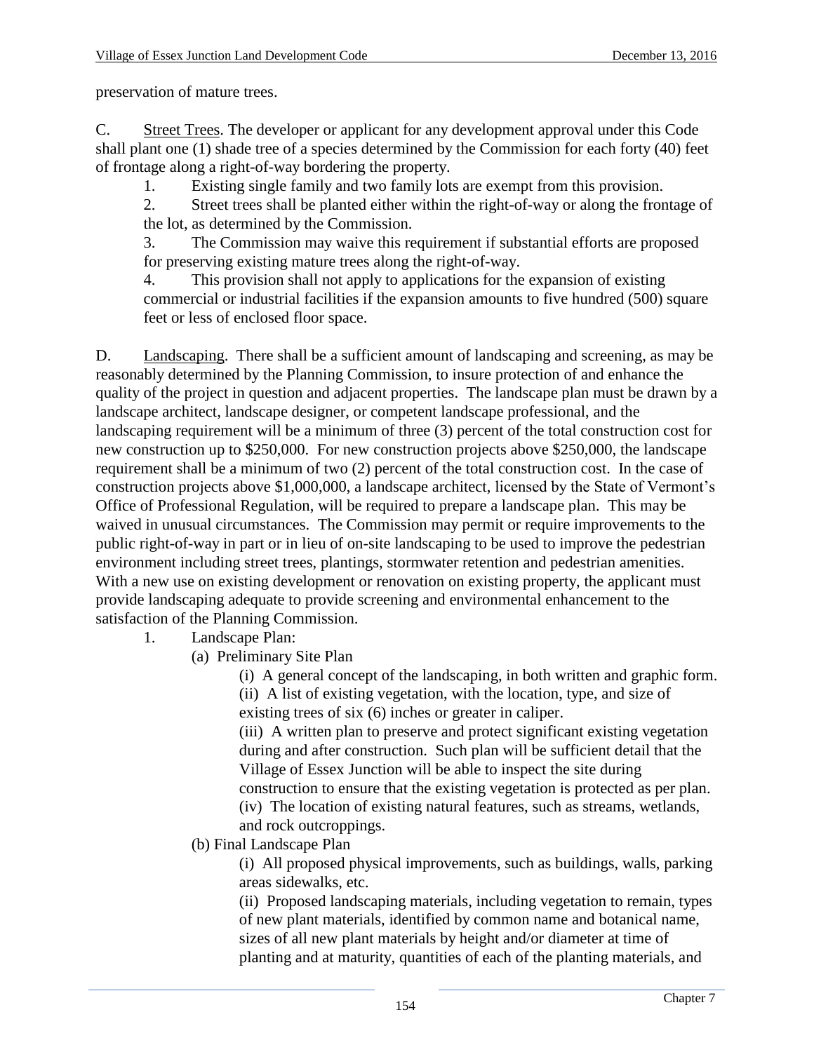preservation of mature trees.

C. Street Trees. The developer or applicant for any development approval under this Code shall plant one (1) shade tree of a species determined by the Commission for each forty (40) feet of frontage along a right-of-way bordering the property.

1. Existing single family and two family lots are exempt from this provision.
2. Street trees shall be planted either within the right-of-way or along the frontage of the lot, as determined by the Commission.
3. The Commission may waive this requirement if substantial efforts are proposed for preserving existing mature trees along the right-of-way.
4. This provision shall not apply to applications for the expansion of existing commercial or industrial facilities if the expansion amounts to five hundred (500) square feet or less of enclosed floor space.

D. Landscaping. There shall be a sufficient amount of landscaping and screening, as may be reasonably determined by the Planning Commission, to insure protection of and enhance the quality of the project in question and adjacent properties. The landscape plan must be drawn by a landscape architect, landscape designer, or competent landscape professional, and the landscaping requirement will be a minimum of three (3) percent of the total construction cost for new construction up to $250,000. For new construction projects above $250,000, the landscape requirement shall be a minimum of two (2) percent of the total construction cost. In the case of construction projects above $1,000,000, a landscape architect, licensed by the State of Vermont's Office of Professional Regulation, will be required to prepare a landscape plan. This may be waived in unusual circumstances. The Commission may permit or require improvements to the public right-of-way in part or in lieu of on-site landscaping to be used to improve the pedestrian environment including street trees, plantings, stormwater retention and pedestrian amenities. With a new use on existing development or renovation on existing property, the applicant must provide landscaping adequate to provide screening and environmental enhancement to the satisfaction of the Planning Commission.

1. Landscape Plan:
   - (a) Preliminary Site Plan
     - (i) A general concept of the landscaping, in both written and graphic form.
     - (ii) A list of existing vegetation, with the location, type, and size of existing trees of six (6) inches or greater in caliper.
     - (iii) A written plan to preserve and protect significant existing vegetation during and after construction. Such plan will be sufficient detail that the Village of Essex Junction will be able to inspect the site during construction to ensure that the existing vegetation is protected as per plan.
     - (iv) The location of existing natural features, such as streams, wetlands, and rock outcroppings.
   - (b) Final Landscape Plan
     - (i) All proposed physical improvements, such as buildings, walls, parking areas sidewalks, etc.
     - (ii) Proposed landscaping materials, including vegetation to remain, types of new plant materials, identified by common name and botanical name, sizes of all new plant materials by height and/or diameter at time of planting and at maturity, quantities of each of the planting materials, and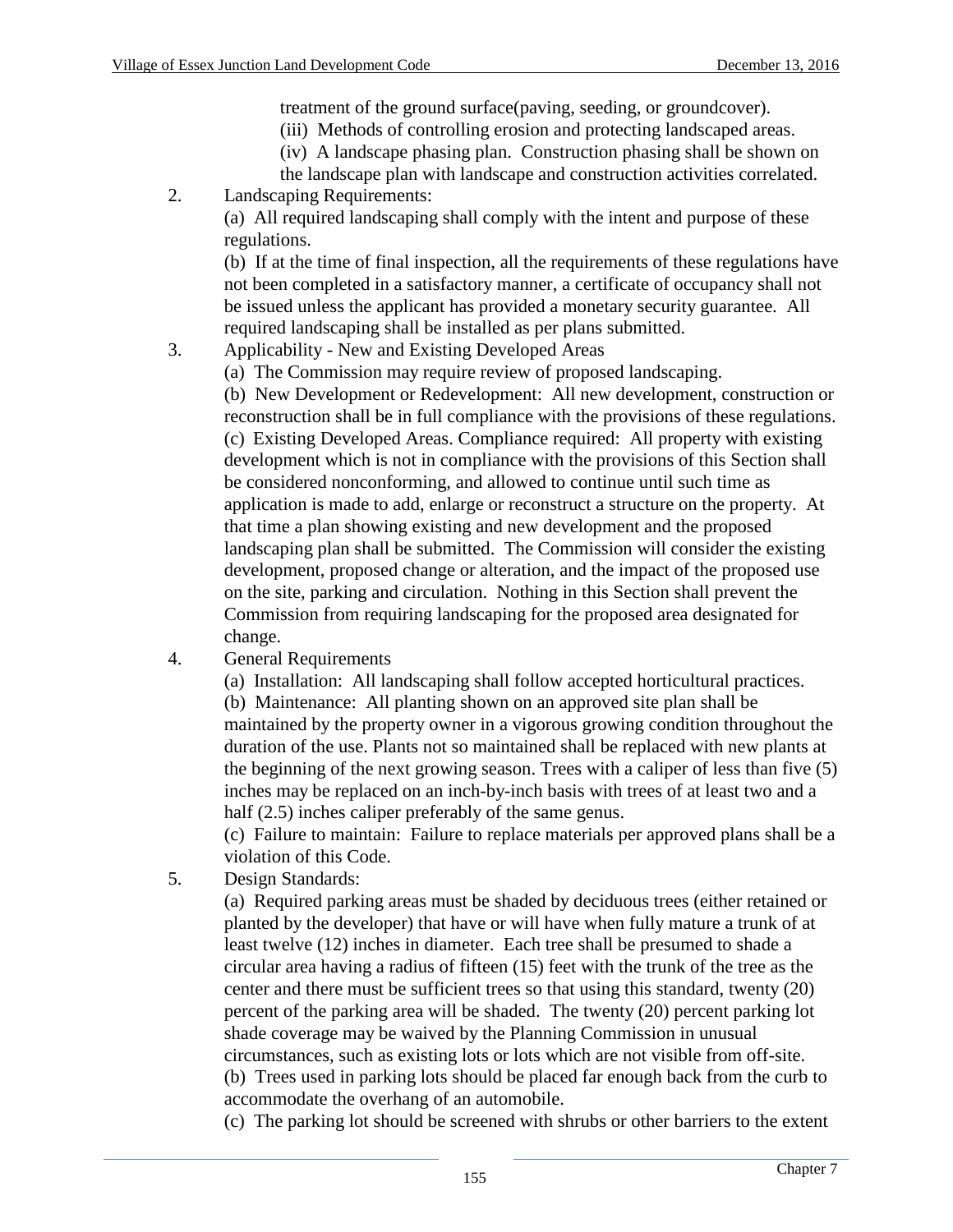treatment of the ground surface(paving, seeding, or groundcover).

(iii) Methods of controlling erosion and protecting landscaped areas.

(iv) A landscape phasing plan. Construction phasing shall be shown on the landscape plan with landscape and construction activities correlated.

2. Landscaping Requirements:

   (a) All required landscaping shall comply with the intent and purpose of these regulations.

   (b) If at the time of final inspection, all the requirements of these regulations have not been completed in a satisfactory manner, a certificate of occupancy shall not be issued unless the applicant has provided a monetary security guarantee. All required landscaping shall be installed as per plans submitted.

3. Applicability - New and Existing Developed Areas

   (a) The Commission may require review of proposed landscaping.

   (b) New Development or Redevelopment: All new development, construction or reconstruction shall be in full compliance with the provisions of these regulations.

   (c) Existing Developed Areas. Compliance required: All property with existing development which is not in compliance with the provisions of this Section shall be considered nonconforming, and allowed to continue until such time as application is made to add, enlarge or reconstruct a structure on the property. At that time a plan showing existing and new development and the proposed landscaping plan shall be submitted. The Commission will consider the existing development, proposed change or alteration, and the impact of the proposed use on the site, parking and circulation. Nothing in this Section shall prevent the Commission from requiring landscaping for the proposed area designated for change.

4. General Requirements

   (a) Installation: All landscaping shall follow accepted horticultural practices.

   (b) Maintenance: All planting shown on an approved site plan shall be maintained by the property owner in a vigorous growing condition throughout the duration of the use. Plants not so maintained shall be replaced with new plants at the beginning of the next growing season. Trees with a caliper of less than five (5) inches may be replaced on an inch-by-inch basis with trees of at least two and a half (2.5) inches caliper preferably of the same genus.

   (c) Failure to maintain: Failure to replace materials per approved plans shall be a violation of this Code.

5. Design Standards:

   (a) Required parking areas must be shaded by deciduous trees (either retained or planted by the developer) that have or will have when fully mature a trunk of at least twelve (12) inches in diameter. Each tree shall be presumed to shade a circular area having a radius of fifteen (15) feet with the trunk of the tree as the center and there must be sufficient trees so that using this standard, twenty (20) percent of the parking area will be shaded. The twenty (20) percent parking lot shade coverage may be waived by the Planning Commission in unusual circumstances, such as existing lots or lots which are not visible from off-site.

   (b) Trees used in parking lots should be placed far enough back from the curb to accommodate the overhang of an automobile.

   (c) The parking lot should be screened with shrubs or other barriers to the extent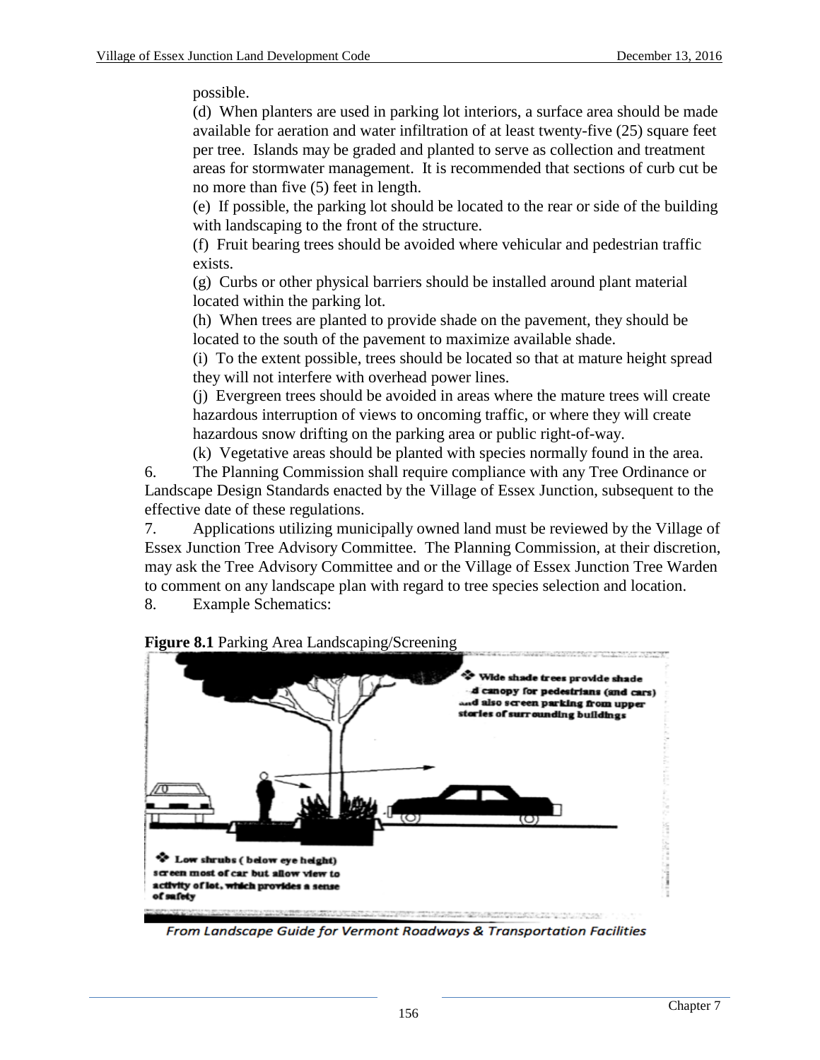possible.

(d) When planters are used in parking lot interiors, a surface area should be made available for aeration and water infiltration of at least twenty-five (25) square feet per tree. Islands may be graded and planted to serve as collection and treatment areas for stormwater management. It is recommended that sections of curb cut be no more than five (5) feet in length.

(e) If possible, the parking lot should be located to the rear or side of the building with landscaping to the front of the structure.

(f) Fruit bearing trees should be avoided where vehicular and pedestrian traffic exists.

(g) Curbs or other physical barriers should be installed around plant material located within the parking lot.

(h) When trees are planted to provide shade on the pavement, they should be located to the south of the pavement to maximize available shade.

(i) To the extent possible, trees should be located so that at mature height spread they will not interfere with overhead power lines.

(j) Evergreen trees should be avoided in areas where the mature trees will create hazardous interruption of views to oncoming traffic, or where they will create hazardous snow drifting on the parking area or public right-of-way.

(k) Vegetative areas should be planted with species normally found in the area.

6. The Planning Commission shall require compliance with any Tree Ordinance or Landscape Design Standards enacted by the Village of Essex Junction, subsequent to the effective date of these regulations.

7. Applications utilizing municipally owned land must be reviewed by the Village of Essex Junction Tree Advisory Committee. The Planning Commission, at their discretion, may ask the Tree Advisory Committee and or the Village of Essex Junction Tree Warden to comment on any landscape plan with regard to tree species selection and location.

8. Example Schematics:

**Figure 8.1** Parking Area Landscaping/Screening

❖ Wide shade trees provide shade and canopy for pedestrians (and cars) and also screen parking from upper stories of surrounding buildings

❖ Low shrubs (below eye height) screen most of car but allow view to activity of lot, which provides a sense of safety

*From Landscape Guide for Vermont Roadways & Transportation Facilities*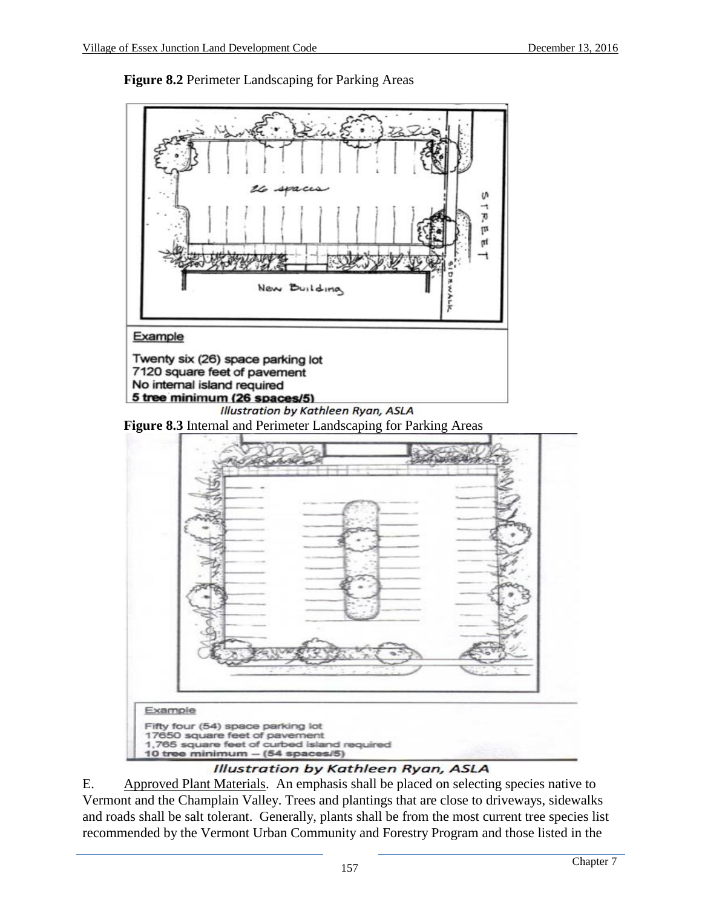**Figure 8.2** Perimeter Landscaping for Parking Areas

Example

Twenty six (26) space parking lot
7120 square feet of pavement
No internal island required
**5 tree minimum (26 spaces/5)**

*Illustration by Kathleen Ryan, ASLA*

**Figure 8.3** Internal and Perimeter Landscaping for Parking Areas

Example

Fifty four (54) space parking lot
17650 square feet of pavement
1,765 square feet of curbed island required
**10 tree minimum -- (54 spaces/5)**

*Illustration by Kathleen Ryan, ASLA*

E. Approved Plant Materials. An emphasis shall be placed on selecting species native to Vermont and the Champlain Valley. Trees and plantings that are close to driveways, sidewalks and roads shall be salt tolerant. Generally, plants shall be from the most current tree species list recommended by the Vermont Urban Community and Forestry Program and those listed in the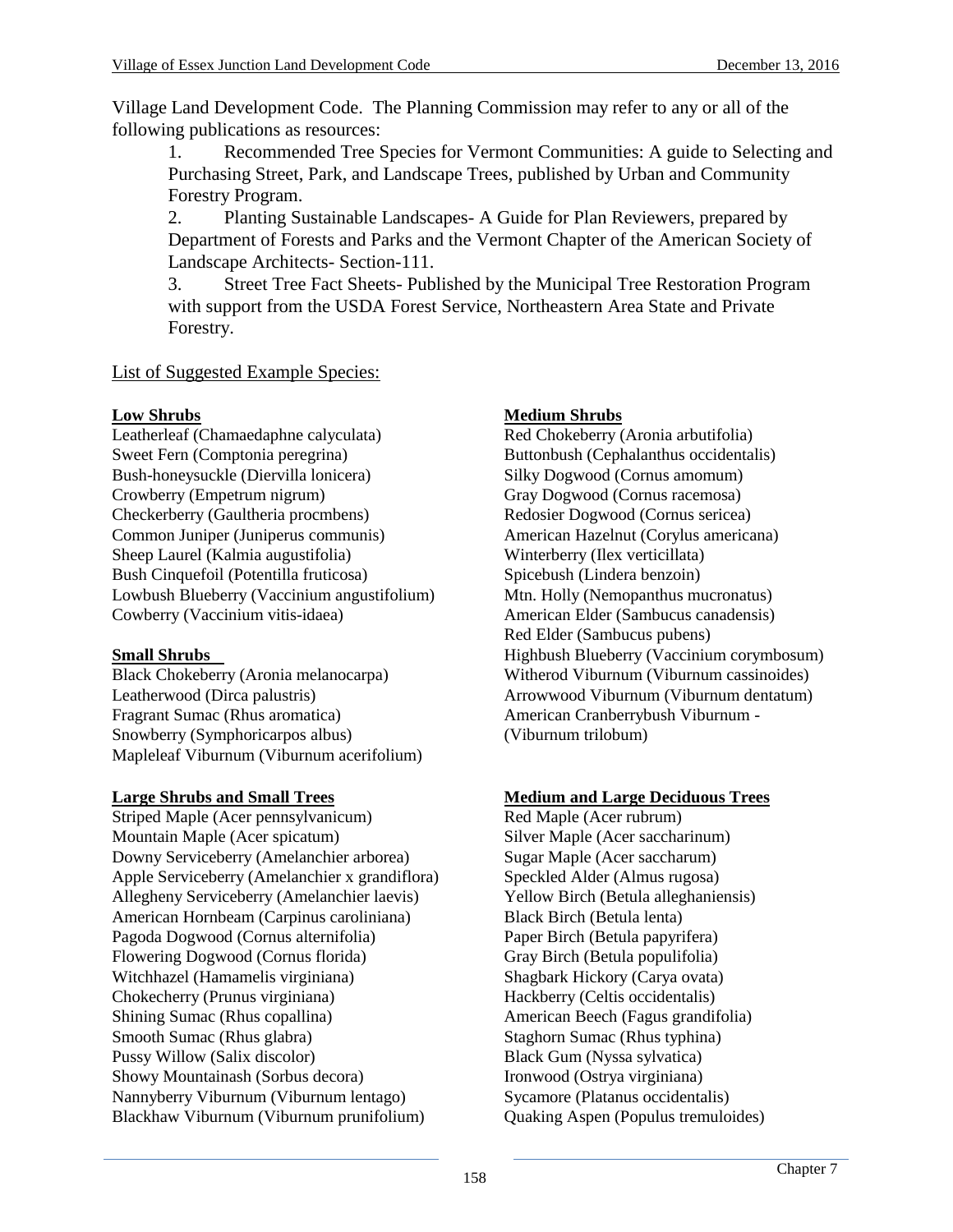Village Land Development Code. The Planning Commission may refer to any or all of the following publications as resources:

1. Recommended Tree Species for Vermont Communities: A guide to Selecting and Purchasing Street, Park, and Landscape Trees, published by Urban and Community Forestry Program.
2. Planting Sustainable Landscapes- A Guide for Plan Reviewers, prepared by Department of Forests and Parks and the Vermont Chapter of the American Society of Landscape Architects- Section-111.
3. Street Tree Fact Sheets- Published by the Municipal Tree Restoration Program with support from the USDA Forest Service, Northeastern Area State and Private Forestry.

List of Suggested Example Species:

**Low Shrubs**

Leatherleaf (Chamaedaphne calyculata)
Sweet Fern (Comptonia peregrina)
Bush-honeysuckle (Diervilla lonicera)
Crowberry (Empetrum nigrum)
Checkerberry (Gaultheria procmbens)
Common Juniper (Juniperus communis)
Sheep Laurel (Kalmia augustifolia)
Bush Cinquefoil (Potentilla fruticosa)
Lowbush Blueberry (Vaccinium angustifolium)
Cowberry (Vaccinium vitis-idaea)

**Small Shrubs**

Black Chokeberry (Aronia melanocarpa)
Leatherwood (Dirca palustris)
Fragrant Sumac (Rhus aromatica)
Snowberry (Symphoricarpos albus)
Mapleleaf Viburnum (Viburnum acerifolium)

**Large Shrubs and Small Trees**

Striped Maple (Acer pennsylvanicum)
Mountain Maple (Acer spicatum)
Downy Serviceberry (Amelanchier arborea)
Apple Serviceberry (Amelanchier x grandiflora)
Allegheny Serviceberry (Amelanchier laevis)
American Hornbeam (Carpinus caroliniana)
Pagoda Dogwood (Cornus alternifolia)
Flowering Dogwood (Cornus florida)
Witchhazel (Hamamelis virginiana)
Chokecherry (Prunus virginiana)
Shining Sumac (Rhus copallina)
Smooth Sumac (Rhus glabra)
Pussy Willow (Salix discolor)
Showy Mountainash (Sorbus decora)
Nannyberry Viburnum (Viburnum lentago)
Blackhaw Viburnum (Viburnum prunifolium)

**Medium Shrubs**

Red Chokeberry (Aronia arbutifolia)
Buttonbush (Cephalanthus occidentalis)
Silky Dogwood (Cornus amomum)
Gray Dogwood (Cornus racemosa)
Redosier Dogwood (Cornus sericea)
American Hazelnut (Corylus americana)
Winterberry (Ilex verticillata)
Spicebush (Lindera benzoin)
Mtn. Holly (Nemopanthus mucronatus)
American Elder (Sambucus canadensis)
Red Elder (Sambucus pubens)
Highbush Blueberry (Vaccinium corymbosum)
Witherod Viburnum (Viburnum cassinoides)
Arrowwood Viburnum (Viburnum dentatum)
American Cranberrybush Viburnum - (Viburnum trilobum)

**Medium and Large Deciduous Trees**

Red Maple (Acer rubrum)
Silver Maple (Acer saccharinum)
Sugar Maple (Acer saccharum)
Speckled Alder (Almus rugosa)
Yellow Birch (Betula alleghaniensis)
Black Birch (Betula lenta)
Paper Birch (Betula papyrifera)
Gray Birch (Betula populifolia)
Shagbark Hickory (Carya ovata)
Hackberry (Celtis occidentalis)
American Beech (Fagus grandifolia)
Staghorn Sumac (Rhus typhina)
Black Gum (Nyssa sylvatica)
Ironwood (Ostrya virginiana)
Sycamore (Platanus occidentalis)
Quaking Aspen (Populus tremuloides)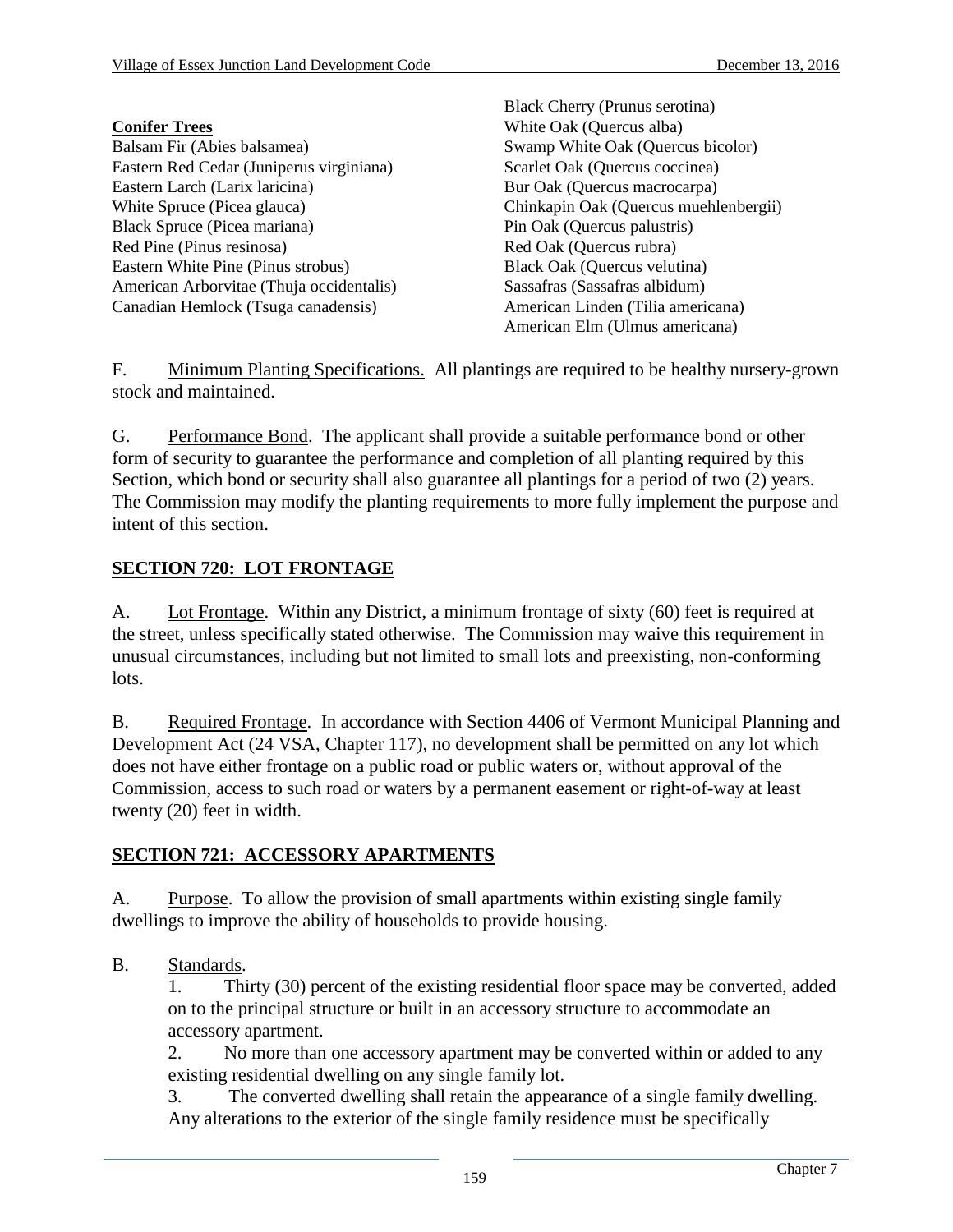**Conifer Trees**

Balsam Fir (Abies balsamea)
Eastern Red Cedar (Juniperus virginiana)
Eastern Larch (Larix laricina)
White Spruce (Picea glauca)
Black Spruce (Picea mariana)
Red Pine (Pinus resinosa)
Eastern White Pine (Pinus strobus)
American Arborvitae (Thuja occidentalis)
Canadian Hemlock (Tsuga canadensis)

Black Cherry (Prunus serotina)
White Oak (Quercus alba)
Swamp White Oak (Quercus bicolor)
Scarlet Oak (Quercus coccinea)
Bur Oak (Quercus macrocarpa)
Chinkapin Oak (Quercus muehlenbergii)
Pin Oak (Quercus palustris)
Red Oak (Quercus rubra)
Black Oak (Quercus velutina)
Sassafras (Sassafras albidum)
American Linden (Tilia americana)
American Elm (Ulmus americana)

F. Minimum Planting Specifications. All plantings are required to be healthy nursery-grown stock and maintained.

G. Performance Bond. The applicant shall provide a suitable performance bond or other form of security to guarantee the performance and completion of all planting required by this Section, which bond or security shall also guarantee all plantings for a period of two (2) years. The Commission may modify the planting requirements to more fully implement the purpose and intent of this section.

## SECTION 720: LOT FRONTAGE

A. Lot Frontage. Within any District, a minimum frontage of sixty (60) feet is required at the street, unless specifically stated otherwise. The Commission may waive this requirement in unusual circumstances, including but not limited to small lots and preexisting, non-conforming lots.

B. Required Frontage. In accordance with Section 4406 of Vermont Municipal Planning and Development Act (24 VSA, Chapter 117), no development shall be permitted on any lot which does not have either frontage on a public road or public waters or, without approval of the Commission, access to such road or waters by a permanent easement or right-of-way at least twenty (20) feet in width.

## SECTION 721: ACCESSORY APARTMENTS

A. Purpose. To allow the provision of small apartments within existing single family dwellings to improve the ability of households to provide housing.

B. Standards.

1. Thirty (30) percent of the existing residential floor space may be converted, added on to the principal structure or built in an accessory structure to accommodate an accessory apartment.
2. No more than one accessory apartment may be converted within or added to any existing residential dwelling on any single family lot.
3. The converted dwelling shall retain the appearance of a single family dwelling. Any alterations to the exterior of the single family residence must be specifically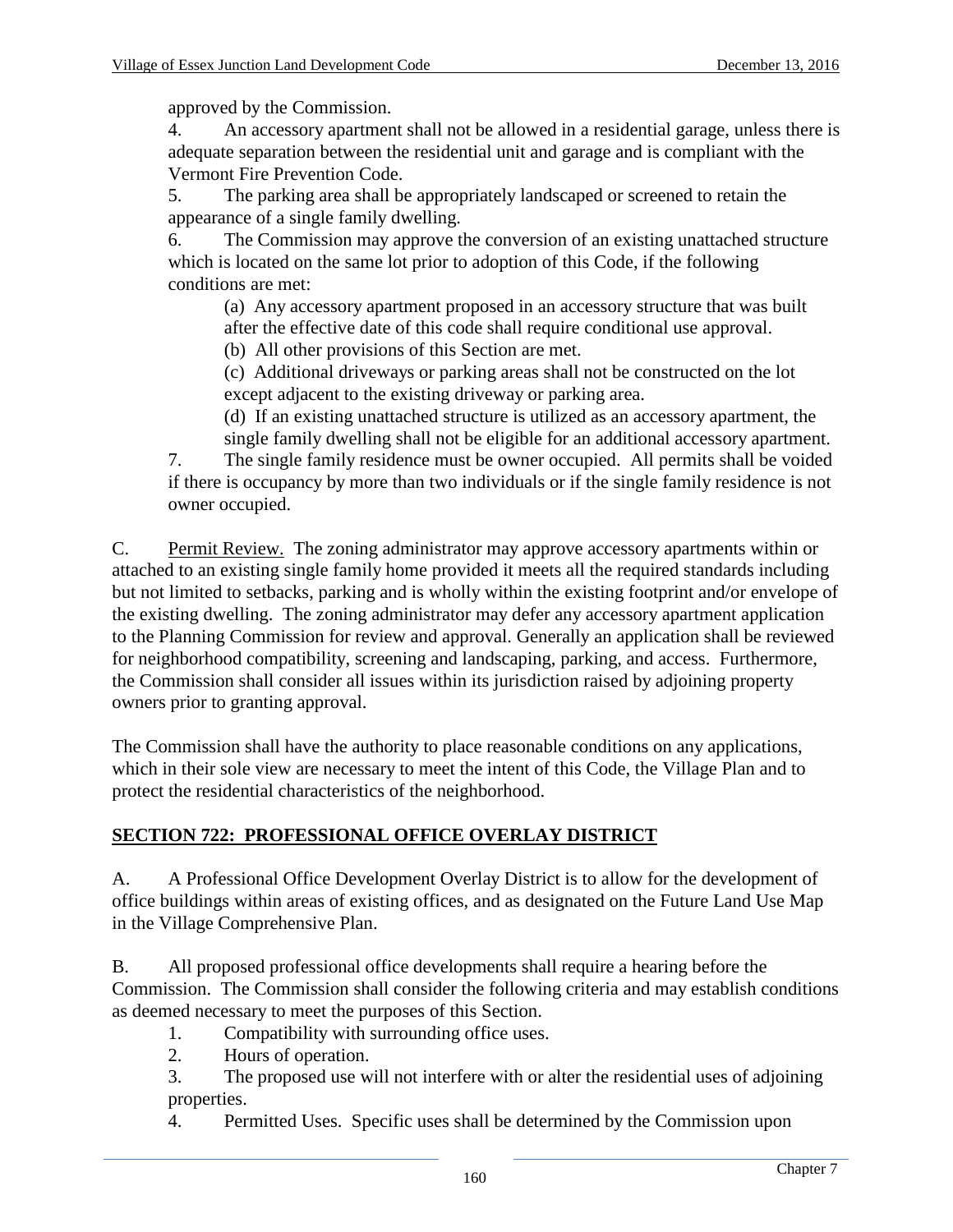approved by the Commission.

4. An accessory apartment shall not be allowed in a residential garage, unless there is adequate separation between the residential unit and garage and is compliant with the Vermont Fire Prevention Code.

5. The parking area shall be appropriately landscaped or screened to retain the appearance of a single family dwelling.

6. The Commission may approve the conversion of an existing unattached structure which is located on the same lot prior to adoption of this Code, if the following conditions are met:

   (a) Any accessory apartment proposed in an accessory structure that was built after the effective date of this code shall require conditional use approval.

   (b) All other provisions of this Section are met.

   (c) Additional driveways or parking areas shall not be constructed on the lot except adjacent to the existing driveway or parking area.

   (d) If an existing unattached structure is utilized as an accessory apartment, the single family dwelling shall not be eligible for an additional accessory apartment.

7. The single family residence must be owner occupied. All permits shall be voided if there is occupancy by more than two individuals or if the single family residence is not owner occupied.

C. <u>Permit Review.</u> The zoning administrator may approve accessory apartments within or attached to an existing single family home provided it meets all the required standards including but not limited to setbacks, parking and is wholly within the existing footprint and/or envelope of the existing dwelling. The zoning administrator may defer any accessory apartment application to the Planning Commission for review and approval. Generally an application shall be reviewed for neighborhood compatibility, screening and landscaping, parking, and access. Furthermore, the Commission shall consider all issues within its jurisdiction raised by adjoining property owners prior to granting approval.

The Commission shall have the authority to place reasonable conditions on any applications, which in their sole view are necessary to meet the intent of this Code, the Village Plan and to protect the residential characteristics of the neighborhood.

## SECTION 722: PROFESSIONAL OFFICE OVERLAY DISTRICT

A. A Professional Office Development Overlay District is to allow for the development of office buildings within areas of existing offices, and as designated on the Future Land Use Map in the Village Comprehensive Plan.

B. All proposed professional office developments shall require a hearing before the Commission. The Commission shall consider the following criteria and may establish conditions as deemed necessary to meet the purposes of this Section.

1. Compatibility with surrounding office uses.
2. Hours of operation.
3. The proposed use will not interfere with or alter the residential uses of adjoining properties.
4. Permitted Uses. Specific uses shall be determined by the Commission upon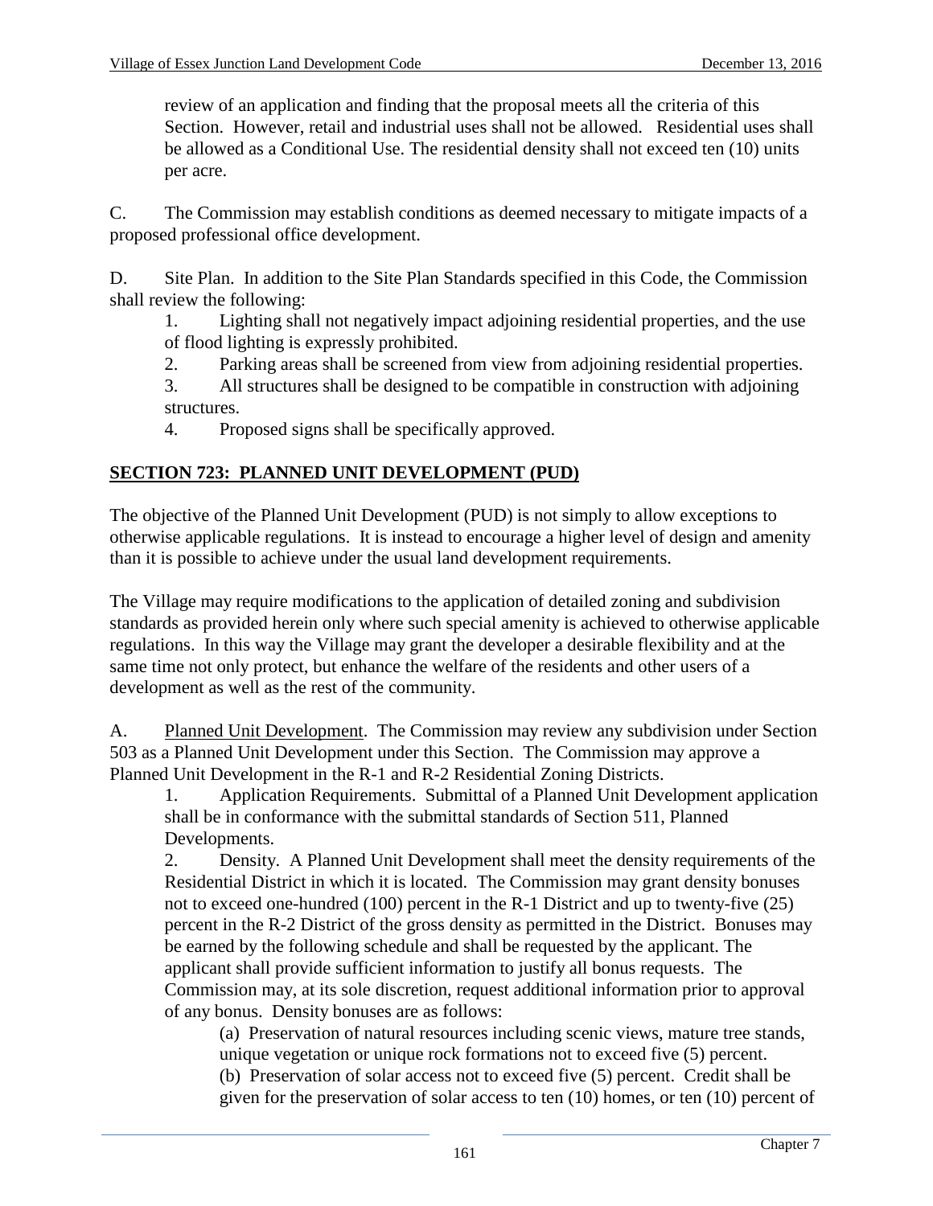review of an application and finding that the proposal meets all the criteria of this Section. However, retail and industrial uses shall not be allowed. Residential uses shall be allowed as a Conditional Use. The residential density shall not exceed ten (10) units per acre.

C. The Commission may establish conditions as deemed necessary to mitigate impacts of a proposed professional office development.

D. Site Plan. In addition to the Site Plan Standards specified in this Code, the Commission shall review the following:

1. Lighting shall not negatively impact adjoining residential properties, and the use of flood lighting is expressly prohibited.
2. Parking areas shall be screened from view from adjoining residential properties.
3. All structures shall be designed to be compatible in construction with adjoining structures.
4. Proposed signs shall be specifically approved.

## SECTION 723: PLANNED UNIT DEVELOPMENT (PUD)

The objective of the Planned Unit Development (PUD) is not simply to allow exceptions to otherwise applicable regulations. It is instead to encourage a higher level of design and amenity than it is possible to achieve under the usual land development requirements.

The Village may require modifications to the application of detailed zoning and subdivision standards as provided herein only where such special amenity is achieved to otherwise applicable regulations. In this way the Village may grant the developer a desirable flexibility and at the same time not only protect, but enhance the welfare of the residents and other users of a development as well as the rest of the community.

A. Planned Unit Development. The Commission may review any subdivision under Section 503 as a Planned Unit Development under this Section. The Commission may approve a Planned Unit Development in the R-1 and R-2 Residential Zoning Districts.

1. Application Requirements. Submittal of a Planned Unit Development application shall be in conformance with the submittal standards of Section 511, Planned Developments.
2. Density. A Planned Unit Development shall meet the density requirements of the Residential District in which it is located. The Commission may grant density bonuses not to exceed one-hundred (100) percent in the R-1 District and up to twenty-five (25) percent in the R-2 District of the gross density as permitted in the District. Bonuses may be earned by the following schedule and shall be requested by the applicant. The applicant shall provide sufficient information to justify all bonus requests. The Commission may, at its sole discretion, request additional information prior to approval of any bonus. Density bonuses are as follows:

   (a) Preservation of natural resources including scenic views, mature tree stands, unique vegetation or unique rock formations not to exceed five (5) percent.

   (b) Preservation of solar access not to exceed five (5) percent. Credit shall be given for the preservation of solar access to ten (10) homes, or ten (10) percent of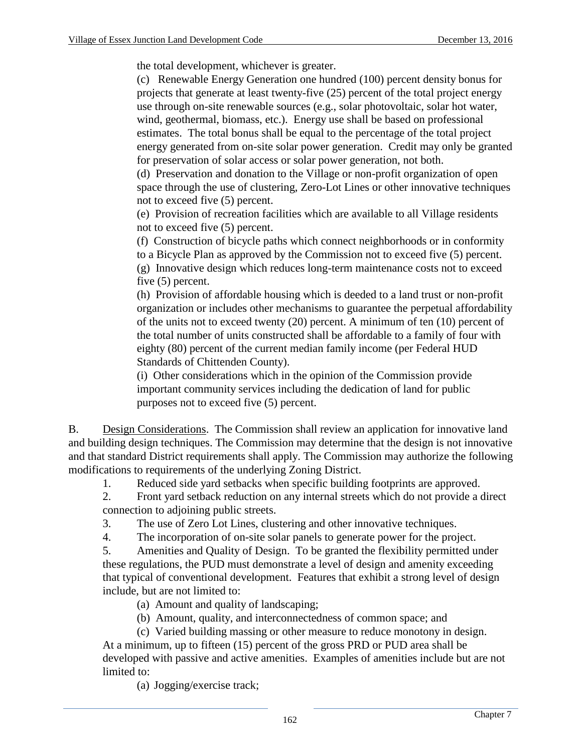the total development, whichever is greater.

(c) Renewable Energy Generation one hundred (100) percent density bonus for projects that generate at least twenty-five (25) percent of the total project energy use through on-site renewable sources (e.g., solar photovoltaic, solar hot water, wind, geothermal, biomass, etc.). Energy use shall be based on professional estimates. The total bonus shall be equal to the percentage of the total project energy generated from on-site solar power generation. Credit may only be granted for preservation of solar access or solar power generation, not both.

(d) Preservation and donation to the Village or non-profit organization of open space through the use of clustering, Zero-Lot Lines or other innovative techniques not to exceed five (5) percent.

(e) Provision of recreation facilities which are available to all Village residents not to exceed five (5) percent.

(f) Construction of bicycle paths which connect neighborhoods or in conformity to a Bicycle Plan as approved by the Commission not to exceed five (5) percent.

(g) Innovative design which reduces long-term maintenance costs not to exceed five (5) percent.

(h) Provision of affordable housing which is deeded to a land trust or non-profit organization or includes other mechanisms to guarantee the perpetual affordability of the units not to exceed twenty (20) percent. A minimum of ten (10) percent of the total number of units constructed shall be affordable to a family of four with eighty (80) percent of the current median family income (per Federal HUD Standards of Chittenden County).

(i) Other considerations which in the opinion of the Commission provide important community services including the dedication of land for public purposes not to exceed five (5) percent.

B. Design Considerations. The Commission shall review an application for innovative land and building design techniques. The Commission may determine that the design is not innovative and that standard District requirements shall apply. The Commission may authorize the following modifications to requirements of the underlying Zoning District.

1. Reduced side yard setbacks when specific building footprints are approved.
2. Front yard setback reduction on any internal streets which do not provide a direct connection to adjoining public streets.
3. The use of Zero Lot Lines, clustering and other innovative techniques.
4. The incorporation of on-site solar panels to generate power for the project.
5. Amenities and Quality of Design. To be granted the flexibility permitted under these regulations, the PUD must demonstrate a level of design and amenity exceeding that typical of conventional development. Features that exhibit a strong level of design include, but are not limited to:

   (a) Amount and quality of landscaping;
   (b) Amount, quality, and interconnectedness of common space; and
   (c) Varied building massing or other measure to reduce monotony in design.

   At a minimum, up to fifteen (15) percent of the gross PRD or PUD area shall be developed with passive and active amenities. Examples of amenities include but are not limited to:

   (a) Jogging/exercise track;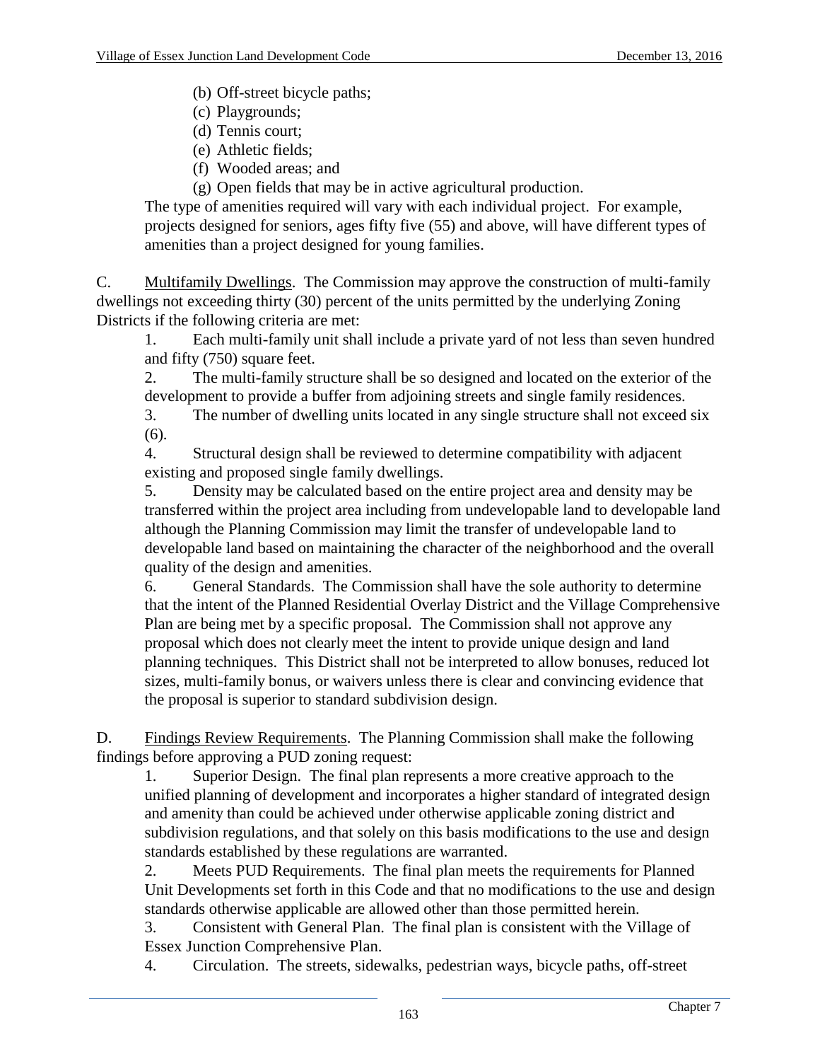(b) Off-street bicycle paths;
(c) Playgrounds;
(d) Tennis court;
(e) Athletic fields;
(f) Wooded areas; and
(g) Open fields that may be in active agricultural production.

The type of amenities required will vary with each individual project. For example, projects designed for seniors, ages fifty five (55) and above, will have different types of amenities than a project designed for young families.

C. Multifamily Dwellings. The Commission may approve the construction of multi-family dwellings not exceeding thirty (30) percent of the units permitted by the underlying Zoning Districts if the following criteria are met:

1. Each multi-family unit shall include a private yard of not less than seven hundred and fifty (750) square feet.
2. The multi-family structure shall be so designed and located on the exterior of the development to provide a buffer from adjoining streets and single family residences.
3. The number of dwelling units located in any single structure shall not exceed six (6).
4. Structural design shall be reviewed to determine compatibility with adjacent existing and proposed single family dwellings.
5. Density may be calculated based on the entire project area and density may be transferred within the project area including from undevelopable land to developable land although the Planning Commission may limit the transfer of undevelopable land to developable land based on maintaining the character of the neighborhood and the overall quality of the design and amenities.
6. General Standards. The Commission shall have the sole authority to determine that the intent of the Planned Residential Overlay District and the Village Comprehensive Plan are being met by a specific proposal. The Commission shall not approve any proposal which does not clearly meet the intent to provide unique design and land planning techniques. This District shall not be interpreted to allow bonuses, reduced lot sizes, multi-family bonus, or waivers unless there is clear and convincing evidence that the proposal is superior to standard subdivision design.

D. Findings Review Requirements. The Planning Commission shall make the following findings before approving a PUD zoning request:

1. Superior Design. The final plan represents a more creative approach to the unified planning of development and incorporates a higher standard of integrated design and amenity than could be achieved under otherwise applicable zoning district and subdivision regulations, and that solely on this basis modifications to the use and design standards established by these regulations are warranted.
2. Meets PUD Requirements. The final plan meets the requirements for Planned Unit Developments set forth in this Code and that no modifications to the use and design standards otherwise applicable are allowed other than those permitted herein.
3. Consistent with General Plan. The final plan is consistent with the Village of Essex Junction Comprehensive Plan.
4. Circulation. The streets, sidewalks, pedestrian ways, bicycle paths, off-street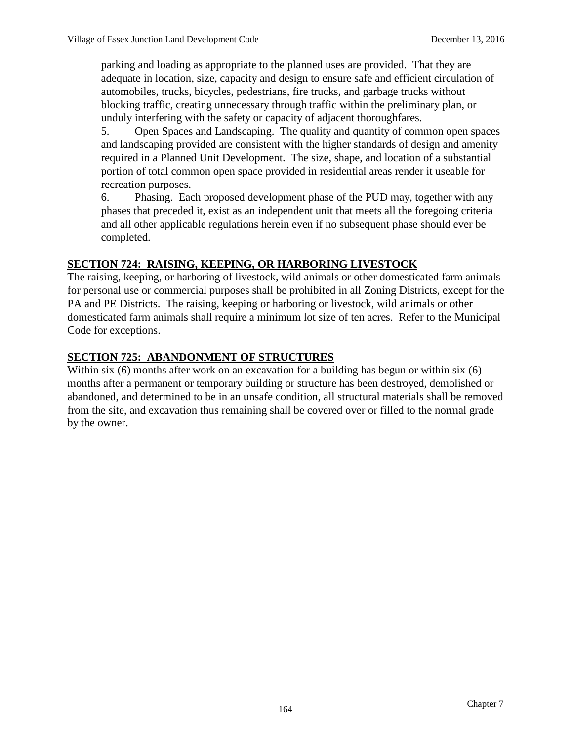parking and loading as appropriate to the planned uses are provided. That they are adequate in location, size, capacity and design to ensure safe and efficient circulation of automobiles, trucks, bicycles, pedestrians, fire trucks, and garbage trucks without blocking traffic, creating unnecessary through traffic within the preliminary plan, or unduly interfering with the safety or capacity of adjacent thoroughfares.

5. Open Spaces and Landscaping. The quality and quantity of common open spaces and landscaping provided are consistent with the higher standards of design and amenity required in a Planned Unit Development. The size, shape, and location of a substantial portion of total common open space provided in residential areas render it useable for recreation purposes.

6. Phasing. Each proposed development phase of the PUD may, together with any phases that preceded it, exist as an independent unit that meets all the foregoing criteria and all other applicable regulations herein even if no subsequent phase should ever be completed.

## SECTION 724: RAISING, KEEPING, OR HARBORING LIVESTOCK

The raising, keeping, or harboring of livestock, wild animals or other domesticated farm animals for personal use or commercial purposes shall be prohibited in all Zoning Districts, except for the PA and PE Districts. The raising, keeping or harboring or livestock, wild animals or other domesticated farm animals shall require a minimum lot size of ten acres. Refer to the Municipal Code for exceptions.

## SECTION 725: ABANDONMENT OF STRUCTURES

Within six (6) months after work on an excavation for a building has begun or within six (6) months after a permanent or temporary building or structure has been destroyed, demolished or abandoned, and determined to be in an unsafe condition, all structural materials shall be removed from the site, and excavation thus remaining shall be covered over or filled to the normal grade by the owner.